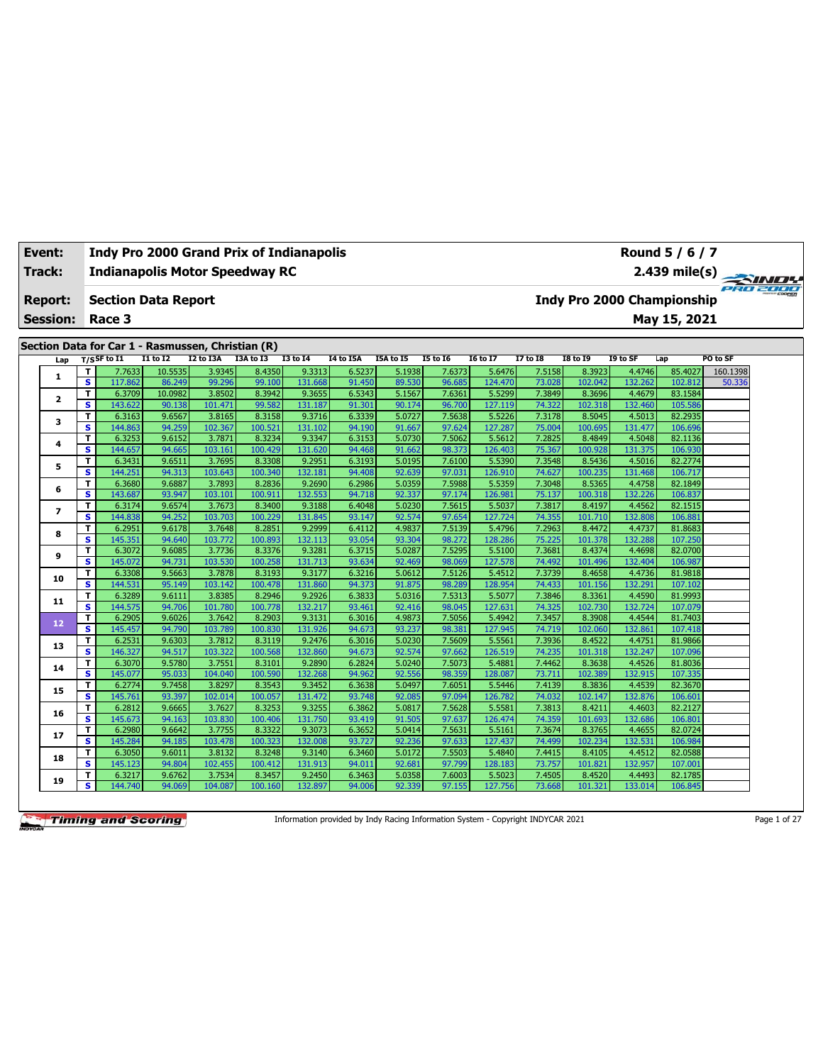| | | | |
|---|---|---|---|
| **Event:** | **Indy Pro 2000 Grand Prix of Indianapolis** | | **Round 5 / 6 / 7** |
| **Track:** | **Indianapolis Motor Speedway RC** | | **2.439 mile(s)** |
| **Report:** | **Section Data Report** | | **Indy Pro 2000 Championship** |
| **Session:** | **Race 3** | | **May 15, 2021** |

## Section Data for Car 1 - Rasmussen, Christian (R)

| Lap | T/S | SF to I1 | I1 to I2 | I2 to I3A | I3A to I3 | I3 to I4 | I4 to I5A | I5A to I5 | I5 to I6 | I6 to I7 | I7 to I8 | I8 to I9 | I9 to SF | Lap | PO to SF |
|---|---|---|---|---|---|---|---|---|---|---|---|---|---|---|---|
| 1 | T | 7.7633 | 10.5535 | 3.9345 | 8.4350 | 9.3313 | 6.5237 | 5.1938 | 7.6373 | 5.6476 | 7.5158 | 8.3923 | 4.4746 | 85.4027 | 160.1398 |
| | S | 117.862 | 86.249 | 99.296 | 99.100 | 131.668 | 91.450 | 89.530 | 96.685 | 124.470 | 73.028 | 102.042 | 132.262 | 102.812 | 50.336 |
| 2 | T | 6.3709 | 10.0982 | 3.8502 | 8.3942 | 9.3655 | 6.5343 | 5.1567 | 7.6361 | 5.5299 | 7.3849 | 8.3696 | 4.4679 | 83.1584 | |
| | S | 143.622 | 90.138 | 101.471 | 99.582 | 131.187 | 91.301 | 90.174 | 96.700 | 127.119 | 74.322 | 102.318 | 132.460 | 105.586 | |
| 3 | T | 6.3163 | 9.6567 | 3.8165 | 8.3158 | 9.3716 | 6.3339 | 5.0727 | 7.5638 | 5.5226 | 7.3178 | 8.5045 | 4.5013 | 82.2935 | |
| | S | 144.863 | 94.259 | 102.367 | 100.521 | 131.102 | 94.190 | 91.667 | 97.624 | 127.287 | 75.004 | 100.695 | 131.477 | 106.696 | |
| 4 | T | 6.3253 | 9.6152 | 3.7871 | 8.3234 | 9.3347 | 6.3153 | 5.0730 | 7.5062 | 5.5612 | 7.2825 | 8.4849 | 4.5048 | 82.1136 | |
| | S | 144.657 | 94.665 | 103.161 | 100.429 | 131.620 | 94.468 | 91.662 | 98.373 | 126.403 | 75.367 | 100.928 | 131.375 | 106.930 | |
| 5 | T | 6.3431 | 9.6511 | 3.7695 | 8.3308 | 9.2951 | 6.3193 | 5.0195 | 7.6100 | 5.5390 | 7.3548 | 8.5436 | 4.5016 | 82.2774 | |
| | S | 144.251 | 94.313 | 103.643 | 100.340 | 132.181 | 94.408 | 92.639 | 97.031 | 126.910 | 74.627 | 100.235 | 131.468 | 106.717 | |
| 6 | T | 6.3680 | 9.6887 | 3.7893 | 8.2836 | 9.2690 | 6.2986 | 5.0359 | 7.5988 | 5.5359 | 7.3048 | 8.5365 | 4.4758 | 82.1849 | |
| | S | 143.687 | 93.947 | 103.101 | 100.911 | 132.553 | 94.718 | 92.337 | 97.174 | 126.981 | 75.137 | 100.318 | 132.226 | 106.837 | |
| 7 | T | 6.3174 | 9.6574 | 3.7673 | 8.3400 | 9.3188 | 6.4048 | 5.0230 | 7.5615 | 5.5037 | 7.3817 | 8.4197 | 4.4562 | 82.1515 | |
| | S | 144.838 | 94.252 | 103.703 | 100.229 | 131.845 | 93.147 | 92.574 | 97.654 | 127.724 | 74.355 | 101.710 | 132.808 | 106.881 | |
| 8 | T | 6.2951 | 9.6178 | 3.7648 | 8.2851 | 9.2999 | 6.4112 | 4.9837 | 7.5139 | 5.4796 | 7.2963 | 8.4472 | 4.4737 | 81.8683 | |
| | S | 145.351 | 94.640 | 103.772 | 100.893 | 132.113 | 93.054 | 93.304 | 98.272 | 128.286 | 75.225 | 101.378 | 132.288 | 107.250 | |
| 9 | T | 6.3072 | 9.6085 | 3.7736 | 8.3376 | 9.3281 | 6.3715 | 5.0287 | 7.5295 | 5.5100 | 7.3681 | 8.4374 | 4.4698 | 82.0700 | |
| | S | 145.072 | 94.731 | 103.530 | 100.258 | 131.713 | 93.634 | 92.469 | 98.069 | 127.578 | 74.492 | 101.496 | 132.404 | 106.987 | |
| 10 | T | 6.3308 | 9.5663 | 3.7878 | 8.3193 | 9.3177 | 6.3216 | 5.0612 | 7.5126 | 5.4512 | 7.3739 | 8.4658 | 4.4736 | 81.9818 | |
| | S | 144.531 | 95.149 | 103.142 | 100.478 | 131.860 | 94.373 | 91.875 | 98.289 | 128.954 | 74.433 | 101.156 | 132.291 | 107.102 | |
| 11 | T | 6.3289 | 9.6111 | 3.8385 | 8.2946 | 9.2926 | 6.3833 | 5.0316 | 7.5313 | 5.5077 | 7.3846 | 8.3361 | 4.4590 | 81.9993 | |
| | S | 144.575 | 94.706 | 101.780 | 100.778 | 132.217 | 93.461 | 92.416 | 98.045 | 127.631 | 74.325 | 102.730 | 132.724 | 107.079 | |
| 12 | T | 6.2905 | 9.6026 | 3.7642 | 8.2903 | 9.3131 | 6.3016 | 4.9873 | 7.5056 | 5.4942 | 7.3457 | 8.3908 | 4.4544 | 81.7403 | |
| | S | 145.457 | 94.790 | 103.789 | 100.830 | 131.926 | 94.673 | 93.237 | 98.381 | 127.945 | 74.719 | 102.060 | 132.861 | 107.418 | |
| 13 | T | 6.2531 | 9.6303 | 3.7812 | 8.3119 | 9.2476 | 6.3016 | 5.0230 | 7.5609 | 5.5561 | 7.3936 | 8.4522 | 4.4751 | 81.9866 | |
| | S | 146.327 | 94.517 | 103.322 | 100.568 | 132.860 | 94.673 | 92.574 | 97.662 | 126.519 | 74.235 | 101.318 | 132.247 | 107.096 | |
| 14 | T | 6.3070 | 9.5780 | 3.7551 | 8.3101 | 9.2890 | 6.2824 | 5.0240 | 7.5073 | 5.4881 | 7.4462 | 8.3638 | 4.4526 | 81.8036 | |
| | S | 145.077 | 95.033 | 104.040 | 100.590 | 132.268 | 94.962 | 92.556 | 98.359 | 128.087 | 73.711 | 102.389 | 132.915 | 107.335 | |
| 15 | T | 6.2774 | 9.7458 | 3.8297 | 8.3543 | 9.3452 | 6.3638 | 5.0497 | 7.6051 | 5.5446 | 7.4139 | 8.3836 | 4.4539 | 82.3670 | |
| | S | 145.761 | 93.397 | 102.014 | 100.057 | 131.472 | 93.748 | 92.085 | 97.094 | 126.782 | 74.032 | 102.147 | 132.876 | 106.601 | |
| 16 | T | 6.2812 | 9.6665 | 3.7627 | 8.3253 | 9.3255 | 6.3862 | 5.0817 | 7.5628 | 5.5581 | 7.3813 | 8.4211 | 4.4603 | 82.2127 | |
| | S | 145.673 | 94.163 | 103.830 | 100.406 | 131.750 | 93.419 | 91.505 | 97.637 | 126.474 | 74.359 | 101.693 | 132.686 | 106.801 | |
| 17 | T | 6.2980 | 9.6642 | 3.7755 | 8.3322 | 9.3073 | 6.3652 | 5.0414 | 7.5631 | 5.5161 | 7.3674 | 8.3765 | 4.4655 | 82.0724 | |
| | S | 145.284 | 94.185 | 103.478 | 100.323 | 132.008 | 93.727 | 92.236 | 97.633 | 127.437 | 74.499 | 102.234 | 132.531 | 106.984 | |
| 18 | T | 6.3050 | 9.6011 | 3.8132 | 8.3248 | 9.3140 | 6.3460 | 5.0172 | 7.5503 | 5.4840 | 7.4415 | 8.4105 | 4.4512 | 82.0588 | |
| | S | 145.123 | 94.804 | 102.455 | 100.412 | 131.913 | 94.011 | 92.681 | 97.799 | 128.183 | 73.757 | 101.821 | 132.957 | 107.001 | |
| 19 | T | 6.3217 | 9.6762 | 3.7534 | 8.3457 | 9.2450 | 6.3463 | 5.0358 | 7.6003 | 5.5023 | 7.4505 | 8.4520 | 4.4493 | 82.1785 | |
| | S | 144.740 | 94.069 | 104.087 | 100.160 | 132.897 | 94.006 | 92.339 | 97.155 | 127.756 | 73.668 | 101.321 | 133.014 | 106.845 | |

Information provided by Indy Racing Information System - Copyright INDYCAR 2021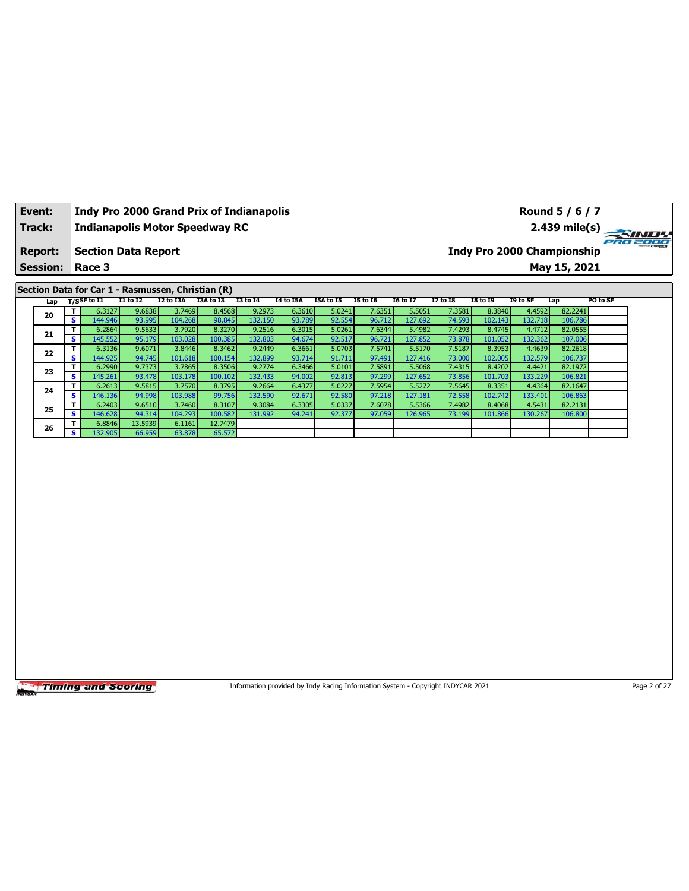| **Event:** | **Indy Pro 2000 Grand Prix of Indianapolis** | **Round 5 / 6 / 7** |
|---|---|---|
| **Track:** | **Indianapolis Motor Speedway RC** | **2.439 mile(s)** |
| **Report:** | **Section Data Report** | **Indy Pro 2000 Championship** |
| **Session:** | **Race 3** | **May 15, 2021** |

## Section Data for Car 1 - Rasmussen, Christian (R)

| Lap | T/S | SF to I1 | I1 to I2 | I2 to I3A | I3A to I3 | I3 to I4 | I4 to I5A | I5A to I5 | I5 to I6 | I6 to I7 | I7 to I8 | I8 to I9 | I9 to SF | Lap | PO to SF |
|---|---|---|---|---|---|---|---|---|---|---|---|---|---|---|---|
| 20 | T | 6.3127 | 9.6838 | 3.7469 | 8.4568 | 9.2973 | 6.3610 | 5.0241 | 7.6351 | 5.5051 | 7.3581 | 8.3840 | 4.4592 | 82.2241 | |
| | S | 144.946 | 93.995 | 104.268 | 98.845 | 132.150 | 93.789 | 92.554 | 96.712 | 127.692 | 74.593 | 102.143 | 132.718 | 106.786 | |
| 21 | T | 6.2864 | 9.5633 | 3.7920 | 8.3270 | 9.2516 | 6.3015 | 5.0261 | 7.6344 | 5.4982 | 7.4293 | 8.4745 | 4.4712 | 82.0555 | |
| | S | 145.552 | 95.179 | 103.028 | 100.385 | 132.803 | 94.674 | 92.517 | 96.721 | 127.852 | 73.878 | 101.052 | 132.362 | 107.006 | |
| 22 | T | 6.3136 | 9.6071 | 3.8446 | 8.3462 | 9.2449 | 6.3661 | 5.0703 | 7.5741 | 5.5170 | 7.5187 | 8.3953 | 4.4639 | 82.2618 | |
| | S | 144.925 | 94.745 | 101.618 | 100.154 | 132.899 | 93.714 | 91.711 | 97.491 | 127.416 | 73.000 | 102.005 | 132.579 | 106.737 | |
| 23 | T | 6.2990 | 9.7373 | 3.7865 | 8.3506 | 9.2774 | 6.3466 | 5.0101 | 7.5891 | 5.5068 | 7.4315 | 8.4202 | 4.4421 | 82.1972 | |
| | S | 145.261 | 93.478 | 103.178 | 100.102 | 132.433 | 94.002 | 92.813 | 97.299 | 127.652 | 73.856 | 101.703 | 133.229 | 106.821 | |
| 24 | T | 6.2613 | 9.5815 | 3.7570 | 8.3795 | 9.2664 | 6.4377 | 5.0227 | 7.5954 | 5.5272 | 7.5645 | 8.3351 | 4.4364 | 82.1647 | |
| | S | 146.136 | 94.998 | 103.988 | 99.756 | 132.590 | 92.671 | 92.580 | 97.218 | 127.181 | 72.558 | 102.742 | 133.401 | 106.863 | |
| 25 | T | 6.2403 | 9.6510 | 3.7460 | 8.3107 | 9.3084 | 6.3305 | 5.0337 | 7.6078 | 5.5366 | 7.4982 | 8.4068 | 4.5431 | 82.2131 | |
| | S | 146.628 | 94.314 | 104.293 | 100.582 | 131.992 | 94.241 | 92.377 | 97.059 | 126.965 | 73.199 | 101.866 | 130.267 | 106.800 | |
| 26 | T | 6.8846 | 13.5939 | 6.1161 | 12.7479 | | | | | | | | | | |
| | S | 132.905 | 66.959 | 63.878 | 65.572 | | | | | | | | | | |

Information provided by Indy Racing Information System - Copyright INDYCAR 2021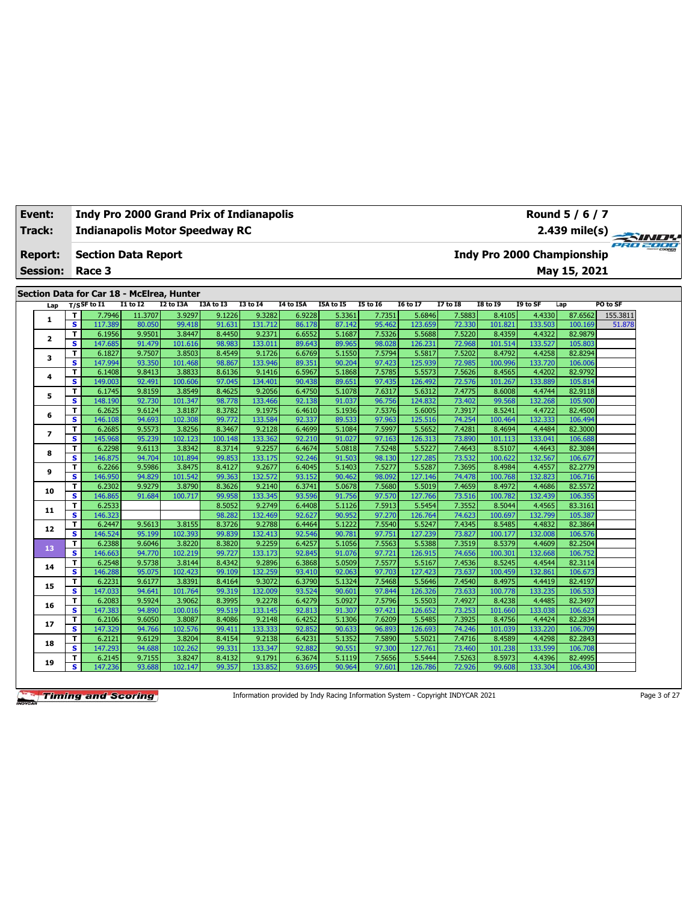| Event: | Indy Pro 2000 Grand Prix of Indianapolis | Round 5 / 6 / 7 |
|---|---|---|
| Track: | Indianapolis Motor Speedway RC | 2.439 mile(s) |
| Report: | Section Data Report | Indy Pro 2000 Championship |
| Session: | Race 3 | May 15, 2021 |

## Section Data for Car 18 - McElrea, Hunter

| Lap | T/S | SF to I1 | I1 to I2 | I2 to I3A | I3A to I3 | I3 to I4 | I4 to I5A | I5A to I5 | I5 to I6 | I6 to I7 | I7 to I8 | I8 to I9 | I9 to SF | Lap | PO to SF |
|---|---|---|---|---|---|---|---|---|---|---|---|---|---|---|---|
| 1 | T | 7.7946 | 11.3707 | 3.9297 | 9.1226 | 9.3282 | 6.9228 | 5.3361 | 7.7351 | 5.6846 | 7.5883 | 8.4105 | 4.4330 | 87.6562 | 155.3811 |
| | S | 117.389 | 80.050 | 99.418 | 91.631 | 131.712 | 86.178 | 87.142 | 95.462 | 123.659 | 72.330 | 101.821 | 133.503 | 100.169 | 51.878 |
| 2 | T | 6.1956 | 9.9501 | 3.8447 | 8.4450 | 9.2371 | 6.6552 | 5.1687 | 7.5326 | 5.5688 | 7.5220 | 8.4359 | 4.4322 | 82.9879 | |
| | S | 147.685 | 91.479 | 101.616 | 98.983 | 133.011 | 89.643 | 89.965 | 98.028 | 126.231 | 72.968 | 101.514 | 133.527 | 105.803 | |
| 3 | T | 6.1827 | 9.7507 | 3.8503 | 8.4549 | 9.1726 | 6.6769 | 5.1550 | 7.5794 | 5.5817 | 7.5202 | 8.4792 | 4.4258 | 82.8294 | |
| | S | 147.994 | 93.350 | 101.468 | 98.867 | 133.946 | 89.351 | 90.204 | 97.423 | 125.939 | 72.985 | 100.996 | 133.720 | 106.006 | |
| 4 | T | 6.1408 | 9.8413 | 3.8833 | 8.6136 | 9.1416 | 6.5967 | 5.1868 | 7.5785 | 5.5573 | 7.5626 | 8.4565 | 4.4202 | 82.9792 | |
| | S | 149.003 | 92.491 | 100.606 | 97.045 | 134.401 | 90.438 | 89.651 | 97.435 | 126.492 | 72.576 | 101.267 | 133.889 | 105.814 | |
| 5 | T | 6.1745 | 9.8159 | 3.8549 | 8.4625 | 9.2056 | 6.4750 | 5.1078 | 7.6317 | 5.6312 | 7.4775 | 8.6008 | 4.4744 | 82.9118 | |
| | S | 148.190 | 92.730 | 101.347 | 98.778 | 133.466 | 92.138 | 91.037 | 96.756 | 124.832 | 73.402 | 99.568 | 132.268 | 105.900 | |
| 6 | T | 6.2625 | 9.6124 | 3.8187 | 8.3782 | 9.1975 | 6.4610 | 5.1936 | 7.5376 | 5.6005 | 7.3917 | 8.5241 | 4.4722 | 82.4500 | |
| | S | 146.108 | 94.693 | 102.308 | 99.772 | 133.584 | 92.337 | 89.533 | 97.963 | 125.516 | 74.254 | 100.464 | 132.333 | 106.494 | |
| 7 | T | 6.2685 | 9.5573 | 3.8256 | 8.3467 | 9.2128 | 6.4699 | 5.1084 | 7.5997 | 5.5652 | 7.4281 | 8.4694 | 4.4484 | 82.3000 | |
| | S | 145.968 | 95.239 | 102.123 | 100.148 | 133.362 | 92.210 | 91.027 | 97.163 | 126.313 | 73.890 | 101.113 | 133.041 | 106.688 | |
| 8 | T | 6.2298 | 9.6113 | 3.8342 | 8.3714 | 9.2257 | 6.4674 | 5.0818 | 7.5248 | 5.5227 | 7.4643 | 8.5107 | 4.4643 | 82.3084 | |
| | S | 146.875 | 94.704 | 101.894 | 99.853 | 133.175 | 92.246 | 91.503 | 98.130 | 127.285 | 73.532 | 100.622 | 132.567 | 106.677 | |
| 9 | T | 6.2266 | 9.5986 | 3.8475 | 8.4127 | 9.2677 | 6.4045 | 5.1403 | 7.5277 | 5.5287 | 7.3695 | 8.4984 | 4.4557 | 82.2779 | |
| | S | 146.950 | 94.829 | 101.542 | 99.363 | 132.572 | 93.152 | 90.462 | 98.092 | 127.146 | 74.478 | 100.768 | 132.823 | 106.716 | |
| 10 | T | 6.2302 | 9.9279 | 3.8790 | 8.3626 | 9.2140 | 6.3741 | 5.0678 | 7.5680 | 5.5019 | 7.4659 | 8.4972 | 4.4686 | 82.5572 | |
| | S | 146.865 | 91.684 | 100.717 | 99.958 | 133.345 | 93.596 | 91.756 | 97.570 | 127.766 | 73.516 | 100.782 | 132.439 | 106.355 | |
| 11 | T | 6.2533 | | | 8.5052 | 9.2749 | 6.4408 | 5.1126 | 7.5913 | 5.5454 | 7.3552 | 8.5044 | 4.4565 | 83.3161 | |
| | S | 146.323 | | | 98.282 | 132.469 | 92.627 | 90.952 | 97.270 | 126.764 | 74.623 | 100.697 | 132.799 | 105.387 | |
| 12 | T | 6.2447 | 9.5613 | 3.8155 | 8.3726 | 9.2788 | 6.4464 | 5.1222 | 7.5540 | 5.5247 | 7.4345 | 8.5485 | 4.4832 | 82.3864 | |
| | S | 146.524 | 95.199 | 102.393 | 99.839 | 132.413 | 92.546 | 90.781 | 97.751 | 127.239 | 73.827 | 100.177 | 132.008 | 106.576 | |
| 13 | T | 6.2388 | 9.6046 | 3.8220 | 8.3820 | 9.2259 | 6.4257 | 5.1056 | 7.5563 | 5.5388 | 7.3519 | 8.5379 | 4.4609 | 82.2504 | |
| | S | 146.663 | 94.770 | 102.219 | 99.727 | 133.173 | 92.845 | 91.076 | 97.721 | 126.915 | 74.656 | 100.301 | 132.668 | 106.752 | |
| 14 | T | 6.2548 | 9.5738 | 3.8144 | 8.4342 | 9.2896 | 6.3868 | 5.0509 | 7.5577 | 5.5167 | 7.4536 | 8.5245 | 4.4544 | 82.3114 | |
| | S | 146.288 | 95.075 | 102.423 | 99.109 | 132.259 | 93.410 | 92.063 | 97.703 | 127.423 | 73.637 | 100.459 | 132.861 | 106.673 | |
| 15 | T | 6.2231 | 9.6177 | 3.8391 | 8.4164 | 9.3072 | 6.3790 | 5.1324 | 7.5468 | 5.5646 | 7.4540 | 8.4975 | 4.4419 | 82.4197 | |
| | S | 147.033 | 94.641 | 101.764 | 99.319 | 132.009 | 93.524 | 90.601 | 97.844 | 126.326 | 73.633 | 100.778 | 133.235 | 106.533 | |
| 16 | T | 6.2083 | 9.5924 | 3.9062 | 8.3995 | 9.2278 | 6.4279 | 5.0927 | 7.5796 | 5.5503 | 7.4927 | 8.4238 | 4.4485 | 82.3497 | |
| | S | 147.383 | 94.890 | 100.016 | 99.519 | 133.145 | 92.813 | 91.307 | 97.421 | 126.652 | 73.253 | 101.660 | 133.038 | 106.623 | |
| 17 | T | 6.2106 | 9.6050 | 3.8087 | 8.4086 | 9.2148 | 6.4252 | 5.1306 | 7.6209 | 5.5485 | 7.3925 | 8.4756 | 4.4424 | 82.2834 | |
| | S | 147.329 | 94.766 | 102.576 | 99.411 | 133.333 | 92.852 | 90.633 | 96.893 | 126.693 | 74.246 | 101.039 | 133.220 | 106.709 | |
| 18 | T | 6.2121 | 9.6129 | 3.8204 | 8.4154 | 9.2138 | 6.4231 | 5.1352 | 7.5890 | 5.5021 | 7.4716 | 8.4589 | 4.4298 | 82.2843 | |
| | S | 147.293 | 94.688 | 102.262 | 99.331 | 133.347 | 92.882 | 90.551 | 97.300 | 127.761 | 73.460 | 101.238 | 133.599 | 106.708 | |
| 19 | T | 6.2145 | 9.7155 | 3.8247 | 8.4132 | 9.1791 | 6.3674 | 5.1119 | 7.5656 | 5.5444 | 7.5263 | 8.5973 | 4.4396 | 82.4995 | |
| | S | 147.236 | 93.688 | 102.147 | 99.357 | 133.852 | 93.695 | 90.964 | 97.601 | 126.786 | 72.926 | 99.608 | 133.304 | 106.430 | |

Information provided by Indy Racing Information System - Copyright INDYCAR 2021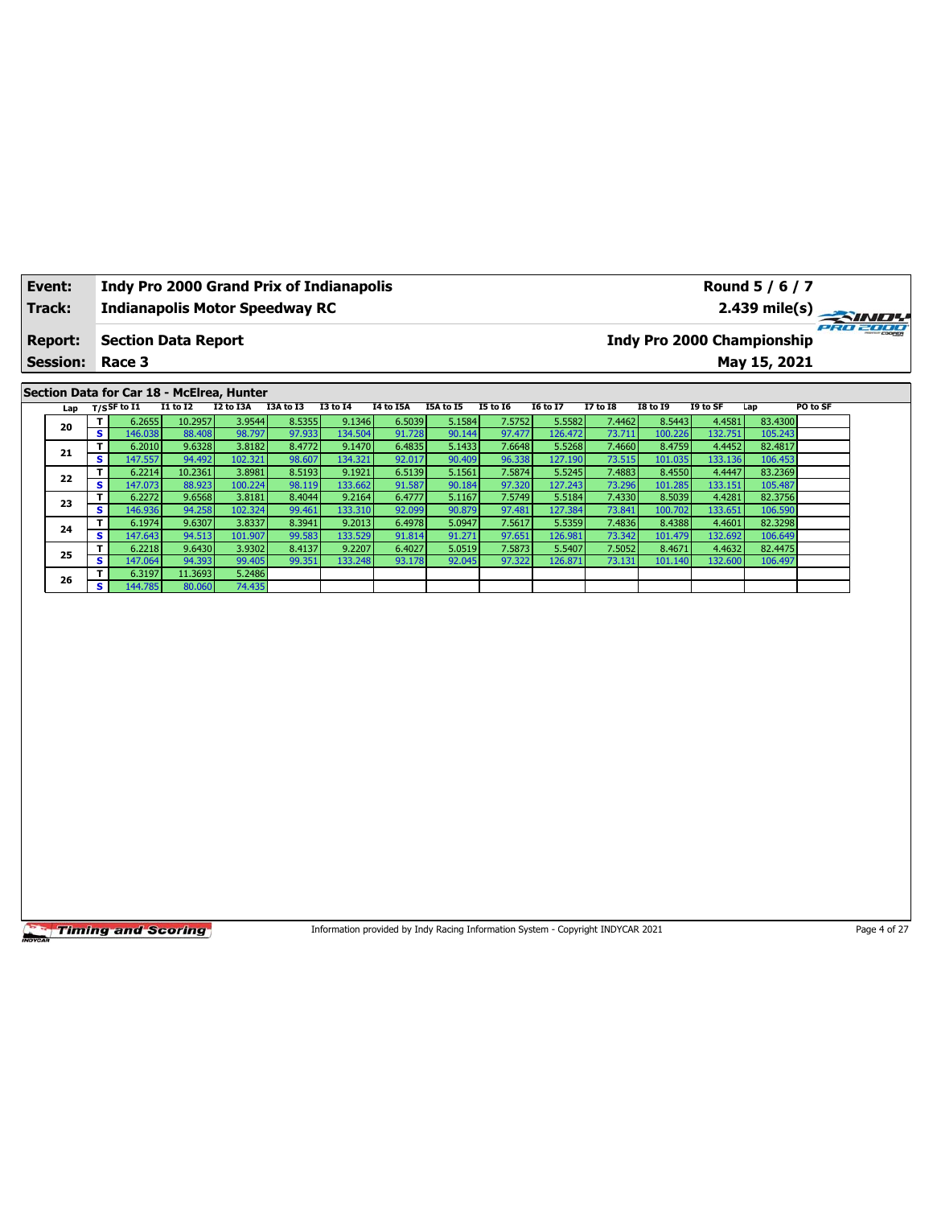| **Event:** | **Indy Pro 2000 Grand Prix of Indianapolis** | **Round 5 / 6 / 7** |
|---|---|---|
| **Track:** | **Indianapolis Motor Speedway RC** | **2.439 mile(s)** |
| **Report:** | **Section Data Report** | **Indy Pro 2000 Championship** |
| **Session:** | **Race 3** | **May 15, 2021** |

**Section Data for Car 18 - McElrea, Hunter**

| Lap | T/S | SF to I1 | I1 to I2 | I2 to I3A | I3A to I3 | I3 to I4 | I4 to I5A | I5A to I5 | I5 to I6 | I6 to I7 | I7 to I8 | I8 to I9 | I9 to SF | Lap | PO to SF |
|---|---|---|---|---|---|---|---|---|---|---|---|---|---|---|---|
| 20 | T | 6.2655 | 10.2957 | 3.9544 | 8.5355 | 9.1346 | 6.5039 | 5.1584 | 7.5752 | 5.5582 | 7.4462 | 8.5443 | 4.4581 | 83.4300 | |
| | S | 146.038 | 88.408 | 98.797 | 97.933 | 134.504 | 91.728 | 90.144 | 97.477 | 126.472 | 73.711 | 100.226 | 132.751 | 105.243 | |
| 21 | T | 6.2010 | 9.6328 | 3.8182 | 8.4772 | 9.1470 | 6.4835 | 5.1433 | 7.6648 | 5.5268 | 7.4660 | 8.4759 | 4.4452 | 82.4817 | |
| | S | 147.557 | 94.492 | 102.321 | 98.607 | 134.321 | 92.017 | 90.409 | 96.338 | 127.190 | 73.515 | 101.035 | 133.136 | 106.453 | |
| 22 | T | 6.2214 | 10.2361 | 3.8981 | 8.5193 | 9.1921 | 6.5139 | 5.1561 | 7.5874 | 5.5245 | 7.4883 | 8.4550 | 4.4447 | 83.2369 | |
| | S | 147.073 | 88.923 | 100.224 | 98.119 | 133.662 | 91.587 | 90.184 | 97.320 | 127.243 | 73.296 | 101.285 | 133.151 | 105.487 | |
| 23 | T | 6.2272 | 9.6568 | 3.8181 | 8.4044 | 9.2164 | 6.4777 | 5.1167 | 7.5749 | 5.5184 | 7.4330 | 8.5039 | 4.4281 | 82.3756 | |
| | S | 146.936 | 94.258 | 102.324 | 99.461 | 133.310 | 92.099 | 90.879 | 97.481 | 127.384 | 73.841 | 100.702 | 133.651 | 106.590 | |
| 24 | T | 6.1974 | 9.6307 | 3.8337 | 8.3941 | 9.2013 | 6.4978 | 5.0947 | 7.5617 | 5.5359 | 7.4836 | 8.4388 | 4.4601 | 82.3298 | |
| | S | 147.643 | 94.513 | 101.907 | 99.583 | 133.529 | 91.814 | 91.271 | 97.651 | 126.981 | 73.342 | 101.479 | 132.692 | 106.649 | |
| 25 | T | 6.2218 | 9.6430 | 3.9302 | 8.4137 | 9.2207 | 6.4027 | 5.0519 | 7.5873 | 5.5407 | 7.5052 | 8.4671 | 4.4632 | 82.4475 | |
| | S | 147.064 | 94.393 | 99.405 | 99.351 | 133.248 | 93.178 | 92.045 | 97.322 | 126.871 | 73.131 | 101.140 | 132.600 | 106.497 | |
| 26 | T | 6.3197 | 11.3693 | 5.2486 | | | | | | | | | | | |
| | S | 144.785 | 80.060 | 74.435 | | | | | | | | | | | |

Information provided by Indy Racing Information System - Copyright INDYCAR 2021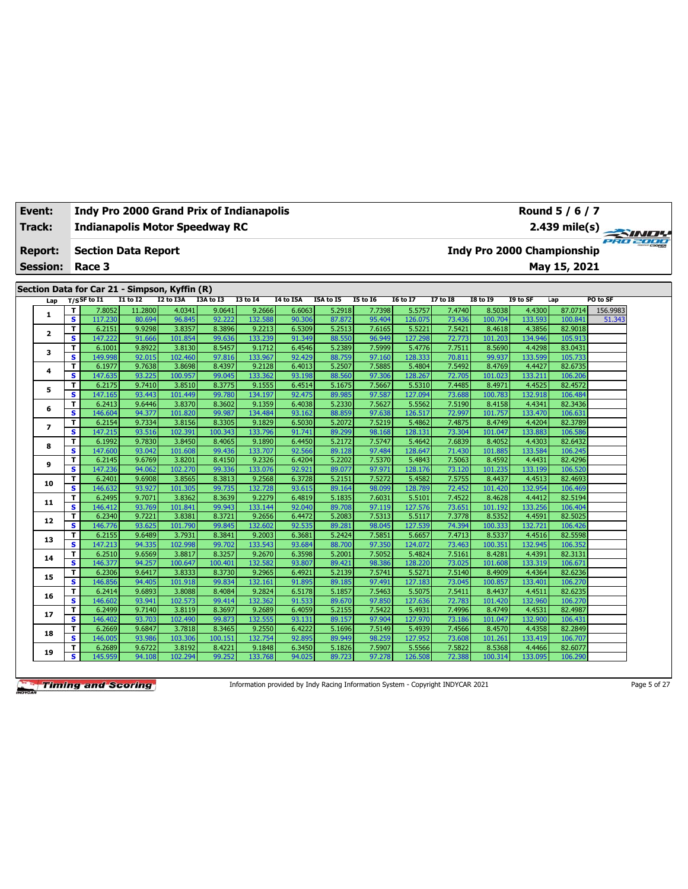| Event: | Indy Pro 2000 Grand Prix of Indianapolis | Round 5 / 6 / 7 |
|---|---|---|
| Track: | Indianapolis Motor Speedway RC | 2.439 mile(s) |
| Report: | Section Data Report | Indy Pro 2000 Championship |
| Session: | Race 3 | May 15, 2021 |

## Section Data for Car 21 - Simpson, Kyffin (R)

| Lap | T/S | SF to I1 | I1 to I2 | I2 to I3A | I3A to I3 | I3 to I4 | I4 to I5A | I5A to I5 | I5 to I6 | I6 to I7 | I7 to I8 | I8 to I9 | I9 to SF | Lap | PO to SF |
|---|---|---|---|---|---|---|---|---|---|---|---|---|---|---|---|
| 1 | T | 7.8052 | 11.2800 | 4.0341 | 9.0641 | 9.2666 | 6.6063 | 5.2918 | 7.7398 | 5.5757 | 7.4740 | 8.5038 | 4.4300 | 87.0714 | 156.9983 |
| | S | 117.230 | 80.694 | 96.845 | 92.222 | 132.588 | 90.306 | 87.872 | 95.404 | 126.075 | 73.436 | 100.704 | 133.593 | 100.841 | 51.343 |
| 2 | T | 6.2151 | 9.9298 | 3.8357 | 8.3896 | 9.2213 | 6.5309 | 5.2513 | 7.6165 | 5.5221 | 7.5421 | 8.4618 | 4.3856 | 82.9018 | |
| | S | 147.222 | 91.666 | 101.854 | 99.636 | 133.239 | 91.349 | 88.550 | 96.949 | 127.298 | 72.773 | 101.203 | 134.946 | 105.913 | |
| 3 | T | 6.1001 | 9.8922 | 3.8130 | 8.5457 | 9.1712 | 6.4546 | 5.2389 | 7.5999 | 5.4776 | 7.7511 | 8.5690 | 4.4298 | 83.0431 | |
| | S | 149.998 | 92.015 | 102.460 | 97.816 | 133.967 | 92.429 | 88.759 | 97.160 | 128.333 | 70.811 | 99.937 | 133.599 | 105.733 | |
| 4 | T | 6.1977 | 9.7638 | 3.8698 | 8.4397 | 9.2128 | 6.4013 | 5.2507 | 7.5885 | 5.4804 | 7.5492 | 8.4769 | 4.4427 | 82.6735 | |
| | S | 147.635 | 93.225 | 100.957 | 99.045 | 133.362 | 93.198 | 88.560 | 97.306 | 128.267 | 72.705 | 101.023 | 133.211 | 106.206 | |
| 5 | T | 6.2175 | 9.7410 | 3.8510 | 8.3775 | 9.1555 | 6.4514 | 5.1675 | 7.5667 | 5.5310 | 7.4485 | 8.4971 | 4.4525 | 82.4572 | |
| | S | 147.165 | 93.443 | 101.449 | 99.780 | 134.197 | 92.475 | 89.985 | 97.587 | 127.094 | 73.688 | 100.783 | 132.918 | 106.484 | |
| 6 | T | 6.2413 | 9.6446 | 3.8370 | 8.3602 | 9.1359 | 6.4038 | 5.2330 | 7.5627 | 5.5562 | 7.5190 | 8.4158 | 4.4341 | 82.3436 | |
| | S | 146.604 | 94.377 | 101.820 | 99.987 | 134.484 | 93.162 | 88.859 | 97.638 | 126.517 | 72.997 | 101.757 | 133.470 | 106.631 | |
| 7 | T | 6.2154 | 9.7334 | 3.8156 | 8.3305 | 9.1829 | 6.5030 | 5.2072 | 7.5219 | 5.4862 | 7.4875 | 8.4749 | 4.4204 | 82.3789 | |
| | S | 147.215 | 93.516 | 102.391 | 100.343 | 133.796 | 91.741 | 89.299 | 98.168 | 128.131 | 73.304 | 101.047 | 133.883 | 106.586 | |
| 8 | T | 6.1992 | 9.7830 | 3.8450 | 8.4065 | 9.1890 | 6.4450 | 5.2172 | 7.5747 | 5.4642 | 7.6839 | 8.4052 | 4.4303 | 82.6432 | |
| | S | 147.600 | 93.042 | 101.608 | 99.436 | 133.707 | 92.566 | 89.128 | 97.484 | 128.647 | 71.430 | 101.885 | 133.584 | 106.245 | |
| 9 | T | 6.2145 | 9.6769 | 3.8201 | 8.4150 | 9.2326 | 6.4204 | 5.2202 | 7.5370 | 5.4843 | 7.5063 | 8.4592 | 4.4431 | 82.4296 | |
| | S | 147.236 | 94.062 | 102.270 | 99.336 | 133.076 | 92.921 | 89.077 | 97.971 | 128.176 | 73.120 | 101.235 | 133.199 | 106.520 | |
| 10 | T | 6.2401 | 9.6908 | 3.8565 | 8.3813 | 9.2568 | 6.3728 | 5.2151 | 7.5272 | 5.4582 | 7.5755 | 8.4437 | 4.4513 | 82.4693 | |
| | S | 146.632 | 93.927 | 101.305 | 99.735 | 132.728 | 93.615 | 89.164 | 98.099 | 128.789 | 72.452 | 101.420 | 132.954 | 106.469 | |
| 11 | T | 6.2495 | 9.7071 | 3.8362 | 8.3639 | 9.2279 | 6.4819 | 5.1835 | 7.6031 | 5.5101 | 7.4522 | 8.4628 | 4.4412 | 82.5194 | |
| | S | 146.412 | 93.769 | 101.841 | 99.943 | 133.144 | 92.040 | 89.708 | 97.119 | 127.576 | 73.651 | 101.192 | 133.256 | 106.404 | |
| 12 | T | 6.2340 | 9.7221 | 3.8381 | 8.3721 | 9.2656 | 6.4472 | 5.2083 | 7.5313 | 5.5117 | 7.3778 | 8.5352 | 4.4591 | 82.5025 | |
| | S | 146.776 | 93.625 | 101.790 | 99.845 | 132.602 | 92.535 | 89.281 | 98.045 | 127.539 | 74.394 | 100.333 | 132.721 | 106.426 | |
| 13 | T | 6.2155 | 9.6489 | 3.7931 | 8.3841 | 9.2003 | 6.3681 | 5.2424 | 7.5851 | 5.6657 | 7.4713 | 8.5337 | 4.4516 | 82.5598 | |
| | S | 147.213 | 94.335 | 102.998 | 99.702 | 133.543 | 93.684 | 88.700 | 97.350 | 124.072 | 73.463 | 100.351 | 132.945 | 106.352 | |
| 14 | T | 6.2510 | 9.6569 | 3.8817 | 8.3257 | 9.2670 | 6.3598 | 5.2001 | 7.5052 | 5.4824 | 7.5161 | 8.4281 | 4.4391 | 82.3131 | |
| | S | 146.377 | 94.257 | 100.647 | 100.401 | 132.582 | 93.807 | 89.421 | 98.386 | 128.220 | 73.025 | 101.608 | 133.319 | 106.671 | |
| 15 | T | 6.2306 | 9.6417 | 3.8333 | 8.3730 | 9.2965 | 6.4921 | 5.2139 | 7.5741 | 5.5271 | 7.5140 | 8.4909 | 4.4364 | 82.6236 | |
| | S | 146.856 | 94.405 | 101.918 | 99.834 | 132.161 | 91.895 | 89.185 | 97.491 | 127.183 | 73.045 | 100.857 | 133.401 | 106.270 | |
| 16 | T | 6.2414 | 9.6893 | 3.8088 | 8.4084 | 9.2824 | 6.5178 | 5.1857 | 7.5463 | 5.5075 | 7.5411 | 8.4437 | 4.4511 | 82.6235 | |
| | S | 146.602 | 93.941 | 102.573 | 99.414 | 132.362 | 91.533 | 89.670 | 97.850 | 127.636 | 72.783 | 101.420 | 132.960 | 106.270 | |
| 17 | T | 6.2499 | 9.7140 | 3.8119 | 8.3697 | 9.2689 | 6.4059 | 5.2155 | 7.5422 | 5.4931 | 7.4996 | 8.4749 | 4.4531 | 82.4987 | |
| | S | 146.402 | 93.703 | 102.490 | 99.873 | 132.555 | 93.131 | 89.157 | 97.904 | 127.970 | 73.186 | 101.047 | 132.900 | 106.431 | |
| 18 | T | 6.2669 | 9.6847 | 3.7818 | 8.3465 | 9.2550 | 6.4222 | 5.1696 | 7.5149 | 5.4939 | 7.4566 | 8.4570 | 4.4358 | 82.2849 | |
| | S | 146.005 | 93.986 | 103.306 | 100.151 | 132.754 | 92.895 | 89.949 | 98.259 | 127.952 | 73.608 | 101.261 | 133.419 | 106.707 | |
| 19 | T | 6.2689 | 9.6722 | 3.8192 | 8.4221 | 9.1848 | 6.3450 | 5.1826 | 7.5907 | 5.5566 | 7.5822 | 8.5368 | 4.4466 | 82.6077 | |
| | S | 145.959 | 94.108 | 102.294 | 99.252 | 133.768 | 94.025 | 89.723 | 97.278 | 126.508 | 72.388 | 100.314 | 133.095 | 106.290 | |

Information provided by Indy Racing Information System - Copyright INDYCAR 2021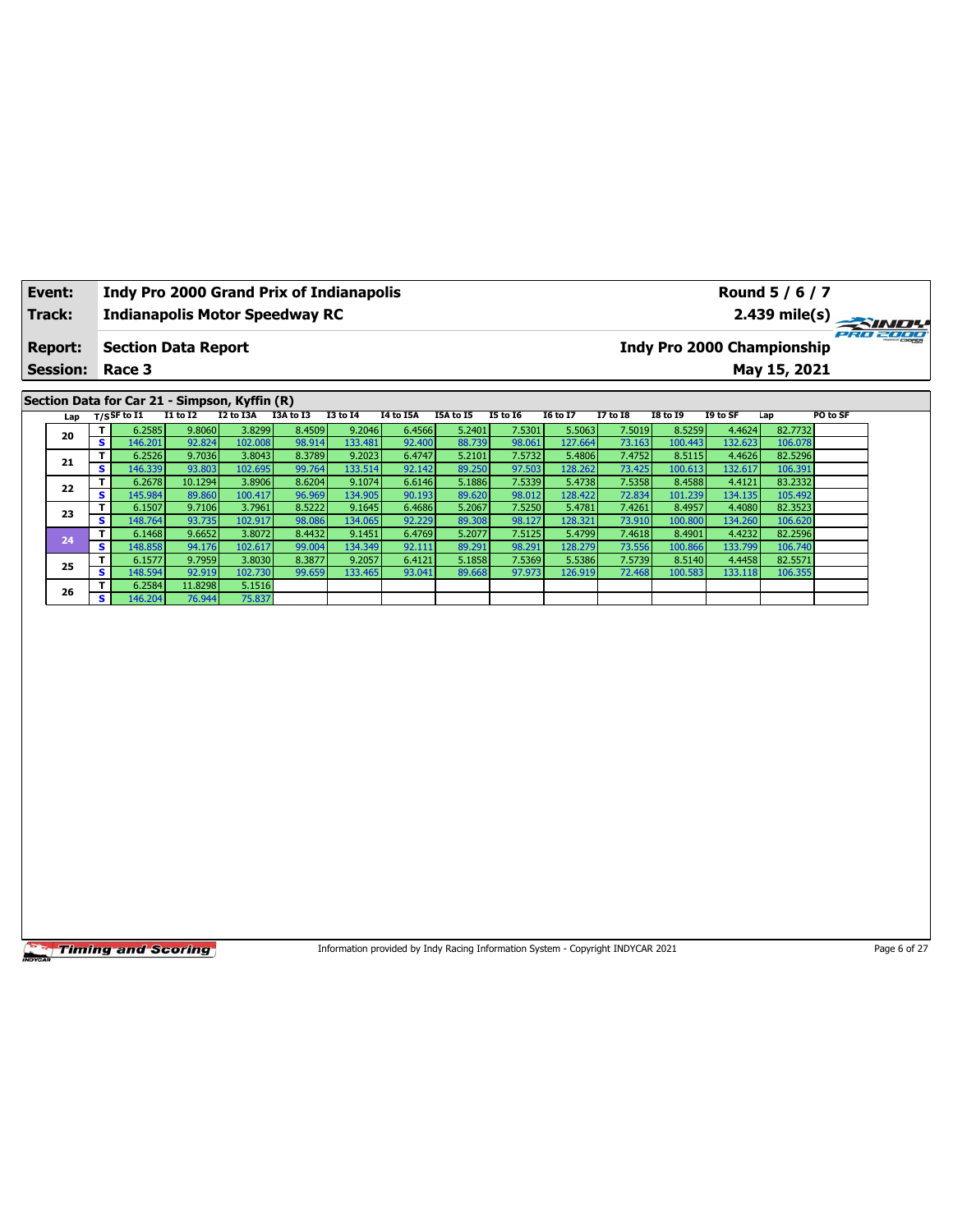| Event: | Indy Pro 2000 Grand Prix of Indianapolis | Round 5 / 6 / 7 |
|---|---|---|
| Track: | Indianapolis Motor Speedway RC | 2.439 mile(s) |
| Report: | Section Data Report | Indy Pro 2000 Championship |
| Session: | Race 3 | May 15, 2021 |

## Section Data for Car 21 - Simpson, Kyffin (R)

| Lap | T/S | SF to I1 | I1 to I2 | I2 to I3A | I3A to I3 | I3 to I4 | I4 to I5A | I5A to I5 | I5 to I6 | I6 to I7 | I7 to I8 | I8 to I9 | I9 to SF | Lap | PO to SF |
|---|---|---|---|---|---|---|---|---|---|---|---|---|---|---|---|
| 20 | T | 6.2585 | 9.8060 | 3.8299 | 8.4509 | 9.2046 | 6.4566 | 5.2401 | 7.5301 | 5.5063 | 7.5019 | 8.5259 | 4.4624 | 82.7732 | |
| | S | 146.201 | 92.824 | 102.008 | 98.914 | 133.481 | 92.400 | 88.739 | 98.061 | 127.664 | 73.163 | 100.443 | 132.623 | 106.078 | |
| 21 | T | 6.2526 | 9.7036 | 3.8043 | 8.3789 | 9.2023 | 6.4747 | 5.2101 | 7.5732 | 5.4806 | 7.4752 | 8.5115 | 4.4626 | 82.5296 | |
| | S | 146.339 | 93.803 | 102.695 | 99.764 | 133.514 | 92.142 | 89.250 | 97.503 | 128.262 | 73.425 | 100.613 | 132.617 | 106.391 | |
| 22 | T | 6.2678 | 10.1294 | 3.8906 | 8.6204 | 9.1074 | 6.6146 | 5.1886 | 7.5339 | 5.4738 | 7.5358 | 8.4588 | 4.4121 | 83.2332 | |
| | S | 145.984 | 89.860 | 100.417 | 96.969 | 134.905 | 90.193 | 89.620 | 98.012 | 128.422 | 72.834 | 101.239 | 134.135 | 105.492 | |
| 23 | T | 6.1507 | 9.7106 | 3.7961 | 8.5222 | 9.1645 | 6.4686 | 5.2067 | 7.5250 | 5.4781 | 7.4261 | 8.4957 | 4.4080 | 82.3523 | |
| | S | 148.764 | 93.735 | 102.917 | 98.086 | 134.065 | 92.229 | 89.308 | 98.127 | 128.321 | 73.910 | 100.800 | 134.260 | 106.620 | |
| 24 | T | 6.1468 | 9.6652 | 3.8072 | 8.4432 | 9.1451 | 6.4769 | 5.2077 | 7.5125 | 5.4799 | 7.4618 | 8.4901 | 4.4232 | 82.2596 | |
| | S | 148.858 | 94.176 | 102.617 | 99.004 | 134.349 | 92.111 | 89.291 | 98.291 | 128.279 | 73.556 | 100.866 | 133.799 | 106.740 | |
| 25 | T | 6.1577 | 9.7959 | 3.8030 | 8.3877 | 9.2057 | 6.4121 | 5.1858 | 7.5369 | 5.5386 | 7.5739 | 8.5140 | 4.4458 | 82.5571 | |
| | S | 148.594 | 92.919 | 102.730 | 99.659 | 133.465 | 93.041 | 89.668 | 97.973 | 126.919 | 72.468 | 100.583 | 133.118 | 106.355 | |
| 26 | T | 6.2584 | 11.8298 | 5.1516 | | | | | | | | | | | |
| | S | 146.204 | 76.944 | 75.837 | | | | | | | | | | | |

Information provided by Indy Racing Information System - Copyright INDYCAR 2021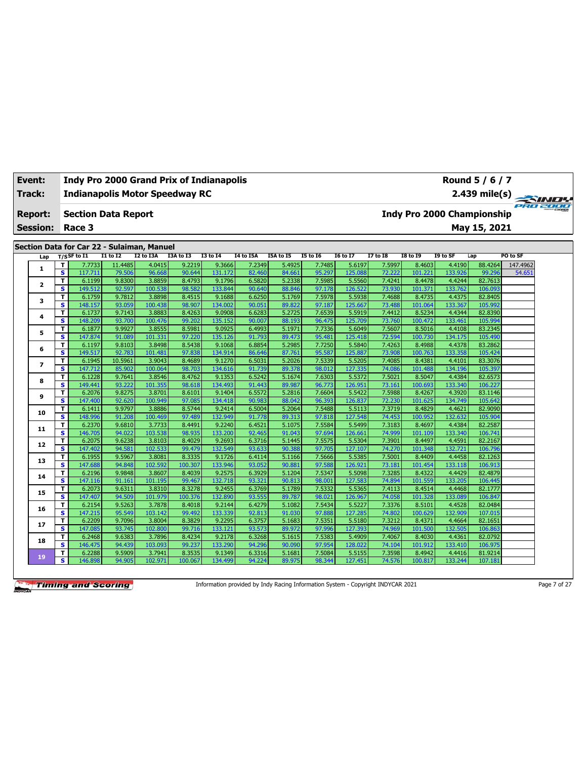| Event: | Indy Pro 2000 Grand Prix of Indianapolis | Round 5 / 6 / 7 |
|---|---|---|
| Track: | Indianapolis Motor Speedway RC | 2.439 mile(s) |
| Report: | Section Data Report | Indy Pro 2000 Championship |
| Session: | Race 3 | May 15, 2021 |

## Section Data for Car 22 - Sulaiman, Manuel

| Lap | T/S | SF to I1 | I1 to I2 | I2 to I3A | I3A to I3 | I3 to I4 | I4 to I5A | I5A to I5 | I5 to I6 | I6 to I7 | I7 to I8 | I8 to I9 | I9 to SF | Lap | PO to SF |
|---|---|---|---|---|---|---|---|---|---|---|---|---|---|---|---|
| 1 | T | 7.7733 | 11.4485 | 4.0415 | 9.2219 | 9.3666 | 7.2349 | 5.4925 | 7.7485 | 5.6197 | 7.5997 | 8.4603 | 4.4190 | 88.4264 | 147.4962 |
| | S | 117.711 | 79.506 | 96.668 | 90.644 | 131.172 | 82.460 | 84.661 | 95.297 | 125.088 | 72.222 | 101.221 | 133.926 | 99.296 | 54.651 |
| 2 | T | 6.1199 | 9.8300 | 3.8859 | 8.4793 | 9.1796 | 6.5820 | 5.2338 | 7.5985 | 5.5560 | 7.4241 | 8.4478 | 4.4244 | 82.7613 | |
| | S | 149.512 | 92.597 | 100.538 | 98.582 | 133.844 | 90.640 | 88.846 | 97.178 | 126.522 | 73.930 | 101.371 | 133.762 | 106.093 | |
| 3 | T | 6.1759 | 9.7812 | 3.8898 | 8.4515 | 9.1688 | 6.6250 | 5.1769 | 7.5978 | 5.5938 | 7.4688 | 8.4735 | 4.4375 | 82.8405 | |
| | S | 148.157 | 93.059 | 100.438 | 98.907 | 134.002 | 90.051 | 89.822 | 97.187 | 125.667 | 73.488 | 101.064 | 133.367 | 105.992 | |
| 4 | T | 6.1737 | 9.7143 | 3.8883 | 8.4263 | 9.0908 | 6.6283 | 5.2725 | 7.6539 | 5.5919 | 7.4412 | 8.5234 | 4.4344 | 82.8390 | |
| | S | 148.209 | 93.700 | 100.476 | 99.202 | 135.152 | 90.007 | 88.193 | 96.475 | 125.709 | 73.760 | 100.472 | 133.461 | 105.994 | |
| 5 | T | 6.1877 | 9.9927 | 3.8555 | 8.5981 | 9.0925 | 6.4993 | 5.1971 | 7.7336 | 5.6049 | 7.5607 | 8.5016 | 4.4108 | 83.2345 | |
| | S | 147.874 | 91.089 | 101.331 | 97.220 | 135.126 | 91.793 | 89.473 | 95.481 | 125.418 | 72.594 | 100.730 | 134.175 | 105.490 | |
| 6 | T | 6.1197 | 9.8103 | 3.8498 | 8.5438 | 9.1068 | 6.8854 | 5.2985 | 7.7250 | 5.5840 | 7.4263 | 8.4988 | 4.4378 | 83.2862 | |
| | S | 149.517 | 92.783 | 101.481 | 97.838 | 134.914 | 86.646 | 87.761 | 95.587 | 125.887 | 73.908 | 100.763 | 133.358 | 105.424 | |
| 7 | T | 6.1945 | 10.5961 | 3.9043 | 8.4689 | 9.1270 | 6.5031 | 5.2026 | 7.5339 | 5.5205 | 7.4085 | 8.4381 | 4.4101 | 83.3076 | |
| | S | 147.712 | 85.902 | 100.064 | 98.703 | 134.616 | 91.739 | 89.378 | 98.012 | 127.335 | 74.086 | 101.488 | 134.196 | 105.397 | |
| 8 | T | 6.1228 | 9.7641 | 3.8546 | 8.4762 | 9.1353 | 6.5242 | 5.1674 | 7.6303 | 5.5372 | 7.5021 | 8.5047 | 4.4384 | 82.6573 | |
| | S | 149.441 | 93.222 | 101.355 | 98.618 | 134.493 | 91.443 | 89.987 | 96.773 | 126.951 | 73.161 | 100.693 | 133.340 | 106.227 | |
| 9 | T | 6.2076 | 9.8275 | 3.8701 | 8.6101 | 9.1404 | 6.5572 | 5.2816 | 7.6604 | 5.5422 | 7.5988 | 8.4267 | 4.3920 | 83.1146 | |
| | S | 147.400 | 92.620 | 100.949 | 97.085 | 134.418 | 90.983 | 88.042 | 96.393 | 126.837 | 72.230 | 101.625 | 134.749 | 105.642 | |
| 10 | T | 6.1411 | 9.9797 | 3.8886 | 8.5744 | 9.2414 | 6.5004 | 5.2064 | 7.5488 | 5.5113 | 7.3719 | 8.4829 | 4.4621 | 82.9090 | |
| | S | 148.996 | 91.208 | 100.469 | 97.489 | 132.949 | 91.778 | 89.313 | 97.818 | 127.548 | 74.453 | 100.952 | 132.632 | 105.904 | |
| 11 | T | 6.2370 | 9.6810 | 3.7733 | 8.4491 | 9.2240 | 6.4521 | 5.1075 | 7.5584 | 5.5499 | 7.3183 | 8.4697 | 4.4384 | 82.2587 | |
| | S | 146.705 | 94.022 | 103.538 | 98.935 | 133.200 | 92.465 | 91.043 | 97.694 | 126.661 | 74.999 | 101.109 | 133.340 | 106.741 | |
| 12 | T | 6.2075 | 9.6238 | 3.8103 | 8.4029 | 9.2693 | 6.3716 | 5.1445 | 7.5575 | 5.5304 | 7.3901 | 8.4497 | 4.4591 | 82.2167 | |
| | S | 147.402 | 94.581 | 102.533 | 99.479 | 132.549 | 93.633 | 90.388 | 97.705 | 127.107 | 74.270 | 101.348 | 132.721 | 106.796 | |
| 13 | T | 6.1955 | 9.5967 | 3.8081 | 8.3335 | 9.1726 | 6.4114 | 5.1166 | 7.5666 | 5.5385 | 7.5001 | 8.4409 | 4.4458 | 82.1263 | |
| | S | 147.688 | 94.848 | 102.592 | 100.307 | 133.946 | 93.052 | 90.881 | 97.588 | 126.921 | 73.181 | 101.454 | 133.118 | 106.913 | |
| 14 | T | 6.2196 | 9.9848 | 3.8607 | 8.4039 | 9.2575 | 6.3929 | 5.1204 | 7.5347 | 5.5098 | 7.3285 | 8.4322 | 4.4429 | 82.4879 | |
| | S | 147.116 | 91.161 | 101.195 | 99.467 | 132.718 | 93.321 | 90.813 | 98.001 | 127.583 | 74.894 | 101.559 | 133.205 | 106.445 | |
| 15 | T | 6.2073 | 9.6311 | 3.8310 | 8.3278 | 9.2455 | 6.3769 | 5.1789 | 7.5332 | 5.5365 | 7.4113 | 8.4514 | 4.4468 | 82.1777 | |
| | S | 147.407 | 94.509 | 101.979 | 100.376 | 132.890 | 93.555 | 89.787 | 98.021 | 126.967 | 74.058 | 101.328 | 133.089 | 106.847 | |
| 16 | T | 6.2154 | 9.5263 | 3.7878 | 8.4018 | 9.2144 | 6.4279 | 5.1082 | 7.5434 | 5.5227 | 7.3376 | 8.5101 | 4.4528 | 82.0484 | |
| | S | 147.215 | 95.549 | 103.142 | 99.492 | 133.339 | 92.813 | 91.030 | 97.888 | 127.285 | 74.802 | 100.629 | 132.909 | 107.015 | |
| 17 | T | 6.2209 | 9.7096 | 3.8004 | 8.3829 | 9.2295 | 6.3757 | 5.1683 | 7.5351 | 5.5180 | 7.3212 | 8.4371 | 4.4664 | 82.1651 | |
| | S | 147.085 | 93.745 | 102.800 | 99.716 | 133.121 | 93.573 | 89.972 | 97.996 | 127.393 | 74.969 | 101.500 | 132.505 | 106.863 | |
| 18 | T | 6.2468 | 9.6383 | 3.7896 | 8.4234 | 9.2178 | 6.3268 | 5.1615 | 7.5383 | 5.4909 | 7.4067 | 8.4030 | 4.4361 | 82.0792 | |
| | S | 146.475 | 94.439 | 103.093 | 99.237 | 133.290 | 94.296 | 90.090 | 97.954 | 128.022 | 74.104 | 101.912 | 133.410 | 106.975 | |
| 19 | T | 6.2288 | 9.5909 | 3.7941 | 8.3535 | 9.1349 | 6.3316 | 5.1681 | 7.5084 | 5.5155 | 7.3598 | 8.4942 | 4.4416 | 81.9214 | |
| | S | 146.898 | 94.905 | 102.971 | 100.067 | 134.499 | 94.224 | 89.975 | 98.344 | 127.451 | 74.576 | 100.817 | 133.244 | 107.181 | |

Information provided by Indy Racing Information System - Copyright INDYCAR 2021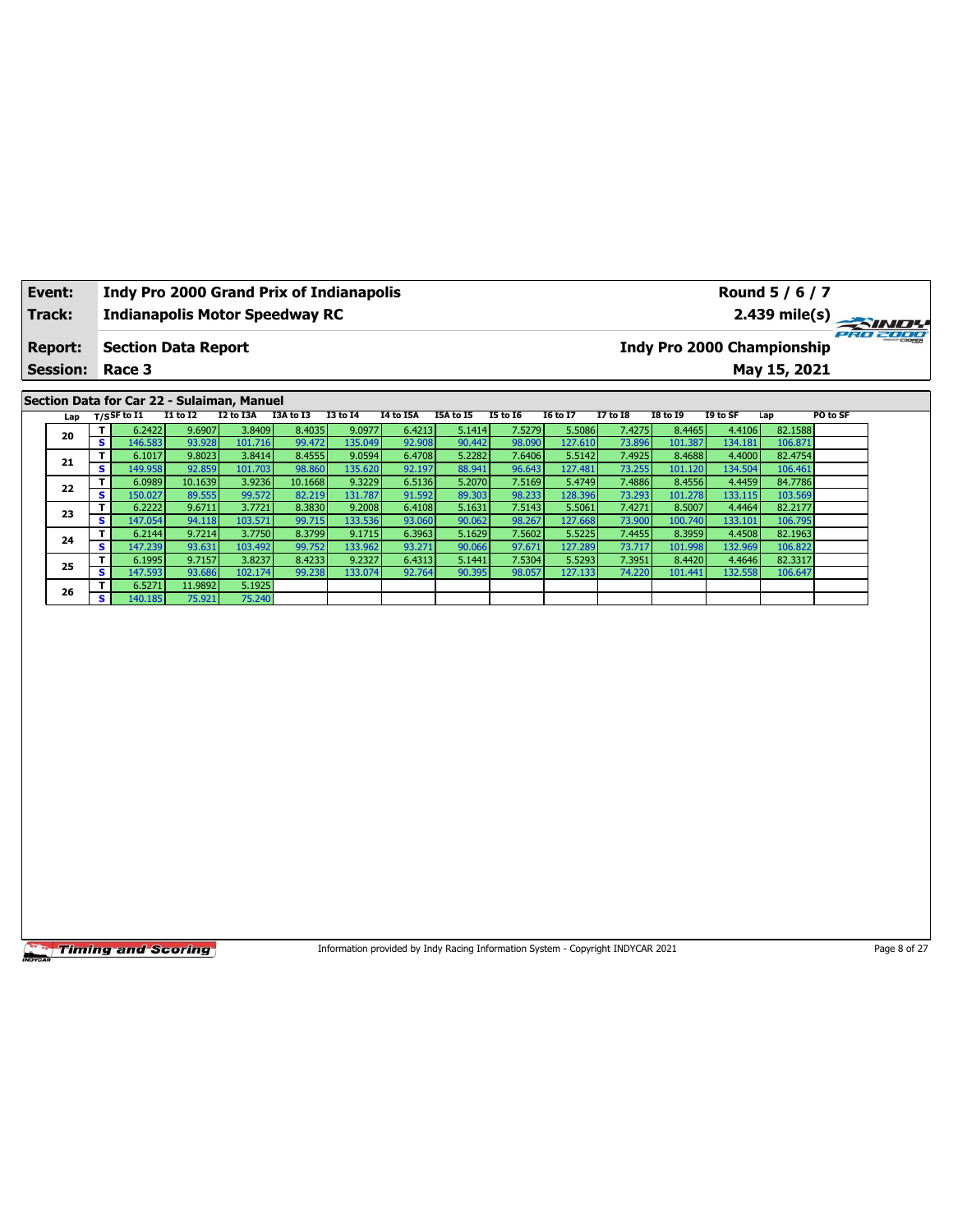| Event: | Indy Pro 2000 Grand Prix of Indianapolis | Round 5 / 6 / 7 |
|---|---|---|
| Track: | Indianapolis Motor Speedway RC | 2.439 mile(s) |
| Report: | Section Data Report | Indy Pro 2000 Championship |
| Session: | Race 3 | May 15, 2021 |

## Section Data for Car 22 - Sulaiman, Manuel

| Lap | T/S | SF to I1 | I1 to I2 | I2 to I3A | I3A to I3 | I3 to I4 | I4 to I5A | I5A to I5 | I5 to I6 | I6 to I7 | I7 to I8 | I8 to I9 | I9 to SF | Lap | PO to SF |
|---|---|---|---|---|---|---|---|---|---|---|---|---|---|---|---|
| 20 | T | 6.2422 | 9.6907 | 3.8409 | 8.4035 | 9.0977 | 6.4213 | 5.1414 | 7.5279 | 5.5086 | 7.4275 | 8.4465 | 4.4106 | 82.1588 | |
| | S | 146.583 | 93.928 | 101.716 | 99.472 | 135.049 | 92.908 | 90.442 | 98.090 | 127.610 | 73.896 | 101.387 | 134.181 | 106.871 | |
| 21 | T | 6.1017 | 9.8023 | 3.8414 | 8.4555 | 9.0594 | 6.4708 | 5.2282 | 7.6406 | 5.5142 | 7.4925 | 8.4688 | 4.4000 | 82.4754 | |
| | S | 149.958 | 92.859 | 101.703 | 98.860 | 135.620 | 92.197 | 88.941 | 96.643 | 127.481 | 73.255 | 101.120 | 134.504 | 106.461 | |
| 22 | T | 6.0989 | 10.1639 | 3.9236 | 10.1668 | 9.3229 | 6.5136 | 5.2070 | 7.5169 | 5.4749 | 7.4886 | 8.4556 | 4.4459 | 84.7786 | |
| | S | 150.027 | 89.555 | 99.572 | 82.219 | 131.787 | 91.592 | 89.303 | 98.233 | 128.396 | 73.293 | 101.278 | 133.115 | 103.569 | |
| 23 | T | 6.2222 | 9.6711 | 3.7721 | 8.3830 | 9.2008 | 6.4108 | 5.1631 | 7.5143 | 5.5061 | 7.4271 | 8.5007 | 4.4464 | 82.2177 | |
| | S | 147.054 | 94.118 | 103.571 | 99.715 | 133.536 | 93.060 | 90.062 | 98.267 | 127.668 | 73.900 | 100.740 | 133.101 | 106.795 | |
| 24 | T | 6.2144 | 9.7214 | 3.7750 | 8.3799 | 9.1715 | 6.3963 | 5.1629 | 7.5602 | 5.5225 | 7.4455 | 8.3959 | 4.4508 | 82.1963 | |
| | S | 147.239 | 93.631 | 103.492 | 99.752 | 133.962 | 93.271 | 90.066 | 97.671 | 127.289 | 73.717 | 101.998 | 132.969 | 106.822 | |
| 25 | T | 6.1995 | 9.7157 | 3.8237 | 8.4233 | 9.2327 | 6.4313 | 5.1441 | 7.5304 | 5.5293 | 7.3951 | 8.4420 | 4.4646 | 82.3317 | |
| | S | 147.593 | 93.686 | 102.174 | 99.238 | 133.074 | 92.764 | 90.395 | 98.057 | 127.133 | 74.220 | 101.441 | 132.558 | 106.647 | |
| 26 | T | 6.5271 | 11.9892 | 5.1925 | | | | | | | | | | | |
| | S | 140.185 | 75.921 | 75.240 | | | | | | | | | | | |

Information provided by Indy Racing Information System - Copyright INDYCAR 2021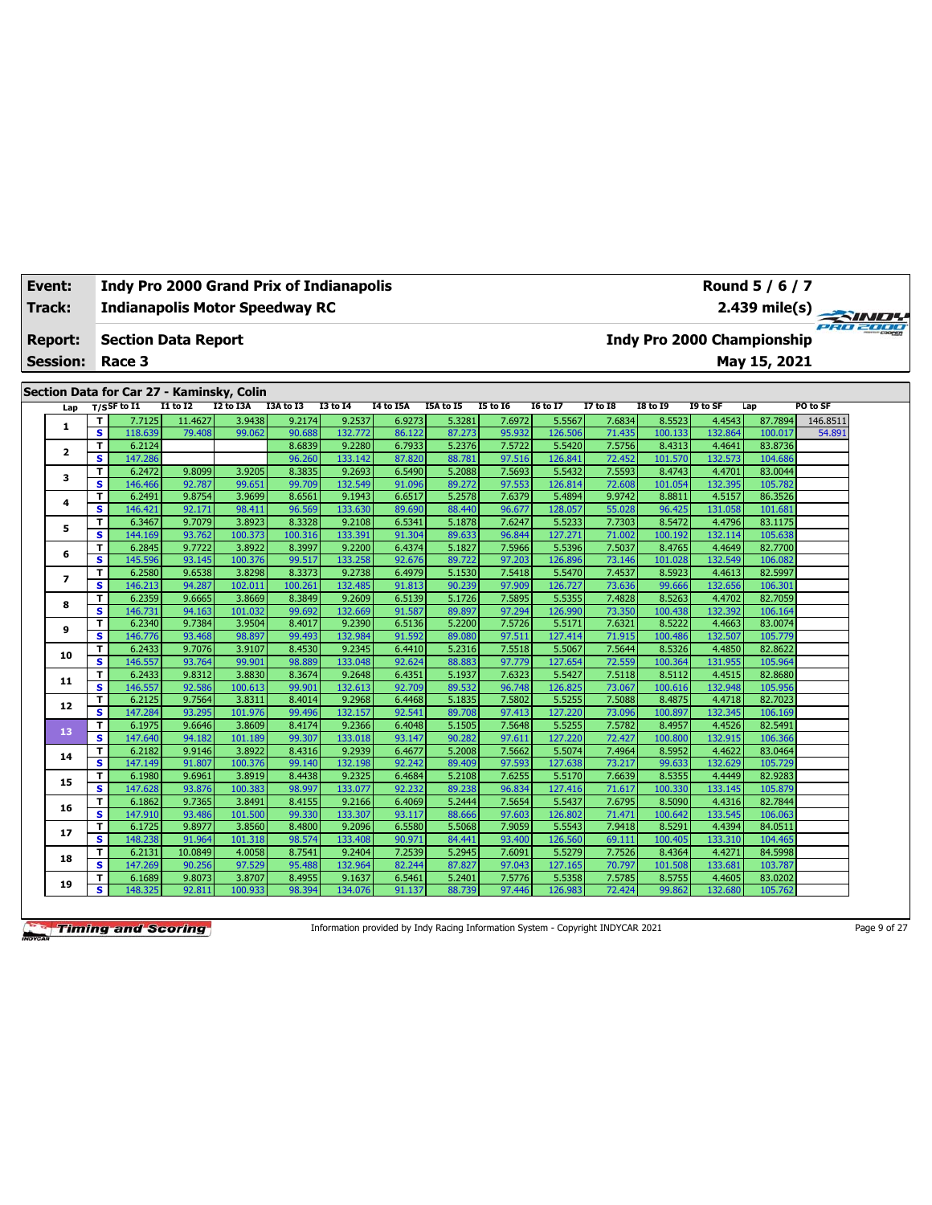| Event: | Indy Pro 2000 Grand Prix of Indianapolis | Round 5 / 6 / 7 |
|---|---|---|
| Track: | Indianapolis Motor Speedway RC | 2.439 mile(s) |
| Report: | Section Data Report | Indy Pro 2000 Championship |
| Session: | Race 3 | May 15, 2021 |

## Section Data for Car 27 - Kaminsky, Colin

| Lap | T/S | SF to I1 | I1 to I2 | I2 to I3A | I3A to I3 | I3 to I4 | I4 to I5A | I5A to I5 | I5 to I6 | I6 to I7 | I7 to I8 | I8 to I9 | I9 to SF | Lap | PO to SF |
|---|---|---|---|---|---|---|---|---|---|---|---|---|---|---|---|
| 1 | T | 7.7125 | 11.4627 | 3.9438 | 9.2174 | 9.2537 | 6.9273 | 5.3281 | 7.6972 | 5.5567 | 7.6834 | 8.5523 | 4.4543 | 87.7894 | 146.8511 |
| | S | 118.639 | 79.408 | 99.062 | 90.688 | 132.772 | 86.122 | 87.273 | 95.932 | 126.506 | 71.435 | 100.133 | 132.864 | 100.017 | 54.891 |
| 2 | T | 6.2124 | | | 8.6839 | 9.2280 | 6.7933 | 5.2376 | 7.5722 | 5.5420 | 7.5756 | 8.4313 | 4.4641 | 83.8736 | |
| | S | 147.286 | | | 96.260 | 133.142 | 87.820 | 88.781 | 97.516 | 126.841 | 72.452 | 101.570 | 132.573 | 104.686 | |
| 3 | T | 6.2472 | 9.8099 | 3.9205 | 8.3835 | 9.2693 | 6.5490 | 5.2088 | 7.5693 | 5.5432 | 7.5593 | 8.4743 | 4.4701 | 83.0044 | |
| | S | 146.466 | 92.787 | 99.651 | 99.709 | 132.549 | 91.096 | 89.272 | 97.553 | 126.814 | 72.608 | 101.054 | 132.395 | 105.782 | |
| 4 | T | 6.2491 | 9.8754 | 3.9699 | 8.6561 | 9.1943 | 6.6517 | 5.2578 | 7.6379 | 5.4894 | 9.9742 | 8.8811 | 4.5157 | 86.3526 | |
| | S | 146.421 | 92.171 | 98.411 | 96.569 | 133.630 | 89.690 | 88.440 | 96.677 | 128.057 | 55.028 | 96.425 | 131.058 | 101.681 | |
| 5 | T | 6.3467 | 9.7079 | 3.8923 | 8.3328 | 9.2108 | 6.5341 | 5.1878 | 7.6247 | 5.5233 | 7.7303 | 8.5472 | 4.4796 | 83.1175 | |
| | S | 144.169 | 93.762 | 100.373 | 100.316 | 133.391 | 91.304 | 89.633 | 96.844 | 127.271 | 71.002 | 100.192 | 132.114 | 105.638 | |
| 6 | T | 6.2845 | 9.7722 | 3.8922 | 8.3997 | 9.2200 | 6.4374 | 5.1827 | 7.5966 | 5.5396 | 7.5037 | 8.4765 | 4.4649 | 82.7700 | |
| | S | 145.596 | 93.145 | 100.376 | 99.517 | 133.258 | 92.676 | 89.722 | 97.203 | 126.896 | 73.146 | 101.028 | 132.549 | 106.082 | |
| 7 | T | 6.2580 | 9.6538 | 3.8298 | 8.3373 | 9.2738 | 6.4979 | 5.1530 | 7.5418 | 5.5470 | 7.4537 | 8.5923 | 4.4613 | 82.5997 | |
| | S | 146.213 | 94.287 | 102.011 | 100.261 | 132.485 | 91.813 | 90.239 | 97.909 | 126.727 | 73.636 | 99.666 | 132.656 | 106.301 | |
| 8 | T | 6.2359 | 9.6665 | 3.8669 | 8.3849 | 9.2609 | 6.5139 | 5.1726 | 7.5895 | 5.5355 | 7.4828 | 8.5263 | 4.4702 | 82.7059 | |
| | S | 146.731 | 94.163 | 101.032 | 99.692 | 132.669 | 91.587 | 89.897 | 97.294 | 126.990 | 73.350 | 100.438 | 132.392 | 106.164 | |
| 9 | T | 6.2340 | 9.7384 | 3.9504 | 8.4017 | 9.2390 | 6.5136 | 5.2200 | 7.5726 | 5.5171 | 7.6321 | 8.5222 | 4.4663 | 83.0074 | |
| | S | 146.776 | 93.468 | 98.897 | 99.493 | 132.984 | 91.592 | 89.080 | 97.511 | 127.414 | 71.915 | 100.486 | 132.507 | 105.779 | |
| 10 | T | 6.2433 | 9.7076 | 3.9107 | 8.4530 | 9.2345 | 6.4410 | 5.2316 | 7.5518 | 5.5067 | 7.5644 | 8.5326 | 4.4850 | 82.8622 | |
| | S | 146.557 | 93.764 | 99.901 | 98.889 | 133.048 | 92.624 | 88.883 | 97.779 | 127.654 | 72.559 | 100.364 | 131.955 | 105.964 | |
| 11 | T | 6.2433 | 9.8312 | 3.8830 | 8.3674 | 9.2648 | 6.4351 | 5.1937 | 7.6323 | 5.5427 | 7.5118 | 8.5112 | 4.4515 | 82.8680 | |
| | S | 146.557 | 92.586 | 100.613 | 99.901 | 132.613 | 92.709 | 89.532 | 96.748 | 126.825 | 73.067 | 100.616 | 132.948 | 105.956 | |
| 12 | T | 6.2125 | 9.7564 | 3.8311 | 8.4014 | 9.2968 | 6.4468 | 5.1835 | 7.5802 | 5.5255 | 7.5088 | 8.4875 | 4.4718 | 82.7023 | |
| | S | 147.284 | 93.295 | 101.976 | 99.496 | 132.157 | 92.541 | 89.708 | 97.413 | 127.220 | 73.096 | 100.897 | 132.345 | 106.169 | |
| 13 | T | 6.1975 | 9.6646 | 3.8609 | 8.4174 | 9.2366 | 6.4048 | 5.1505 | 7.5648 | 5.5255 | 7.5782 | 8.4957 | 4.4526 | 82.5491 | |
| | S | 147.640 | 94.182 | 101.189 | 99.307 | 133.018 | 93.147 | 90.282 | 97.611 | 127.220 | 72.427 | 100.800 | 132.915 | 106.366 | |
| 14 | T | 6.2182 | 9.9146 | 3.8922 | 8.4316 | 9.2939 | 6.4677 | 5.2008 | 7.5662 | 5.5074 | 7.4964 | 8.5952 | 4.4622 | 83.0464 | |
| | S | 147.149 | 91.807 | 100.376 | 99.140 | 132.198 | 92.242 | 89.409 | 97.593 | 127.638 | 73.217 | 99.633 | 132.629 | 105.729 | |
| 15 | T | 6.1980 | 9.6961 | 3.8919 | 8.4438 | 9.2325 | 6.4684 | 5.2108 | 7.6255 | 5.5170 | 7.6639 | 8.5355 | 4.4449 | 82.9283 | |
| | S | 147.628 | 93.876 | 100.383 | 98.997 | 133.077 | 92.232 | 89.238 | 96.834 | 127.416 | 71.617 | 100.330 | 133.145 | 105.879 | |
| 16 | T | 6.1862 | 9.7365 | 3.8491 | 8.4155 | 9.2166 | 6.4069 | 5.2444 | 7.5654 | 5.5437 | 7.6795 | 8.5090 | 4.4316 | 82.7844 | |
| | S | 147.910 | 93.486 | 101.500 | 99.330 | 133.307 | 93.117 | 88.666 | 97.603 | 126.802 | 71.471 | 100.642 | 133.545 | 106.063 | |
| 17 | T | 6.1725 | 9.8977 | 3.8560 | 8.4800 | 9.2096 | 6.5580 | 5.5068 | 7.9059 | 5.5543 | 7.9418 | 8.5291 | 4.4394 | 84.0511 | |
| | S | 148.238 | 91.964 | 101.318 | 98.574 | 133.408 | 90.971 | 84.441 | 93.400 | 126.560 | 69.111 | 100.405 | 133.310 | 104.465 | |
| 18 | T | 6.2131 | 10.0849 | 4.0058 | 8.7541 | 9.2404 | 7.2539 | 5.2945 | 7.6091 | 5.5279 | 7.7526 | 8.4364 | 4.4271 | 84.5998 | |
| | S | 147.269 | 90.256 | 97.529 | 95.488 | 132.964 | 82.244 | 87.827 | 97.043 | 127.165 | 70.797 | 101.508 | 133.681 | 103.787 | |
| 19 | T | 6.1689 | 9.8073 | 3.8707 | 8.4955 | 9.1637 | 6.5461 | 5.2401 | 7.5776 | 5.5358 | 7.5785 | 8.5755 | 4.4605 | 83.0202 | |
| | S | 148.325 | 92.811 | 100.933 | 98.394 | 134.076 | 91.137 | 88.739 | 97.446 | 126.983 | 72.424 | 99.862 | 132.680 | 105.762 | |

Information provided by Indy Racing Information System - Copyright INDYCAR 2021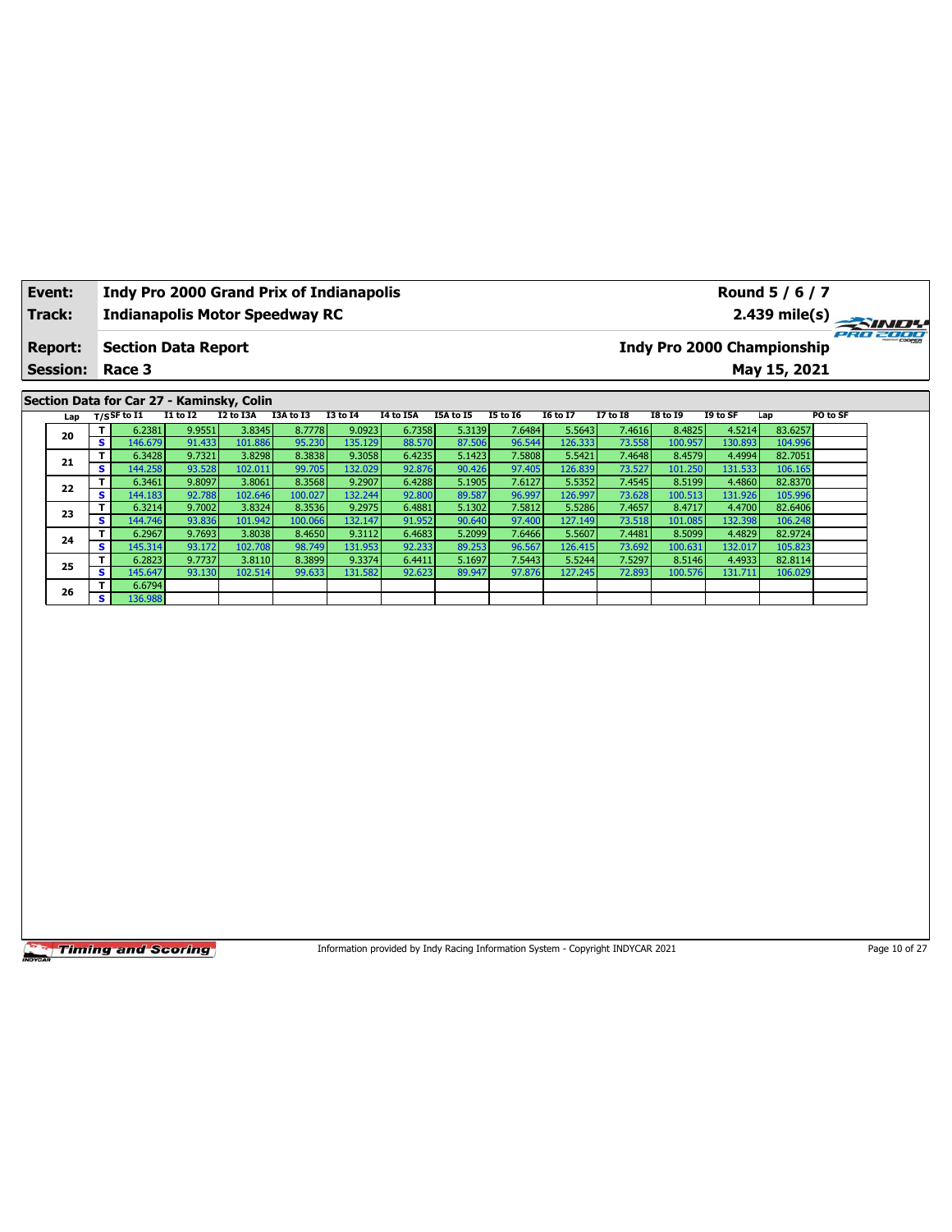| **Event:** | **Indy Pro 2000 Grand Prix of Indianapolis** | **Round 5 / 6 / 7** |
|---|---|---|
| **Track:** | **Indianapolis Motor Speedway RC** | **2.439 mile(s)** |
| **Report:** | **Section Data Report** | **Indy Pro 2000 Championship** |
| **Session:** | **Race 3** | **May 15, 2021** |

## Section Data for Car 27 - Kaminsky, Colin

| Lap | T/S | SF to I1 | I1 to I2 | I2 to I3A | I3A to I3 | I3 to I4 | I4 to I5A | I5A to I5 | I5 to I6 | I6 to I7 | I7 to I8 | I8 to I9 | I9 to SF | Lap | PO to SF |
|---|---|---|---|---|---|---|---|---|---|---|---|---|---|---|---|
| 20 | T | 6.2381 | 9.9551 | 3.8345 | 8.7778 | 9.0923 | 6.7358 | 5.3139 | 7.6484 | 5.5643 | 7.4616 | 8.4825 | 4.5214 | 83.6257 | |
| | S | 146.679 | 91.433 | 101.886 | 95.230 | 135.129 | 88.570 | 87.506 | 96.544 | 126.333 | 73.558 | 100.957 | 130.893 | 104.996 | |
| 21 | T | 6.3428 | 9.7321 | 3.8298 | 8.3838 | 9.3058 | 6.4235 | 5.1423 | 7.5808 | 5.5421 | 7.4648 | 8.4579 | 4.4994 | 82.7051 | |
| | S | 144.258 | 93.528 | 102.011 | 99.705 | 132.029 | 92.876 | 90.426 | 97.405 | 126.839 | 73.527 | 101.250 | 131.533 | 106.165 | |
| 22 | T | 6.3461 | 9.8097 | 3.8061 | 8.3568 | 9.2907 | 6.4288 | 5.1905 | 7.6127 | 5.5352 | 7.4545 | 8.5199 | 4.4860 | 82.8370 | |
| | S | 144.183 | 92.788 | 102.646 | 100.027 | 132.244 | 92.800 | 89.587 | 96.997 | 126.997 | 73.628 | 100.513 | 131.926 | 105.996 | |
| 23 | T | 6.3214 | 9.7002 | 3.8324 | 8.3536 | 9.2975 | 6.4881 | 5.1302 | 7.5812 | 5.5286 | 7.4657 | 8.4717 | 4.4700 | 82.6406 | |
| | S | 144.746 | 93.836 | 101.942 | 100.066 | 132.147 | 91.952 | 90.640 | 97.400 | 127.149 | 73.518 | 101.085 | 132.398 | 106.248 | |
| 24 | T | 6.2967 | 9.7693 | 3.8038 | 8.4650 | 9.3112 | 6.4683 | 5.2099 | 7.6466 | 5.5607 | 7.4481 | 8.5099 | 4.4829 | 82.9724 | |
| | S | 145.314 | 93.172 | 102.708 | 98.749 | 131.953 | 92.233 | 89.253 | 96.567 | 126.415 | 73.692 | 100.631 | 132.017 | 105.823 | |
| 25 | T | 6.2823 | 9.7737 | 3.8110 | 8.3899 | 9.3374 | 6.4411 | 5.1697 | 7.5443 | 5.5244 | 7.5297 | 8.5146 | 4.4933 | 82.8114 | |
| | S | 145.647 | 93.130 | 102.514 | 99.633 | 131.582 | 92.623 | 89.947 | 97.876 | 127.245 | 72.893 | 100.576 | 131.711 | 106.029 | |
| 26 | T | 6.6794 | | | | | | | | | | | | | |
| | S | 136.988 | | | | | | | | | | | | | |

Information provided by Indy Racing Information System - Copyright INDYCAR 2021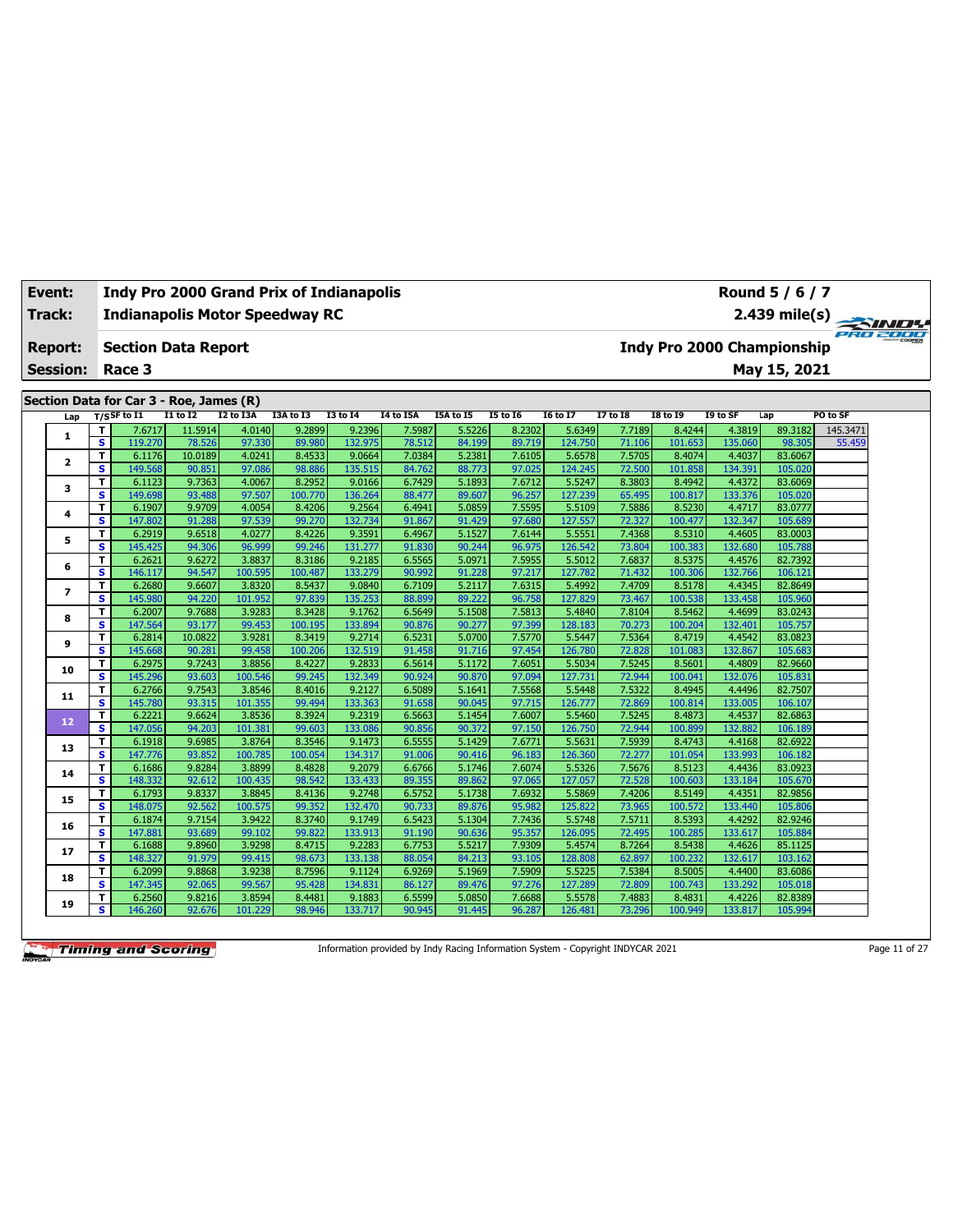| Event: | Indy Pro 2000 Grand Prix of Indianapolis | Round 5 / 6 / 7 |
|---|---|---|
| Track: | Indianapolis Motor Speedway RC | 2.439 mile(s) |
| Report: | Section Data Report | Indy Pro 2000 Championship |
| Session: | Race 3 | May 15, 2021 |

## Section Data for Car 3 - Roe, James (R)

| Lap | T/S | SF to I1 | I1 to I2 | I2 to I3A | I3A to I3 | I3 to I4 | I4 to I5A | I5A to I5 | I5 to I6 | I6 to I7 | I7 to I8 | I8 to I9 | I9 to SF | Lap | PO to SF |
|---|---|---|---|---|---|---|---|---|---|---|---|---|---|---|---|
| 1 | T | 7.6717 | 11.5914 | 4.0140 | 9.2899 | 9.2396 | 7.5987 | 5.5226 | 8.2302 | 5.6349 | 7.7189 | 8.4244 | 4.3819 | 89.3182 | 145.3471 |
| | S | 119.270 | 78.526 | 97.330 | 89.980 | 132.975 | 78.512 | 84.199 | 89.719 | 124.750 | 71.106 | 101.653 | 135.060 | 98.305 | 55.459 |
| 2 | T | 6.1176 | 10.0189 | 4.0241 | 8.4533 | 9.0664 | 7.0384 | 5.2381 | 7.6105 | 5.6578 | 7.5705 | 8.4074 | 4.4037 | 83.6067 | |
| | S | 149.568 | 90.851 | 97.086 | 98.886 | 135.515 | 84.762 | 88.773 | 97.025 | 124.245 | 72.500 | 101.858 | 134.391 | 105.020 | |
| 3 | T | 6.1123 | 9.7363 | 4.0067 | 8.2952 | 9.0166 | 6.7429 | 5.1893 | 7.6712 | 5.5247 | 8.3803 | 8.4942 | 4.4372 | 83.6069 | |
| | S | 149.698 | 93.488 | 97.507 | 100.770 | 136.264 | 88.477 | 89.607 | 96.257 | 127.239 | 65.495 | 100.817 | 133.376 | 105.020 | |
| 4 | T | 6.1907 | 9.9709 | 4.0054 | 8.4206 | 9.2564 | 6.4941 | 5.0859 | 7.5595 | 5.5109 | 7.5886 | 8.5230 | 4.4717 | 83.0777 | |
| | S | 147.802 | 91.288 | 97.539 | 99.270 | 132.734 | 91.867 | 91.429 | 97.680 | 127.557 | 72.327 | 100.477 | 132.347 | 105.689 | |
| 5 | T | 6.2919 | 9.6518 | 4.0277 | 8.4226 | 9.3591 | 6.4967 | 5.1527 | 7.6144 | 5.5551 | 7.4368 | 8.5310 | 4.4605 | 83.0003 | |
| | S | 145.425 | 94.306 | 96.999 | 99.246 | 131.277 | 91.830 | 90.244 | 96.975 | 126.542 | 73.804 | 100.383 | 132.680 | 105.788 | |
| 6 | T | 6.2621 | 9.6272 | 3.8837 | 8.3186 | 9.2185 | 6.5565 | 5.0971 | 7.5955 | 5.5012 | 7.6837 | 8.5375 | 4.4576 | 82.7392 | |
| | S | 146.117 | 94.547 | 100.595 | 100.487 | 133.279 | 90.992 | 91.228 | 97.217 | 127.782 | 71.432 | 100.306 | 132.766 | 106.121 | |
| 7 | T | 6.2680 | 9.6607 | 3.8320 | 8.5437 | 9.0840 | 6.7109 | 5.2117 | 7.6315 | 5.4992 | 7.4709 | 8.5178 | 4.4345 | 82.8649 | |
| | S | 145.980 | 94.220 | 101.952 | 97.839 | 135.253 | 88.899 | 89.222 | 96.758 | 127.829 | 73.467 | 100.538 | 133.458 | 105.960 | |
| 8 | T | 6.2007 | 9.7688 | 3.9283 | 8.3428 | 9.1762 | 6.5649 | 5.1508 | 7.5813 | 5.4840 | 7.8104 | 8.5462 | 4.4699 | 83.0243 | |
| | S | 147.564 | 93.177 | 99.453 | 100.195 | 133.894 | 90.876 | 90.277 | 97.399 | 128.183 | 70.273 | 100.204 | 132.401 | 105.757 | |
| 9 | T | 6.2814 | 10.0822 | 3.9281 | 8.3419 | 9.2714 | 6.5231 | 5.0700 | 7.5770 | 5.5447 | 7.5364 | 8.4719 | 4.4542 | 83.0823 | |
| | S | 145.668 | 90.281 | 99.458 | 100.206 | 132.519 | 91.458 | 91.716 | 97.454 | 126.780 | 72.828 | 101.083 | 132.867 | 105.683 | |
| 10 | T | 6.2975 | 9.7243 | 3.8856 | 8.4227 | 9.2833 | 6.5614 | 5.1172 | 7.6051 | 5.5034 | 7.5245 | 8.5601 | 4.4809 | 82.9660 | |
| | S | 145.296 | 93.603 | 100.546 | 99.245 | 132.349 | 90.924 | 90.870 | 97.094 | 127.731 | 72.944 | 100.041 | 132.076 | 105.831 | |
| 11 | T | 6.2766 | 9.7543 | 3.8546 | 8.4016 | 9.2127 | 6.5089 | 5.1641 | 7.5568 | 5.5448 | 7.5322 | 8.4945 | 4.4496 | 82.7507 | |
| | S | 145.780 | 93.315 | 101.355 | 99.494 | 133.363 | 91.658 | 90.045 | 97.715 | 126.777 | 72.869 | 100.814 | 133.005 | 106.107 | |
| 12 | T | 6.2221 | 9.6624 | 3.8536 | 8.3924 | 9.2319 | 6.5663 | 5.1454 | 7.6007 | 5.5460 | 7.5245 | 8.4873 | 4.4537 | 82.6863 | |
| | S | 147.056 | 94.203 | 101.381 | 99.603 | 133.086 | 90.856 | 90.372 | 97.150 | 126.750 | 72.944 | 100.899 | 132.882 | 106.189 | |
| 13 | T | 6.1918 | 9.6985 | 3.8764 | 8.3546 | 9.1473 | 6.5555 | 5.1429 | 7.6771 | 5.5631 | 7.5939 | 8.4743 | 4.4168 | 82.6922 | |
| | S | 147.776 | 93.852 | 100.785 | 100.054 | 134.317 | 91.006 | 90.416 | 96.183 | 126.360 | 72.277 | 101.054 | 133.993 | 106.182 | |
| 14 | T | 6.1686 | 9.8284 | 3.8899 | 8.4828 | 9.2079 | 6.6766 | 5.1746 | 7.6074 | 5.5326 | 7.5676 | 8.5123 | 4.4436 | 83.0923 | |
| | S | 148.332 | 92.612 | 100.435 | 98.542 | 133.433 | 89.355 | 89.862 | 97.065 | 127.057 | 72.528 | 100.603 | 133.184 | 105.670 | |
| 15 | T | 6.1793 | 9.8337 | 3.8845 | 8.4136 | 9.2748 | 6.5752 | 5.1738 | 7.6932 | 5.5869 | 7.4206 | 8.5149 | 4.4351 | 82.9856 | |
| | S | 148.075 | 92.562 | 100.575 | 99.352 | 132.470 | 90.733 | 89.876 | 95.982 | 125.822 | 73.965 | 100.572 | 133.440 | 105.806 | |
| 16 | T | 6.1874 | 9.7154 | 3.9422 | 8.3740 | 9.1749 | 6.5423 | 5.1304 | 7.7436 | 5.5748 | 7.5711 | 8.5393 | 4.4292 | 82.9246 | |
| | S | 147.881 | 93.689 | 99.102 | 99.822 | 133.913 | 91.190 | 90.636 | 95.357 | 126.095 | 72.495 | 100.285 | 133.617 | 105.884 | |
| 17 | T | 6.1688 | 9.8960 | 3.9298 | 8.4715 | 9.2283 | 6.7753 | 5.5217 | 7.9309 | 5.4574 | 8.7264 | 8.5438 | 4.4626 | 85.1125 | |
| | S | 148.327 | 91.979 | 99.415 | 98.673 | 133.138 | 88.054 | 84.213 | 93.105 | 128.808 | 62.897 | 100.232 | 132.617 | 103.162 | |
| 18 | T | 6.2099 | 9.8868 | 3.9238 | 8.7596 | 9.1124 | 6.9269 | 5.1969 | 7.5909 | 5.5225 | 7.5384 | 8.5005 | 4.4400 | 83.6086 | |
| | S | 147.345 | 92.065 | 99.567 | 95.428 | 134.831 | 86.127 | 89.476 | 97.276 | 127.289 | 72.809 | 100.743 | 133.292 | 105.018 | |
| 19 | T | 6.2560 | 9.8216 | 3.8594 | 8.4481 | 9.1883 | 6.5599 | 5.0850 | 7.6688 | 5.5578 | 7.4883 | 8.4831 | 4.4226 | 82.8389 | |
| | S | 146.260 | 92.676 | 101.229 | 98.946 | 133.717 | 90.945 | 91.445 | 96.287 | 126.481 | 73.296 | 100.949 | 133.817 | 105.994 | |

Information provided by Indy Racing Information System - Copyright INDYCAR 2021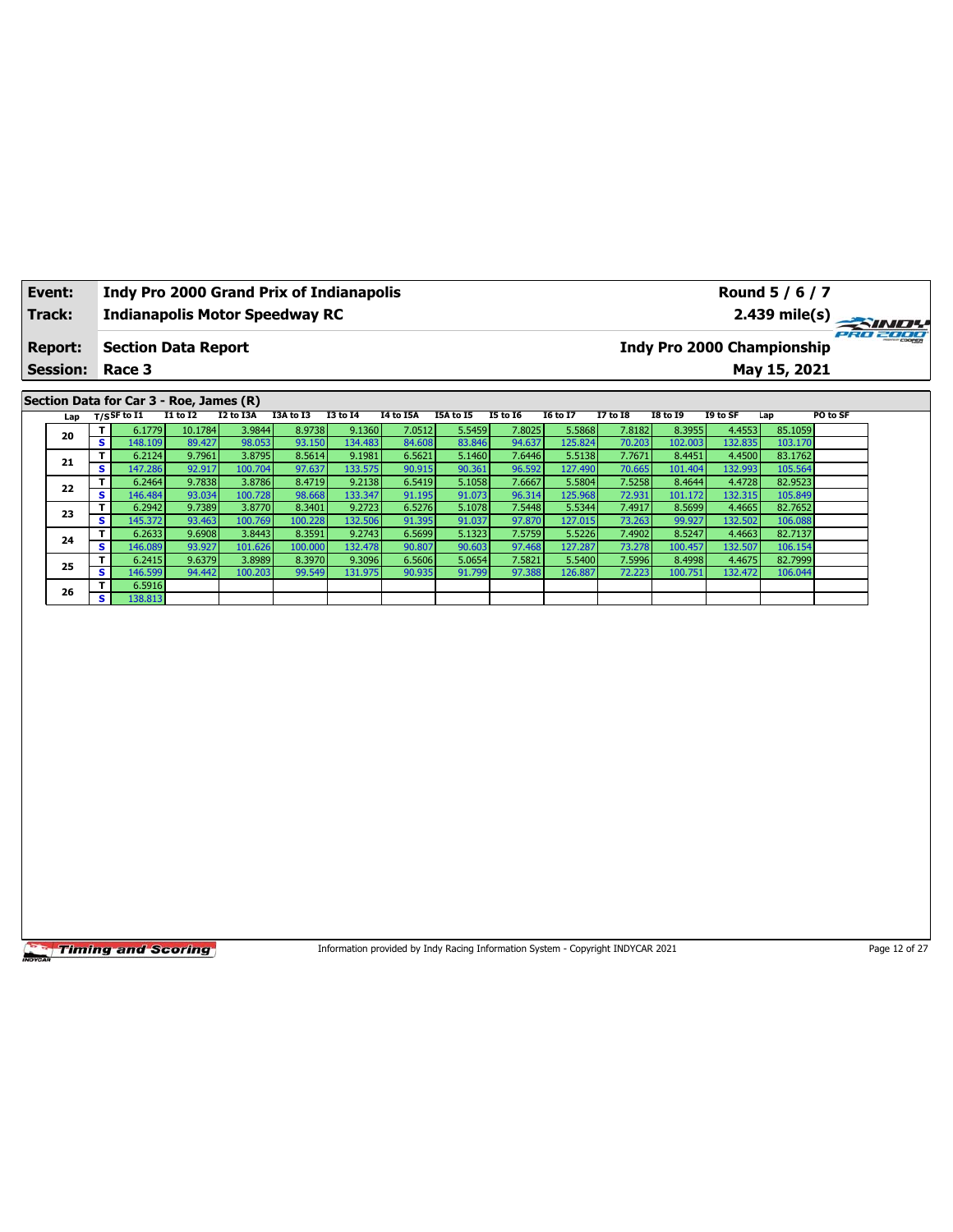| Event: | Indy Pro 2000 Grand Prix of Indianapolis | Round 5 / 6 / 7 |
|---|---|---|
| Track: | Indianapolis Motor Speedway RC | 2.439 mile(s) |
| Report: | Section Data Report | Indy Pro 2000 Championship |
| Session: | Race 3 | May 15, 2021 |

## Section Data for Car 3 - Roe, James (R)

| Lap | T/S | SF to I1 | I1 to I2 | I2 to I3A | I3A to I3 | I3 to I4 | I4 to I5A | I5A to I5 | I5 to I6 | I6 to I7 | I7 to I8 | I8 to I9 | I9 to SF | Lap | PO to SF |
|---|---|---|---|---|---|---|---|---|---|---|---|---|---|---|---|
| 20 | T | 6.1779 | 10.1784 | 3.9844 | 8.9738 | 9.1360 | 7.0512 | 5.5459 | 7.8025 | 5.5868 | 7.8182 | 8.3955 | 4.4553 | 85.1059 | |
| | S | 148.109 | 89.427 | 98.053 | 93.150 | 134.483 | 84.608 | 83.846 | 94.637 | 125.824 | 70.203 | 102.003 | 132.835 | 103.170 | |
| 21 | T | 6.2124 | 9.7961 | 3.8795 | 8.5614 | 9.1981 | 6.5621 | 5.1460 | 7.6446 | 5.5138 | 7.7671 | 8.4451 | 4.4500 | 83.1762 | |
| | S | 147.286 | 92.917 | 100.704 | 97.637 | 133.575 | 90.915 | 90.361 | 96.592 | 127.490 | 70.665 | 101.404 | 132.993 | 105.564 | |
| 22 | T | 6.2464 | 9.7838 | 3.8786 | 8.4719 | 9.2138 | 6.5419 | 5.1058 | 7.6667 | 5.5804 | 7.5258 | 8.4644 | 4.4728 | 82.9523 | |
| | S | 146.484 | 93.034 | 100.728 | 98.668 | 133.347 | 91.195 | 91.073 | 96.314 | 125.968 | 72.931 | 101.172 | 132.315 | 105.849 | |
| 23 | T | 6.2942 | 9.7389 | 3.8770 | 8.3401 | 9.2723 | 6.5276 | 5.1078 | 7.5448 | 5.5344 | 7.4917 | 8.5699 | 4.4665 | 82.7652 | |
| | S | 145.372 | 93.463 | 100.769 | 100.228 | 132.506 | 91.395 | 91.037 | 97.870 | 127.015 | 73.263 | 99.927 | 132.502 | 106.088 | |
| 24 | T | 6.2633 | 9.6908 | 3.8443 | 8.3591 | 9.2743 | 6.5699 | 5.1323 | 7.5759 | 5.5226 | 7.4902 | 8.5247 | 4.4663 | 82.7137 | |
| | S | 146.089 | 93.927 | 101.626 | 100.000 | 132.478 | 90.807 | 90.603 | 97.468 | 127.287 | 73.278 | 100.457 | 132.507 | 106.154 | |
| 25 | T | 6.2415 | 9.6379 | 3.8989 | 8.3970 | 9.3096 | 6.5606 | 5.0654 | 7.5821 | 5.5400 | 7.5996 | 8.4998 | 4.4675 | 82.7999 | |
| | S | 146.599 | 94.442 | 100.203 | 99.549 | 131.975 | 90.935 | 91.799 | 97.388 | 126.887 | 72.223 | 100.751 | 132.472 | 106.044 | |
| 26 | T | 6.5916 | | | | | | | | | | | | | |
| | S | 138.813 | | | | | | | | | | | | | |

Information provided by Indy Racing Information System - Copyright INDYCAR 2021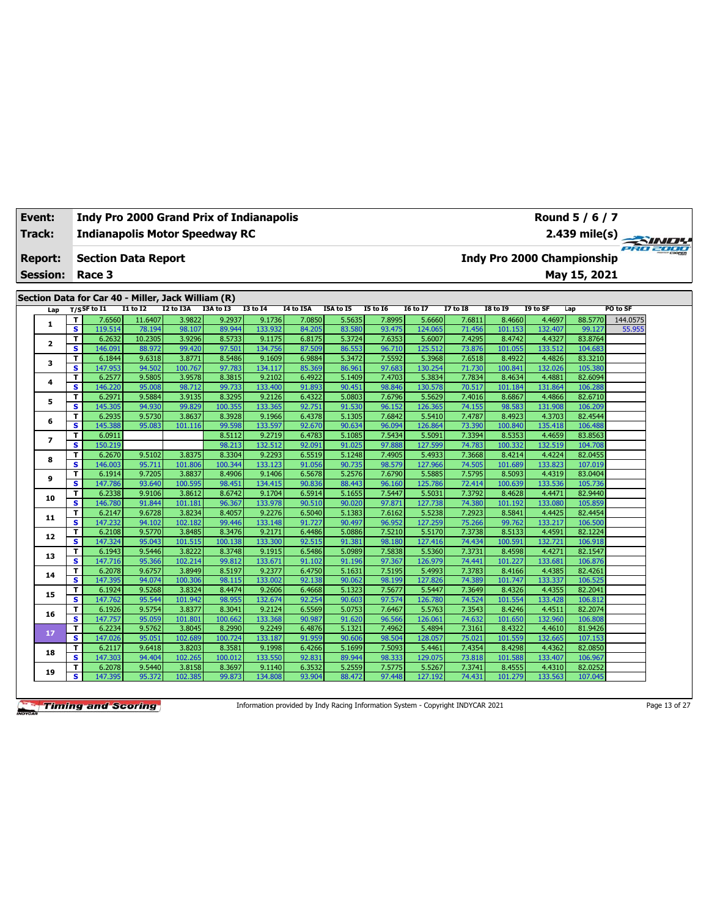| Event: | Indy Pro 2000 Grand Prix of Indianapolis | Round 5 / 6 / 7 |
|---|---|---|
| Track: | Indianapolis Motor Speedway RC | 2.439 mile(s) |
| Report: | Section Data Report | Indy Pro 2000 Championship |
| Session: | Race 3 | May 15, 2021 |

## Section Data for Car 40 - Miller, Jack William (R)

| Lap | T/S | SF to I1 | I1 to I2 | I2 to I3A | I3A to I3 | I3 to I4 | I4 to I5A | I5A to I5 | I5 to I6 | I6 to I7 | I7 to I8 | I8 to I9 | I9 to SF | Lap | PO to SF |
|---|---|---|---|---|---|---|---|---|---|---|---|---|---|---|---|
| 1 | T | 7.6560 | 11.6407 | 3.9822 | 9.2937 | 9.1736 | 7.0850 | 5.5635 | 7.8995 | 5.6660 | 7.6811 | 8.4660 | 4.4697 | 88.5770 | 144.0575 |
| | S | 119.514 | 78.194 | 98.107 | 89.944 | 133.932 | 84.205 | 83.580 | 93.475 | 124.065 | 71.456 | 101.153 | 132.407 | 99.127 | 55.955 |
| 2 | T | 6.2632 | 10.2305 | 3.9296 | 8.5733 | 9.1175 | 6.8175 | 5.3724 | 7.6353 | 5.6007 | 7.4295 | 8.4742 | 4.4327 | 83.8764 | |
| | S | 146.091 | 88.972 | 99.420 | 97.501 | 134.756 | 87.509 | 86.553 | 96.710 | 125.512 | 73.876 | 101.055 | 133.512 | 104.683 | |
| 3 | T | 6.1844 | 9.6318 | 3.8771 | 8.5486 | 9.1609 | 6.9884 | 5.3472 | 7.5592 | 5.3968 | 7.6518 | 8.4922 | 4.4826 | 83.3210 | |
| | S | 147.953 | 94.502 | 100.767 | 97.783 | 134.117 | 85.369 | 86.961 | 97.683 | 130.254 | 71.730 | 100.841 | 132.026 | 105.380 | |
| 4 | T | 6.2577 | 9.5805 | 3.9578 | 8.3815 | 9.2102 | 6.4922 | 5.1409 | 7.4703 | 5.3834 | 7.7834 | 8.4634 | 4.4881 | 82.6094 | |
| | S | 146.220 | 95.008 | 98.712 | 99.733 | 133.400 | 91.893 | 90.451 | 98.846 | 130.578 | 70.517 | 101.184 | 131.864 | 106.288 | |
| 5 | T | 6.2971 | 9.5884 | 3.9135 | 8.3295 | 9.2126 | 6.4322 | 5.0803 | 7.6796 | 5.5629 | 7.4016 | 8.6867 | 4.4866 | 82.6710 | |
| | S | 145.305 | 94.930 | 99.829 | 100.355 | 133.365 | 92.751 | 91.530 | 96.152 | 126.365 | 74.155 | 98.583 | 131.908 | 106.209 | |
| 6 | T | 6.2935 | 9.5730 | 3.8637 | 8.3928 | 9.1966 | 6.4378 | 5.1305 | 7.6842 | 5.5410 | 7.4787 | 8.4923 | 4.3703 | 82.4544 | |
| | S | 145.388 | 95.083 | 101.116 | 99.598 | 133.597 | 92.670 | 90.634 | 96.094 | 126.864 | 73.390 | 100.840 | 135.418 | 106.488 | |
| 7 | T | 6.0911 | | | 8.5112 | 9.2719 | 6.4783 | 5.1085 | 7.5434 | 5.5091 | 7.3394 | 8.5353 | 4.4659 | 83.8563 | |
| | S | 150.219 | | | 98.213 | 132.512 | 92.091 | 91.025 | 97.888 | 127.599 | 74.783 | 100.332 | 132.519 | 104.708 | |
| 8 | T | 6.2670 | 9.5102 | 3.8375 | 8.3304 | 9.2293 | 6.5519 | 5.1248 | 7.4905 | 5.4933 | 7.3668 | 8.4214 | 4.4224 | 82.0455 | |
| | S | 146.003 | 95.711 | 101.806 | 100.344 | 133.123 | 91.056 | 90.735 | 98.579 | 127.966 | 74.505 | 101.689 | 133.823 | 107.019 | |
| 9 | T | 6.1914 | 9.7205 | 3.8837 | 8.4906 | 9.1406 | 6.5678 | 5.2576 | 7.6790 | 5.5885 | 7.5795 | 8.5093 | 4.4319 | 83.0404 | |
| | S | 147.786 | 93.640 | 100.595 | 98.451 | 134.415 | 90.836 | 88.443 | 96.160 | 125.786 | 72.414 | 100.639 | 133.536 | 105.736 | |
| 10 | T | 6.2338 | 9.9106 | 3.8612 | 8.6742 | 9.1704 | 6.5914 | 5.1655 | 7.5447 | 5.5031 | 7.3792 | 8.4628 | 4.4471 | 82.9940 | |
| | S | 146.780 | 91.844 | 101.181 | 96.367 | 133.978 | 90.510 | 90.020 | 97.871 | 127.738 | 74.380 | 101.192 | 133.080 | 105.859 | |
| 11 | T | 6.2147 | 9.6728 | 3.8234 | 8.4057 | 9.2276 | 6.5040 | 5.1383 | 7.6162 | 5.5238 | 7.2923 | 8.5841 | 4.4425 | 82.4454 | |
| | S | 147.232 | 94.102 | 102.182 | 99.446 | 133.148 | 91.727 | 90.497 | 96.952 | 127.259 | 75.266 | 99.762 | 133.217 | 106.500 | |
| 12 | T | 6.2108 | 9.5770 | 3.8485 | 8.3476 | 9.2171 | 6.4486 | 5.0886 | 7.5210 | 5.5170 | 7.3738 | 8.5133 | 4.4591 | 82.1224 | |
| | S | 147.324 | 95.043 | 101.515 | 100.138 | 133.300 | 92.515 | 91.381 | 98.180 | 127.416 | 74.434 | 100.591 | 132.721 | 106.918 | |
| 13 | T | 6.1943 | 9.5446 | 3.8222 | 8.3748 | 9.1915 | 6.5486 | 5.0989 | 7.5838 | 5.5360 | 7.3731 | 8.4598 | 4.4271 | 82.1547 | |
| | S | 147.716 | 95.366 | 102.214 | 99.812 | 133.671 | 91.102 | 91.196 | 97.367 | 126.979 | 74.441 | 101.227 | 133.681 | 106.876 | |
| 14 | T | 6.2078 | 9.6757 | 3.8949 | 8.5197 | 9.2377 | 6.4750 | 5.1631 | 7.5195 | 5.4993 | 7.3783 | 8.4166 | 4.4385 | 82.4261 | |
| | S | 147.395 | 94.074 | 100.306 | 98.115 | 133.002 | 92.138 | 90.062 | 98.199 | 127.826 | 74.389 | 101.747 | 133.337 | 106.525 | |
| 15 | T | 6.1924 | 9.5268 | 3.8324 | 8.4474 | 9.2606 | 6.4668 | 5.1323 | 7.5677 | 5.5447 | 7.3649 | 8.4326 | 4.4355 | 82.2041 | |
| | S | 147.762 | 95.544 | 101.942 | 98.955 | 132.674 | 92.254 | 90.603 | 97.574 | 126.780 | 74.524 | 101.554 | 133.428 | 106.812 | |
| 16 | T | 6.1926 | 9.5754 | 3.8377 | 8.3041 | 9.2124 | 6.5569 | 5.0753 | 7.6467 | 5.5763 | 7.3543 | 8.4246 | 4.4511 | 82.2074 | |
| | S | 147.757 | 95.059 | 101.801 | 100.662 | 133.368 | 90.987 | 91.620 | 96.566 | 126.061 | 74.632 | 101.650 | 132.960 | 106.808 | |
| 17 | T | 6.2234 | 9.5762 | 3.8045 | 8.2990 | 9.2249 | 6.4876 | 5.1321 | 7.4962 | 5.4894 | 7.3161 | 8.4322 | 4.4610 | 81.9426 | |
| | S | 147.026 | 95.051 | 102.689 | 100.724 | 133.187 | 91.959 | 90.606 | 98.504 | 128.057 | 75.021 | 101.559 | 132.665 | 107.153 | |
| 18 | T | 6.2117 | 9.6418 | 3.8203 | 8.3581 | 9.1998 | 6.4266 | 5.1699 | 7.5093 | 5.4461 | 7.4354 | 8.4298 | 4.4362 | 82.0850 | |
| | S | 147.303 | 94.404 | 102.265 | 100.012 | 133.550 | 92.831 | 89.944 | 98.333 | 129.075 | 73.818 | 101.588 | 133.407 | 106.967 | |
| 19 | T | 6.2078 | 9.5440 | 3.8158 | 8.3697 | 9.1140 | 6.3532 | 5.2559 | 7.5775 | 5.5267 | 7.3741 | 8.4555 | 4.4310 | 82.0252 | |
| | S | 147.395 | 95.372 | 102.385 | 99.873 | 134.808 | 93.904 | 88.472 | 97.448 | 127.192 | 74.431 | 101.279 | 133.563 | 107.045 | |

Information provided by Indy Racing Information System - Copyright INDYCAR 2021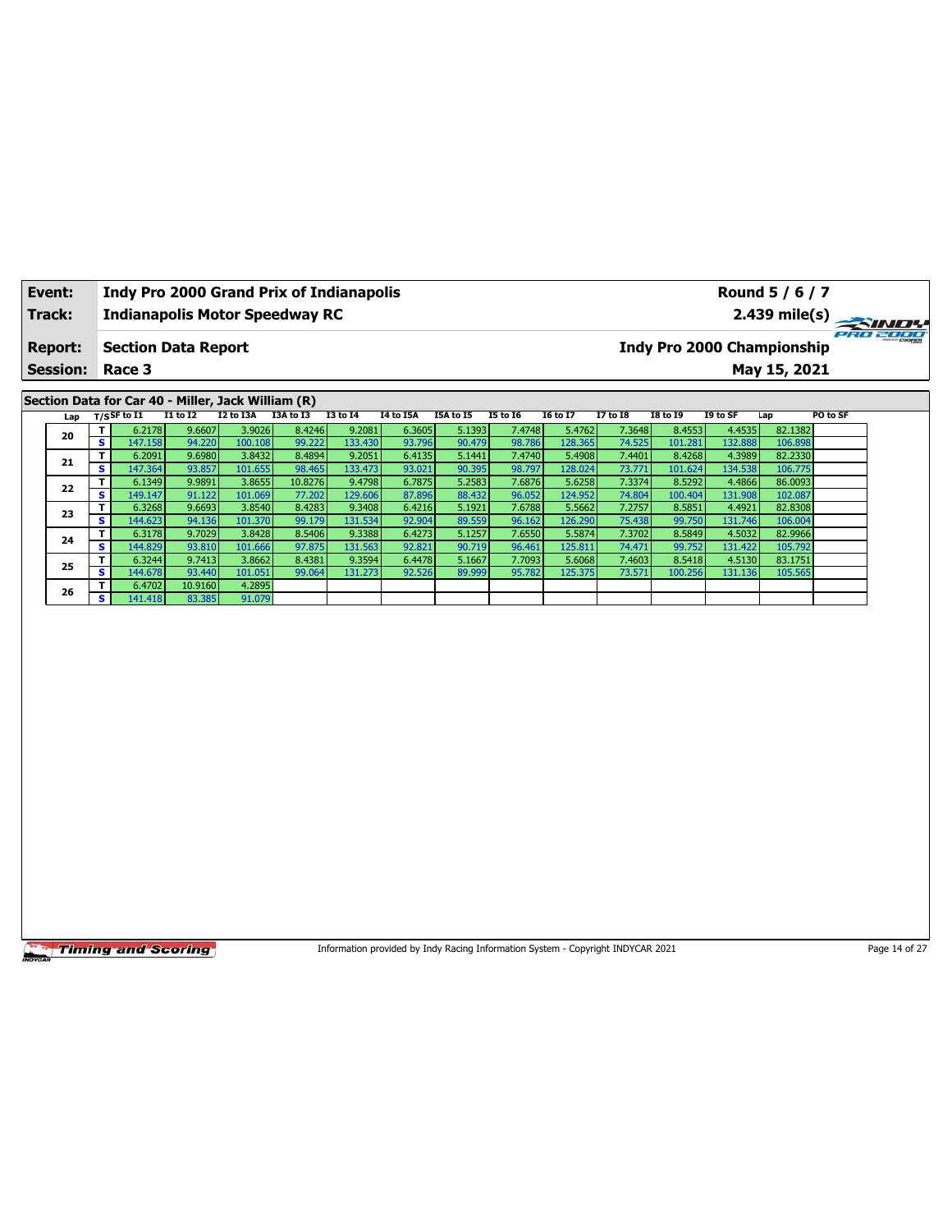| Event: | Indy Pro 2000 Grand Prix of Indianapolis | Round 5 / 6 / 7 |
|---|---|---|
| Track: | Indianapolis Motor Speedway RC | 2.439 mile(s) |
| Report: | Section Data Report | Indy Pro 2000 Championship |
| Session: | Race 3 | May 15, 2021 |

## Section Data for Car 40 - Miller, Jack William (R)

| Lap | T/S | SF to I1 | I1 to I2 | I2 to I3A | I3A to I3 | I3 to I4 | I4 to I5A | I5A to I5 | I5 to I6 | I6 to I7 | I7 to I8 | I8 to I9 | I9 to SF | Lap | PO to SF |
|---|---|---|---|---|---|---|---|---|---|---|---|---|---|---|---|
| 20 | T | 6.2178 | 9.6607 | 3.9026 | 8.4246 | 9.2081 | 6.3605 | 5.1393 | 7.4748 | 5.4762 | 7.3648 | 8.4553 | 4.4535 | 82.1382 | |
| | S | 147.158 | 94.220 | 100.108 | 99.222 | 133.430 | 93.796 | 90.479 | 98.786 | 128.365 | 74.525 | 101.281 | 132.888 | 106.898 | |
| 21 | T | 6.2091 | 9.6980 | 3.8432 | 8.4894 | 9.2051 | 6.4135 | 5.1441 | 7.4740 | 5.4908 | 7.4401 | 8.4268 | 4.3989 | 82.2330 | |
| | S | 147.364 | 93.857 | 101.655 | 98.465 | 133.473 | 93.021 | 90.395 | 98.797 | 128.024 | 73.771 | 101.624 | 134.538 | 106.775 | |
| 22 | T | 6.1349 | 9.9891 | 3.8655 | 10.8276 | 9.4798 | 6.7875 | 5.2583 | 7.6876 | 5.6258 | 7.3374 | 8.5292 | 4.4866 | 86.0093 | |
| | S | 149.147 | 91.122 | 101.069 | 77.202 | 129.606 | 87.896 | 88.432 | 96.052 | 124.952 | 74.804 | 100.404 | 131.908 | 102.087 | |
| 23 | T | 6.3268 | 9.6693 | 3.8540 | 8.4283 | 9.3408 | 6.4216 | 5.1921 | 7.6788 | 5.5662 | 7.2757 | 8.5851 | 4.4921 | 82.8308 | |
| | S | 144.623 | 94.136 | 101.370 | 99.179 | 131.534 | 92.904 | 89.559 | 96.162 | 126.290 | 75.438 | 99.750 | 131.746 | 106.004 | |
| 24 | T | 6.3178 | 9.7029 | 3.8428 | 8.5406 | 9.3388 | 6.4273 | 5.1257 | 7.6550 | 5.5874 | 7.3702 | 8.5849 | 4.5032 | 82.9966 | |
| | S | 144.829 | 93.810 | 101.666 | 97.875 | 131.563 | 92.821 | 90.719 | 96.461 | 125.811 | 74.471 | 99.752 | 131.422 | 105.792 | |
| 25 | T | 6.3244 | 9.7413 | 3.8662 | 8.4381 | 9.3594 | 6.4478 | 5.1667 | 7.7093 | 5.6068 | 7.4603 | 8.5418 | 4.5130 | 83.1751 | |
| | S | 144.678 | 93.440 | 101.051 | 99.064 | 131.273 | 92.526 | 89.999 | 95.782 | 125.375 | 73.571 | 100.256 | 131.136 | 105.565 | |
| 26 | T | 6.4702 | 10.9160 | 4.2895 | | | | | | | | | | | |
| | S | 141.418 | 83.385 | 91.079 | | | | | | | | | | | |

Information provided by Indy Racing Information System - Copyright INDYCAR 2021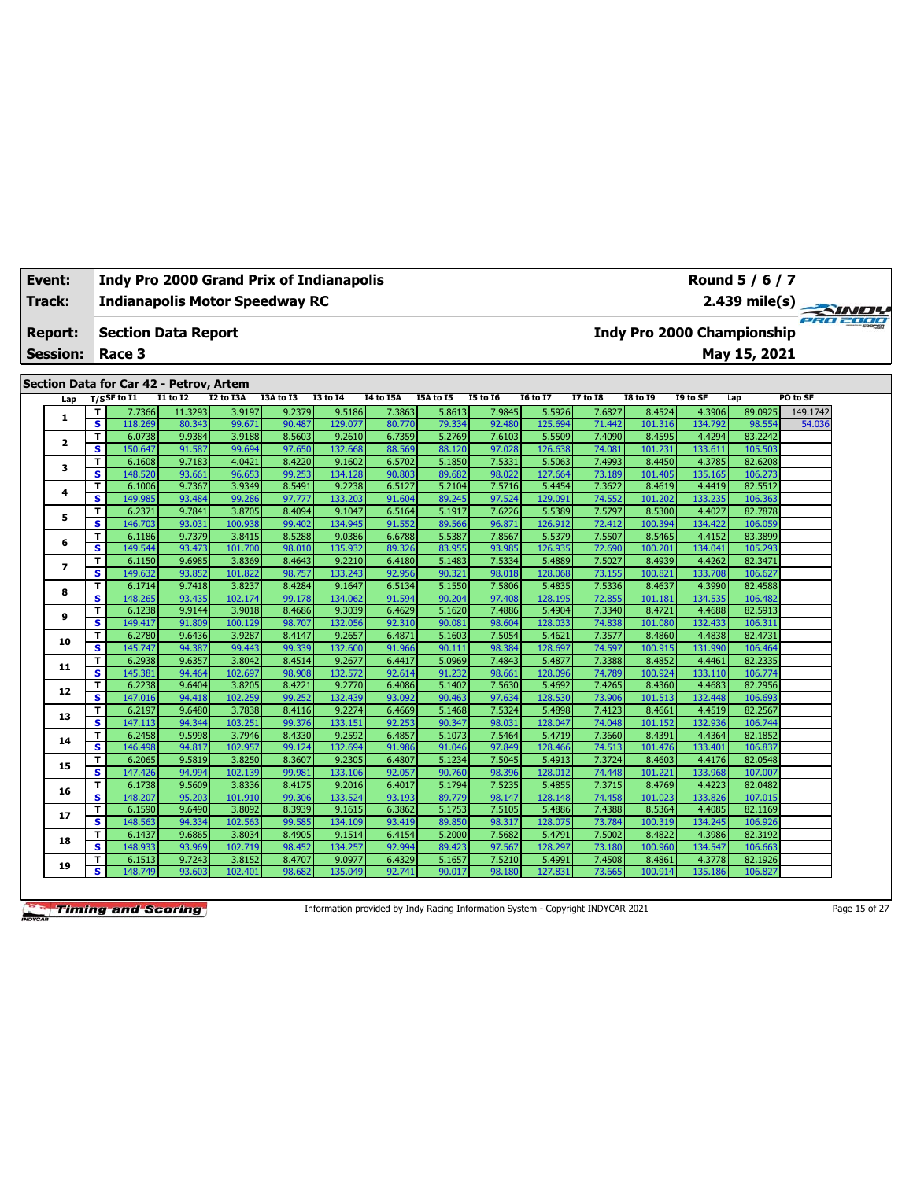| Event: | Indy Pro 2000 Grand Prix of Indianapolis | Round 5 / 6 / 7 |
|---|---|---|
| Track: | Indianapolis Motor Speedway RC | 2.439 mile(s) |
| Report: | Section Data Report | Indy Pro 2000 Championship |
| Session: | Race 3 | May 15, 2021 |

## Section Data for Car 42 - Petrov, Artem

| Lap | T/S | SF to I1 | I1 to I2 | I2 to I3A | I3A to I3 | I3 to I4 | I4 to I5A | I5A to I5 | I5 to I6 | I6 to I7 | I7 to I8 | I8 to I9 | I9 to SF | Lap | PO to SF |
|---|---|---|---|---|---|---|---|---|---|---|---|---|---|---|---|
| 1 | T | 7.7366 | 11.3293 | 3.9197 | 9.2379 | 9.5186 | 7.3863 | 5.8613 | 7.9845 | 5.5926 | 7.6827 | 8.4524 | 4.3906 | 89.0925 | 149.1742 |
| | S | 118.269 | 80.343 | 99.671 | 90.487 | 129.077 | 80.770 | 79.334 | 92.480 | 125.694 | 71.442 | 101.316 | 134.792 | 98.554 | 54.036 |
| 2 | T | 6.0738 | 9.9384 | 3.9188 | 8.5603 | 9.2610 | 6.7359 | 5.2769 | 7.6103 | 5.5509 | 7.4090 | 8.4595 | 4.4294 | 83.2242 | |
| | S | 150.647 | 91.587 | 99.694 | 97.650 | 132.668 | 88.569 | 88.120 | 97.028 | 126.638 | 74.081 | 101.231 | 133.611 | 105.503 | |
| 3 | T | 6.1608 | 9.7183 | 4.0421 | 8.4220 | 9.1602 | 6.5702 | 5.1850 | 7.5331 | 5.5063 | 7.4993 | 8.4450 | 4.3785 | 82.6208 | |
| | S | 148.520 | 93.661 | 96.653 | 99.253 | 134.128 | 90.803 | 89.682 | 98.022 | 127.664 | 73.189 | 101.405 | 135.165 | 106.273 | |
| 4 | T | 6.1006 | 9.7367 | 3.9349 | 8.5491 | 9.2238 | 6.5127 | 5.2104 | 7.5716 | 5.4454 | 7.3622 | 8.4619 | 4.4419 | 82.5512 | |
| | S | 149.985 | 93.484 | 99.286 | 97.777 | 133.203 | 91.604 | 89.245 | 97.524 | 129.091 | 74.552 | 101.202 | 133.235 | 106.363 | |
| 5 | T | 6.2371 | 9.7841 | 3.8705 | 8.4094 | 9.1047 | 6.5164 | 5.1917 | 7.6226 | 5.5389 | 7.5797 | 8.5300 | 4.4027 | 82.7878 | |
| | S | 146.703 | 93.031 | 100.938 | 99.402 | 134.945 | 91.552 | 89.566 | 96.871 | 126.912 | 72.412 | 100.394 | 134.422 | 106.059 | |
| 6 | T | 6.1186 | 9.7379 | 3.8415 | 8.5288 | 9.0386 | 6.6788 | 5.5387 | 7.8567 | 5.5379 | 7.5507 | 8.5465 | 4.4152 | 83.3899 | |
| | S | 149.544 | 93.473 | 101.700 | 98.010 | 135.932 | 89.326 | 83.955 | 93.985 | 126.935 | 72.690 | 100.201 | 134.041 | 105.293 | |
| 7 | T | 6.1150 | 9.6985 | 3.8369 | 8.4643 | 9.2210 | 6.4180 | 5.1483 | 7.5334 | 5.4889 | 7.5027 | 8.4939 | 4.4262 | 82.3471 | |
| | S | 149.632 | 93.852 | 101.822 | 98.757 | 133.243 | 92.956 | 90.321 | 98.018 | 128.068 | 73.155 | 100.821 | 133.708 | 106.627 | |
| 8 | T | 6.1714 | 9.7418 | 3.8237 | 8.4284 | 9.1647 | 6.5134 | 5.1550 | 7.5806 | 5.4835 | 7.5336 | 8.4637 | 4.3990 | 82.4588 | |
| | S | 148.265 | 93.435 | 102.174 | 99.178 | 134.062 | 91.594 | 90.204 | 97.408 | 128.195 | 72.855 | 101.181 | 134.535 | 106.482 | |
| 9 | T | 6.1238 | 9.9144 | 3.9018 | 8.4686 | 9.3039 | 6.4629 | 5.1620 | 7.4886 | 5.4904 | 7.3340 | 8.4721 | 4.4688 | 82.5913 | |
| | S | 149.417 | 91.809 | 100.129 | 98.707 | 132.056 | 92.310 | 90.081 | 98.604 | 128.033 | 74.838 | 101.080 | 132.433 | 106.311 | |
| 10 | T | 6.2780 | 9.6436 | 3.9287 | 8.4147 | 9.2657 | 6.4871 | 5.1603 | 7.5054 | 5.4621 | 7.3577 | 8.4860 | 4.4838 | 82.4731 | |
| | S | 145.747 | 94.387 | 99.443 | 99.339 | 132.600 | 91.966 | 90.111 | 98.384 | 128.697 | 74.597 | 100.915 | 131.990 | 106.464 | |
| 11 | T | 6.2938 | 9.6357 | 3.8042 | 8.4514 | 9.2677 | 6.4417 | 5.0969 | 7.4843 | 5.4877 | 7.3388 | 8.4852 | 4.4461 | 82.2335 | |
| | S | 145.381 | 94.464 | 102.697 | 98.908 | 132.572 | 92.614 | 91.232 | 98.661 | 128.096 | 74.789 | 100.924 | 133.110 | 106.774 | |
| 12 | T | 6.2238 | 9.6404 | 3.8205 | 8.4221 | 9.2770 | 6.4086 | 5.1402 | 7.5630 | 5.4692 | 7.4265 | 8.4360 | 4.4683 | 82.2956 | |
| | S | 147.016 | 94.418 | 102.259 | 99.252 | 132.439 | 93.092 | 90.463 | 97.634 | 128.530 | 73.906 | 101.513 | 132.448 | 106.693 | |
| 13 | T | 6.2197 | 9.6480 | 3.7838 | 8.4116 | 9.2274 | 6.4669 | 5.1468 | 7.5324 | 5.4898 | 7.4123 | 8.4661 | 4.4519 | 82.2567 | |
| | S | 147.113 | 94.344 | 103.251 | 99.376 | 133.151 | 92.253 | 90.347 | 98.031 | 128.047 | 74.048 | 101.152 | 132.936 | 106.744 | |
| 14 | T | 6.2458 | 9.5998 | 3.7946 | 8.4330 | 9.2592 | 6.4857 | 5.1073 | 7.5464 | 5.4719 | 7.3660 | 8.4391 | 4.4364 | 82.1852 | |
| | S | 146.498 | 94.817 | 102.957 | 99.124 | 132.694 | 91.986 | 91.046 | 97.849 | 128.466 | 74.513 | 101.476 | 133.401 | 106.837 | |
| 15 | T | 6.2065 | 9.5819 | 3.8250 | 8.3607 | 9.2305 | 6.4807 | 5.1234 | 7.5045 | 5.4913 | 7.3724 | 8.4603 | 4.4176 | 82.0548 | |
| | S | 147.426 | 94.994 | 102.139 | 99.981 | 133.106 | 92.057 | 90.760 | 98.396 | 128.012 | 74.448 | 101.221 | 133.968 | 107.007 | |
| 16 | T | 6.1738 | 9.5609 | 3.8336 | 8.4175 | 9.2016 | 6.4017 | 5.1794 | 7.5235 | 5.4855 | 7.3715 | 8.4769 | 4.4223 | 82.0482 | |
| | S | 148.207 | 95.203 | 101.910 | 99.306 | 133.524 | 93.193 | 89.779 | 98.147 | 128.148 | 74.458 | 101.023 | 133.826 | 107.015 | |
| 17 | T | 6.1590 | 9.6490 | 3.8092 | 8.3939 | 9.1615 | 6.3862 | 5.1753 | 7.5105 | 5.4886 | 7.4388 | 8.5364 | 4.4085 | 82.1169 | |
| | S | 148.563 | 94.334 | 102.563 | 99.585 | 134.109 | 93.419 | 89.850 | 98.317 | 128.075 | 73.784 | 100.319 | 134.245 | 106.926 | |
| 18 | T | 6.1437 | 9.6865 | 3.8034 | 8.4905 | 9.1514 | 6.4154 | 5.2000 | 7.5682 | 5.4791 | 7.5002 | 8.4822 | 4.3986 | 82.3192 | |
| | S | 148.933 | 93.969 | 102.719 | 98.452 | 134.257 | 92.994 | 89.423 | 97.567 | 128.297 | 73.180 | 100.960 | 134.547 | 106.663 | |
| 19 | T | 6.1513 | 9.7243 | 3.8152 | 8.4707 | 9.0977 | 6.4329 | 5.1657 | 7.5210 | 5.4991 | 7.4508 | 8.4861 | 4.3778 | 82.1926 | |
| | S | 148.749 | 93.603 | 102.401 | 98.682 | 135.049 | 92.741 | 90.017 | 98.180 | 127.831 | 73.665 | 100.914 | 135.186 | 106.827 | |

Information provided by Indy Racing Information System - Copyright INDYCAR 2021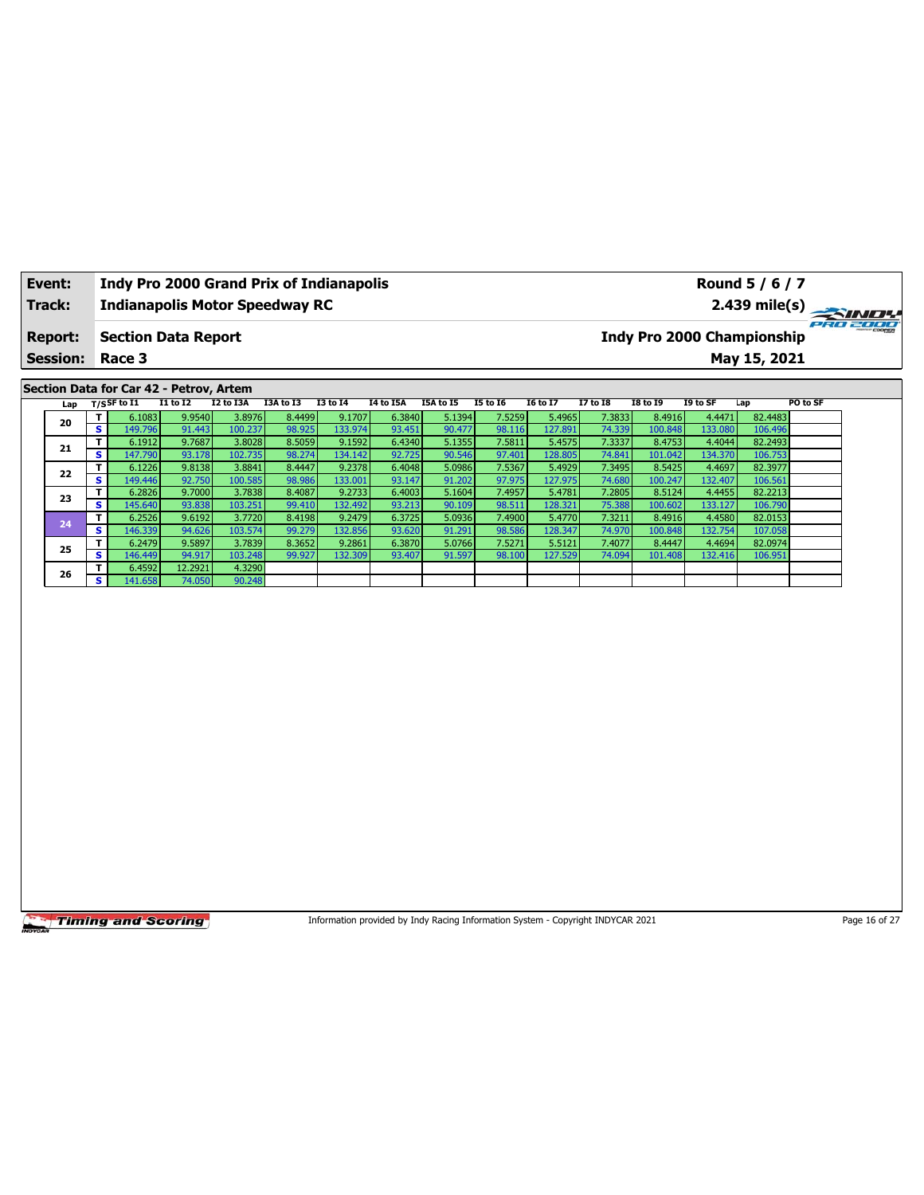| **Event:** | **Indy Pro 2000 Grand Prix of Indianapolis** | **Round 5 / 6 / 7** |
|---|---|---|
| **Track:** | **Indianapolis Motor Speedway RC** | **2.439 mile(s)** |
| **Report:** | **Section Data Report** | **Indy Pro 2000 Championship** |
| **Session:** | **Race 3** | **May 15, 2021** |

## Section Data for Car 42 - Petrov, Artem

| Lap | T/S | SF to I1 | I1 to I2 | I2 to I3A | I3A to I3 | I3 to I4 | I4 to I5A | I5A to I5 | I5 to I6 | I6 to I7 | I7 to I8 | I8 to I9 | I9 to SF | Lap | PO to SF |
|---|---|---|---|---|---|---|---|---|---|---|---|---|---|---|---|
| 20 | T | 6.1083 | 9.9540 | 3.8976 | 8.4499 | 9.1707 | 6.3840 | 5.1394 | 7.5259 | 5.4965 | 7.3833 | 8.4916 | 4.4471 | 82.4483 | |
| | S | 149.796 | 91.443 | 100.237 | 98.925 | 133.974 | 93.451 | 90.477 | 98.116 | 127.891 | 74.339 | 100.848 | 133.080 | 106.496 | |
| 21 | T | 6.1912 | 9.7687 | 3.8028 | 8.5059 | 9.1592 | 6.4340 | 5.1355 | 7.5811 | 5.4575 | 7.3337 | 8.4753 | 4.4044 | 82.2493 | |
| | S | 147.790 | 93.178 | 102.735 | 98.274 | 134.142 | 92.725 | 90.546 | 97.401 | 128.805 | 74.841 | 101.042 | 134.370 | 106.753 | |
| 22 | T | 6.1226 | 9.8138 | 3.8841 | 8.4447 | 9.2378 | 6.4048 | 5.0986 | 7.5367 | 5.4929 | 7.3495 | 8.5425 | 4.4697 | 82.3977 | |
| | S | 149.446 | 92.750 | 100.585 | 98.986 | 133.001 | 93.147 | 91.202 | 97.975 | 127.975 | 74.680 | 100.247 | 132.407 | 106.561 | |
| 23 | T | 6.2826 | 9.7000 | 3.7838 | 8.4087 | 9.2733 | 6.4003 | 5.1604 | 7.4957 | 5.4781 | 7.2805 | 8.5124 | 4.4455 | 82.2213 | |
| | S | 145.640 | 93.838 | 103.251 | 99.410 | 132.492 | 93.213 | 90.109 | 98.511 | 128.321 | 75.388 | 100.602 | 133.127 | 106.790 | |
| 24 | T | 6.2526 | 9.6192 | 3.7720 | 8.4198 | 9.2479 | 6.3725 | 5.0936 | 7.4900 | 5.4770 | 7.3211 | 8.4916 | 4.4580 | 82.0153 | |
| | S | 146.339 | 94.626 | 103.574 | 99.279 | 132.856 | 93.620 | 91.291 | 98.586 | 128.347 | 74.970 | 100.848 | 132.754 | 107.058 | |
| 25 | T | 6.2479 | 9.5897 | 3.7839 | 8.3652 | 9.2861 | 6.3870 | 5.0766 | 7.5271 | 5.5121 | 7.4077 | 8.4447 | 4.4694 | 82.0974 | |
| | S | 146.449 | 94.917 | 103.248 | 99.927 | 132.309 | 93.407 | 91.597 | 98.100 | 127.529 | 74.094 | 101.408 | 132.416 | 106.951 | |
| 26 | T | 6.4592 | 12.2921 | 4.3290 | | | | | | | | | | | |
| | S | 141.658 | 74.050 | 90.248 | | | | | | | | | | | |

Information provided by Indy Racing Information System - Copyright INDYCAR 2021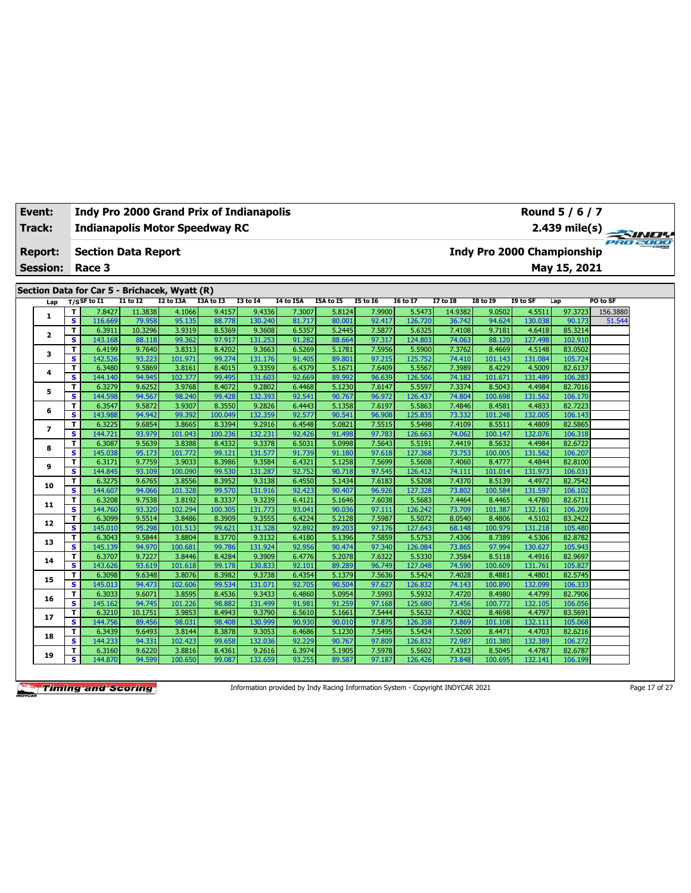| Event: | Indy Pro 2000 Grand Prix of Indianapolis | Round 5 / 6 / 7 |
|---|---|---|
| Track: | Indianapolis Motor Speedway RC | 2.439 mile(s) |
| Report: | Section Data Report | Indy Pro 2000 Championship |
| Session: | Race 3 | May 15, 2021 |

## Section Data for Car 5 - Brichacek, Wyatt (R)

| Lap | T/S | SF to I1 | I1 to I2 | I2 to I3A | I3A to I3 | I3 to I4 | I4 to I5A | I5A to I5 | I5 to I6 | I6 to I7 | I7 to I8 | I8 to I9 | I9 to SF | Lap | PO to SF |
|---|---|---|---|---|---|---|---|---|---|---|---|---|---|---|---|
| 1 | T | 7.8427 | 11.3838 | 4.1066 | 9.4157 | 9.4336 | 7.3007 | 5.8124 | 7.9900 | 5.5473 | 14.9382 | 9.0502 | 4.5511 | 97.3723 | 156.3880 |
| | S | 116.669 | 79.958 | 95.135 | 88.778 | 130.240 | 81.717 | 80.001 | 92.417 | 126.720 | 36.742 | 94.624 | 130.038 | 90.173 | 51.544 |
| 2 | T | 6.3911 | 10.3296 | 3.9319 | 8.5369 | 9.3608 | 6.5357 | 5.2445 | 7.5877 | 5.6325 | 7.4108 | 9.7181 | 4.6418 | 85.3214 | |
| | S | 143.168 | 88.118 | 99.362 | 97.917 | 131.253 | 91.282 | 88.664 | 97.317 | 124.803 | 74.063 | 88.120 | 127.498 | 102.910 | |
| 3 | T | 6.4199 | 9.7640 | 3.8313 | 8.4202 | 9.3663 | 6.5269 | 5.1781 | 7.5956 | 5.5900 | 7.3762 | 8.4669 | 4.5148 | 83.0502 | |
| | S | 142.526 | 93.223 | 101.971 | 99.274 | 131.176 | 91.405 | 89.801 | 97.215 | 125.752 | 74.410 | 101.143 | 131.084 | 105.724 | |
| 4 | T | 6.3480 | 9.5869 | 3.8161 | 8.4015 | 9.3359 | 6.4379 | 5.1671 | 7.6409 | 5.5567 | 7.3989 | 8.4229 | 4.5009 | 82.6137 | |
| | S | 144.140 | 94.945 | 102.377 | 99.495 | 131.603 | 92.669 | 89.992 | 96.639 | 126.506 | 74.182 | 101.671 | 131.489 | 106.283 | |
| 5 | T | 6.3279 | 9.6252 | 3.9768 | 8.4072 | 9.2802 | 6.4468 | 5.1230 | 7.6147 | 5.5597 | 7.3374 | 8.5043 | 4.4984 | 82.7016 | |
| | S | 144.598 | 94.567 | 98.240 | 99.428 | 132.393 | 92.541 | 90.767 | 96.972 | 126.437 | 74.804 | 100.698 | 131.562 | 106.170 | |
| 6 | T | 6.3547 | 9.5872 | 3.9307 | 8.3550 | 9.2826 | 6.4443 | 5.1358 | 7.6197 | 5.5863 | 7.4846 | 8.4581 | 4.4833 | 82.7223 | |
| | S | 143.988 | 94.942 | 99.392 | 100.049 | 132.359 | 92.577 | 90.541 | 96.908 | 125.835 | 73.332 | 101.248 | 132.005 | 106.143 | |
| 7 | T | 6.3225 | 9.6854 | 3.8665 | 8.3394 | 9.2916 | 6.4548 | 5.0821 | 7.5515 | 5.5498 | 7.4109 | 8.5511 | 4.4809 | 82.5865 | |
| | S | 144.721 | 93.979 | 101.043 | 100.236 | 132.231 | 92.426 | 91.498 | 97.783 | 126.663 | 74.062 | 100.147 | 132.076 | 106.318 | |
| 8 | T | 6.3087 | 9.5639 | 3.8388 | 8.4332 | 9.3378 | 6.5031 | 5.0998 | 7.5643 | 5.5191 | 7.4419 | 8.5632 | 4.4984 | 82.6722 | |
| | S | 145.038 | 95.173 | 101.772 | 99.121 | 131.577 | 91.739 | 91.180 | 97.618 | 127.368 | 73.753 | 100.005 | 131.562 | 106.207 | |
| 9 | T | 6.3171 | 9.7759 | 3.9033 | 8.3986 | 9.3584 | 6.4321 | 5.1258 | 7.5699 | 5.5608 | 7.4060 | 8.4777 | 4.4844 | 82.8100 | |
| | S | 144.845 | 93.109 | 100.090 | 99.530 | 131.287 | 92.752 | 90.718 | 97.545 | 126.412 | 74.111 | 101.014 | 131.973 | 106.031 | |
| 10 | T | 6.3275 | 9.6765 | 3.8556 | 8.3952 | 9.3138 | 6.4550 | 5.1434 | 7.6183 | 5.5208 | 7.4370 | 8.5139 | 4.4972 | 82.7542 | |
| | S | 144.607 | 94.066 | 101.328 | 99.570 | 131.916 | 92.423 | 90.407 | 96.926 | 127.328 | 73.802 | 100.584 | 131.597 | 106.102 | |
| 11 | T | 6.3208 | 9.7538 | 3.8192 | 8.3337 | 9.3239 | 6.4121 | 5.1646 | 7.6038 | 5.5683 | 7.4464 | 8.4465 | 4.4780 | 82.6711 | |
| | S | 144.760 | 93.320 | 102.294 | 100.305 | 131.773 | 93.041 | 90.036 | 97.111 | 126.242 | 73.709 | 101.387 | 132.161 | 106.209 | |
| 12 | T | 6.3099 | 9.5514 | 3.8486 | 8.3909 | 9.3555 | 6.4224 | 5.2128 | 7.5987 | 5.5072 | 8.0540 | 8.4806 | 4.5102 | 83.2422 | |
| | S | 145.010 | 95.298 | 101.513 | 99.621 | 131.328 | 92.892 | 89.203 | 97.176 | 127.643 | 68.148 | 100.979 | 131.218 | 105.480 | |
| 13 | T | 6.3043 | 9.5844 | 3.8804 | 8.3770 | 9.3132 | 6.4180 | 5.1396 | 7.5859 | 5.5753 | 7.4306 | 8.7389 | 4.5306 | 82.8782 | |
| | S | 145.139 | 94.970 | 100.681 | 99.786 | 131.924 | 92.956 | 90.474 | 97.340 | 126.084 | 73.865 | 97.994 | 130.627 | 105.943 | |
| 14 | T | 6.3707 | 9.7227 | 3.8446 | 8.4284 | 9.3909 | 6.4776 | 5.2078 | 7.6322 | 5.5330 | 7.3584 | 8.5118 | 4.4916 | 82.9697 | |
| | S | 143.626 | 93.619 | 101.618 | 99.178 | 130.833 | 92.101 | 89.289 | 96.749 | 127.048 | 74.590 | 100.609 | 131.761 | 105.827 | |
| 15 | T | 6.3098 | 9.6348 | 3.8076 | 8.3982 | 9.3738 | 6.4354 | 5.1379 | 7.5636 | 5.5424 | 7.4028 | 8.4881 | 4.4801 | 82.5745 | |
| | S | 145.013 | 94.473 | 102.606 | 99.534 | 131.071 | 92.705 | 90.504 | 97.627 | 126.832 | 74.143 | 100.890 | 132.099 | 106.333 | |
| 16 | T | 6.3033 | 9.6071 | 3.8595 | 8.4536 | 9.3433 | 6.4860 | 5.0954 | 7.5993 | 5.5932 | 7.4720 | 8.4980 | 4.4799 | 82.7906 | |
| | S | 145.162 | 94.745 | 101.226 | 98.882 | 131.499 | 91.981 | 91.259 | 97.168 | 125.680 | 73.456 | 100.772 | 132.105 | 106.056 | |
| 17 | T | 6.3210 | 10.1751 | 3.9853 | 8.4943 | 9.3790 | 6.5610 | 5.1661 | 7.5444 | 5.5632 | 7.4302 | 8.4698 | 4.4797 | 83.5691 | |
| | S | 144.756 | 89.456 | 98.031 | 98.408 | 130.999 | 90.930 | 90.010 | 97.875 | 126.358 | 73.869 | 101.108 | 132.111 | 105.068 | |
| 18 | T | 6.3439 | 9.6493 | 3.8144 | 8.3878 | 9.3053 | 6.4686 | 5.1230 | 7.5495 | 5.5424 | 7.5200 | 8.4471 | 4.4703 | 82.6216 | |
| | S | 144.233 | 94.331 | 102.423 | 99.658 | 132.036 | 92.229 | 90.767 | 97.809 | 126.832 | 72.987 | 101.380 | 132.389 | 106.272 | |
| 19 | T | 6.3160 | 9.6220 | 3.8816 | 8.4361 | 9.2616 | 6.3974 | 5.1905 | 7.5978 | 5.5602 | 7.4323 | 8.5045 | 4.4787 | 82.6787 | |
| | S | 144.870 | 94.599 | 100.650 | 99.087 | 132.659 | 93.255 | 89.587 | 97.187 | 126.426 | 73.848 | 100.695 | 132.141 | 106.199 | |

Information provided by Indy Racing Information System - Copyright INDYCAR 2021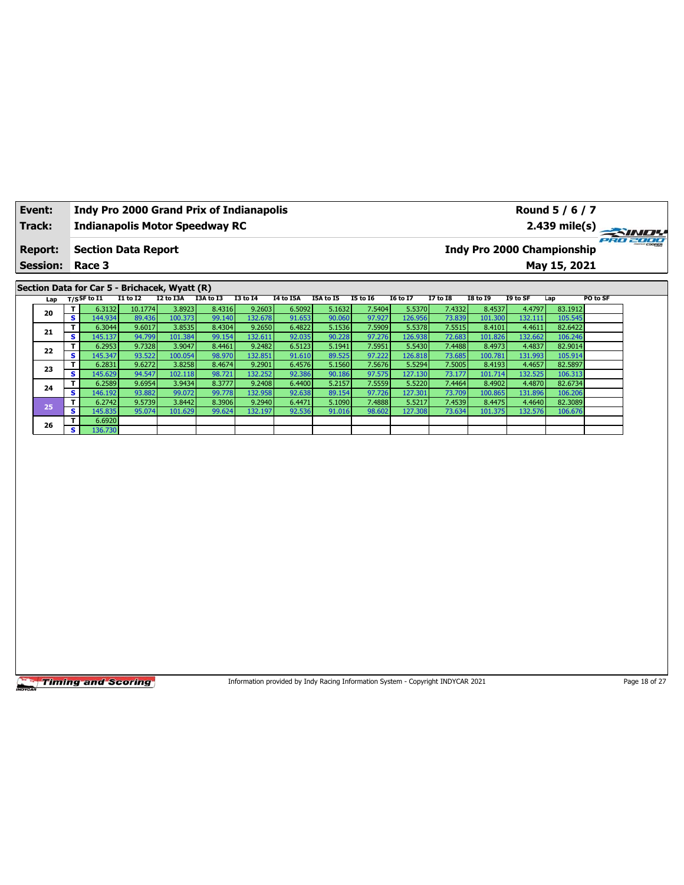| Event: | Indy Pro 2000 Grand Prix of Indianapolis | Round 5 / 6 / 7 |
|---|---|---|
| Track: | Indianapolis Motor Speedway RC | 2.439 mile(s) |
| Report: | Section Data Report | Indy Pro 2000 Championship |
| Session: | Race 3 | May 15, 2021 |

## Section Data for Car 5 - Brichacek, Wyatt (R)

| Lap | T/S | SF to I1 | I1 to I2 | I2 to I3A | I3A to I3 | I3 to I4 | I4 to I5A | I5A to I5 | I5 to I6 | I6 to I7 | I7 to I8 | I8 to I9 | I9 to SF | Lap | PO to SF |
|---|---|---|---|---|---|---|---|---|---|---|---|---|---|---|---|
| 20 | T | 6.3132 | 10.1774 | 3.8923 | 8.4316 | 9.2603 | 6.5092 | 5.1632 | 7.5404 | 5.5370 | 7.4332 | 8.4537 | 4.4797 | 83.1912 | |
| | S | 144.934 | 89.436 | 100.373 | 99.140 | 132.678 | 91.653 | 90.060 | 97.927 | 126.956 | 73.839 | 101.300 | 132.111 | 105.545 | |
| 21 | T | 6.3044 | 9.6017 | 3.8535 | 8.4304 | 9.2650 | 6.4822 | 5.1536 | 7.5909 | 5.5378 | 7.5515 | 8.4101 | 4.4611 | 82.6422 | |
| | S | 145.137 | 94.799 | 101.384 | 99.154 | 132.611 | 92.035 | 90.228 | 97.276 | 126.938 | 72.683 | 101.826 | 132.662 | 106.246 | |
| 22 | T | 6.2953 | 9.7328 | 3.9047 | 8.4461 | 9.2482 | 6.5123 | 5.1941 | 7.5951 | 5.5430 | 7.4488 | 8.4973 | 4.4837 | 82.9014 | |
| | S | 145.347 | 93.522 | 100.054 | 98.970 | 132.851 | 91.610 | 89.525 | 97.222 | 126.818 | 73.685 | 100.781 | 131.993 | 105.914 | |
| 23 | T | 6.2831 | 9.6272 | 3.8258 | 8.4674 | 9.2901 | 6.4576 | 5.1560 | 7.5676 | 5.5294 | 7.5005 | 8.4193 | 4.4657 | 82.5897 | |
| | S | 145.629 | 94.547 | 102.118 | 98.721 | 132.252 | 92.386 | 90.186 | 97.575 | 127.130 | 73.177 | 101.714 | 132.525 | 106.313 | |
| 24 | T | 6.2589 | 9.6954 | 3.9434 | 8.3777 | 9.2408 | 6.4400 | 5.2157 | 7.5559 | 5.5220 | 7.4464 | 8.4902 | 4.4870 | 82.6734 | |
| | S | 146.192 | 93.882 | 99.072 | 99.778 | 132.958 | 92.638 | 89.154 | 97.726 | 127.301 | 73.709 | 100.865 | 131.896 | 106.206 | |
| 25 | T | 6.2742 | 9.5739 | 3.8442 | 8.3906 | 9.2940 | 6.4471 | 5.1090 | 7.4888 | 5.5217 | 7.4539 | 8.4475 | 4.4640 | 82.3089 | |
| | S | 145.835 | 95.074 | 101.629 | 99.624 | 132.197 | 92.536 | 91.016 | 98.602 | 127.308 | 73.634 | 101.375 | 132.576 | 106.676 | |
| 26 | T | 6.6920 | | | | | | | | | | | | | |
| | S | 136.730 | | | | | | | | | | | | | |

Information provided by Indy Racing Information System - Copyright INDYCAR 2021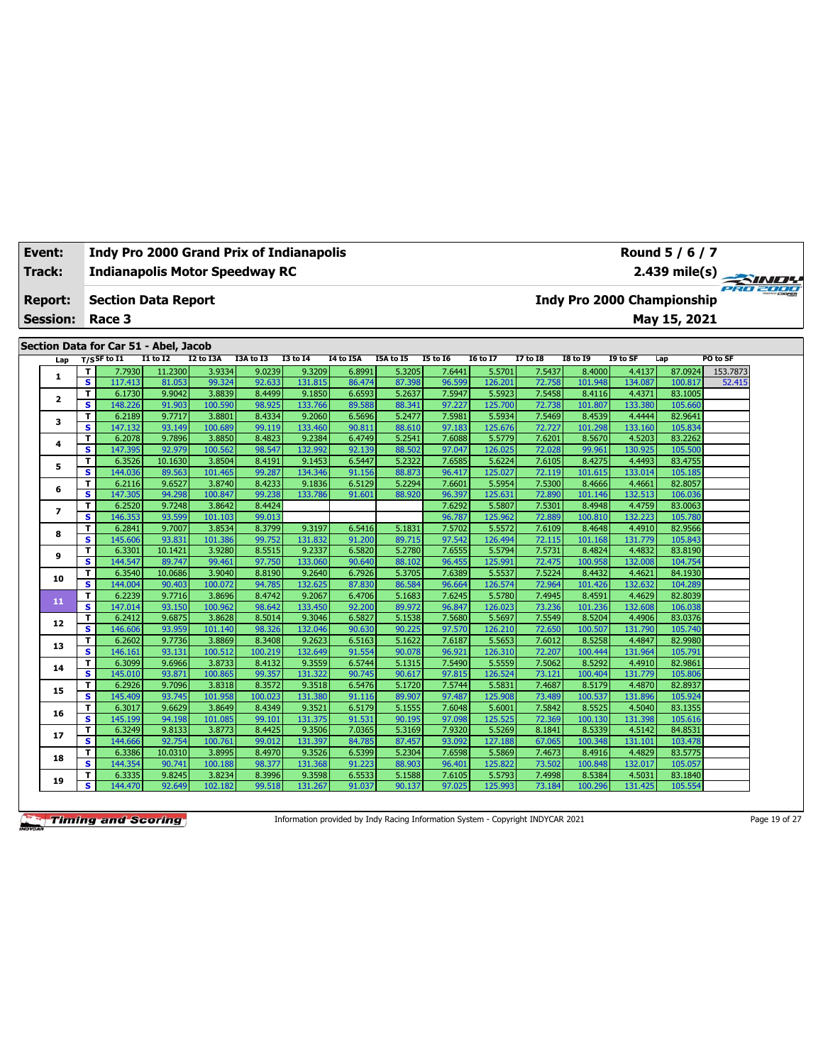| Event: | Indy Pro 2000 Grand Prix of Indianapolis | Round 5 / 6 / 7 |
|---|---|---|
| Track: | Indianapolis Motor Speedway RC | 2.439 mile(s) |
| Report: | Section Data Report | Indy Pro 2000 Championship |
| Session: | Race 3 | May 15, 2021 |

## Section Data for Car 51 - Abel, Jacob

| Lap | T/S | SF to I1 | I1 to I2 | I2 to I3A | I3A to I3 | I3 to I4 | I4 to I5A | I5A to I5 | I5 to I6 | I6 to I7 | I7 to I8 | I8 to I9 | I9 to SF | Lap | PO to SF |
|---|---|---|---|---|---|---|---|---|---|---|---|---|---|---|---|
| 1 | T | 7.7930 | 11.2300 | 3.9334 | 9.0239 | 9.3209 | 6.8991 | 5.3205 | 7.6441 | 5.5701 | 7.5437 | 8.4000 | 4.4137 | 87.0924 | 153.7873 |
| | S | 117.413 | 81.053 | 99.324 | 92.633 | 131.815 | 86.474 | 87.398 | 96.599 | 126.201 | 72.758 | 101.948 | 134.087 | 100.817 | 52.415 |
| 2 | T | 6.1730 | 9.9042 | 3.8839 | 8.4499 | 9.1850 | 6.6593 | 5.2637 | 7.5947 | 5.5923 | 7.5458 | 8.4116 | 4.4371 | 83.1005 | |
| | S | 148.226 | 91.903 | 100.590 | 98.925 | 133.766 | 89.588 | 88.341 | 97.227 | 125.700 | 72.738 | 101.807 | 133.380 | 105.660 | |
| 3 | T | 6.2189 | 9.7717 | 3.8801 | 8.4334 | 9.2060 | 6.5696 | 5.2477 | 7.5981 | 5.5934 | 7.5469 | 8.4539 | 4.4444 | 82.9641 | |
| | S | 147.132 | 93.149 | 100.689 | 99.119 | 133.460 | 90.811 | 88.610 | 97.183 | 125.676 | 72.727 | 101.298 | 133.160 | 105.834 | |
| 4 | T | 6.2078 | 9.7896 | 3.8850 | 8.4823 | 9.2384 | 6.4749 | 5.2541 | 7.6088 | 5.5779 | 7.6201 | 8.5670 | 4.5203 | 83.2262 | |
| | S | 147.395 | 92.979 | 100.562 | 98.547 | 132.992 | 92.139 | 88.502 | 97.047 | 126.025 | 72.028 | 99.961 | 130.925 | 105.500 | |
| 5 | T | 6.3526 | 10.1630 | 3.8504 | 8.4191 | 9.1453 | 6.5447 | 5.2322 | 7.6585 | 5.6224 | 7.6105 | 8.4275 | 4.4493 | 83.4755 | |
| | S | 144.036 | 89.563 | 101.465 | 99.287 | 134.346 | 91.156 | 88.873 | 96.417 | 125.027 | 72.119 | 101.615 | 133.014 | 105.185 | |
| 6 | T | 6.2116 | 9.6527 | 3.8740 | 8.4233 | 9.1836 | 6.5129 | 5.2294 | 7.6601 | 5.5954 | 7.5300 | 8.4666 | 4.4661 | 82.8057 | |
| | S | 147.305 | 94.298 | 100.847 | 99.238 | 133.786 | 91.601 | 88.920 | 96.397 | 125.631 | 72.890 | 101.146 | 132.513 | 106.036 | |
| 7 | T | 6.2520 | 9.7248 | 3.8642 | 8.4424 | | | | 7.6292 | 5.5807 | 7.5301 | 8.4948 | 4.4759 | 83.0063 | |
| | S | 146.353 | 93.599 | 101.103 | 99.013 | | | | 96.787 | 125.962 | 72.889 | 100.810 | 132.223 | 105.780 | |
| 8 | T | 6.2841 | 9.7007 | 3.8534 | 8.3799 | 9.3197 | 6.5416 | 5.1831 | 7.5702 | 5.5572 | 7.6109 | 8.4648 | 4.4910 | 82.9566 | |
| | S | 145.606 | 93.831 | 101.386 | 99.752 | 131.832 | 91.200 | 89.715 | 97.542 | 126.494 | 72.115 | 101.168 | 131.779 | 105.843 | |
| 9 | T | 6.3301 | 10.1421 | 3.9280 | 8.5515 | 9.2337 | 6.5820 | 5.2780 | 7.6555 | 5.5794 | 7.5731 | 8.4824 | 4.4832 | 83.8190 | |
| | S | 144.547 | 89.747 | 99.461 | 97.750 | 133.060 | 90.640 | 88.102 | 96.455 | 125.991 | 72.475 | 100.958 | 132.008 | 104.754 | |
| 10 | T | 6.3540 | 10.0686 | 3.9040 | 8.8190 | 9.2640 | 6.7926 | 5.3705 | 7.6389 | 5.5537 | 7.5224 | 8.4432 | 4.4621 | 84.1930 | |
| | S | 144.004 | 90.403 | 100.072 | 94.785 | 132.625 | 87.830 | 86.584 | 96.664 | 126.574 | 72.964 | 101.426 | 132.632 | 104.289 | |
| 11 | T | 6.2239 | 9.7716 | 3.8696 | 8.4742 | 9.2067 | 6.4706 | 5.1683 | 7.6245 | 5.5780 | 7.4945 | 8.4591 | 4.4629 | 82.8039 | |
| | S | 147.014 | 93.150 | 100.962 | 98.642 | 133.450 | 92.200 | 89.972 | 96.847 | 126.023 | 73.236 | 101.236 | 132.608 | 106.038 | |
| 12 | T | 6.2412 | 9.6875 | 3.8628 | 8.5014 | 9.3046 | 6.5827 | 5.1538 | 7.5680 | 5.5697 | 7.5549 | 8.5204 | 4.4906 | 83.0376 | |
| | S | 146.606 | 93.959 | 101.140 | 98.326 | 132.046 | 90.630 | 90.225 | 97.570 | 126.210 | 72.650 | 100.507 | 131.790 | 105.740 | |
| 13 | T | 6.2602 | 9.7736 | 3.8869 | 8.3408 | 9.2623 | 6.5163 | 5.1622 | 7.6187 | 5.5653 | 7.6012 | 8.5258 | 4.4847 | 82.9980 | |
| | S | 146.161 | 93.131 | 100.512 | 100.219 | 132.649 | 91.554 | 90.078 | 96.921 | 126.310 | 72.207 | 100.444 | 131.964 | 105.791 | |
| 14 | T | 6.3099 | 9.6966 | 3.8733 | 8.4132 | 9.3559 | 6.5744 | 5.1315 | 7.5490 | 5.5559 | 7.5062 | 8.5292 | 4.4910 | 82.9861 | |
| | S | 145.010 | 93.871 | 100.865 | 99.357 | 131.322 | 90.745 | 90.617 | 97.815 | 126.524 | 73.121 | 100.404 | 131.779 | 105.806 | |
| 15 | T | 6.2926 | 9.7096 | 3.8318 | 8.3572 | 9.3518 | 6.5476 | 5.1720 | 7.5744 | 5.5831 | 7.4687 | 8.5179 | 4.4870 | 82.8937 | |
| | S | 145.409 | 93.745 | 101.958 | 100.023 | 131.380 | 91.116 | 89.907 | 97.487 | 125.908 | 73.489 | 100.537 | 131.896 | 105.924 | |
| 16 | T | 6.3017 | 9.6629 | 3.8649 | 8.4349 | 9.3521 | 6.5179 | 5.1555 | 7.6048 | 5.6001 | 7.5842 | 8.5525 | 4.5040 | 83.1355 | |
| | S | 145.199 | 94.198 | 101.085 | 99.101 | 131.375 | 91.531 | 90.195 | 97.098 | 125.525 | 72.369 | 100.130 | 131.398 | 105.616 | |
| 17 | T | 6.3249 | 9.8133 | 3.8773 | 8.4425 | 9.3506 | 7.0365 | 5.3169 | 7.9320 | 5.5269 | 8.1841 | 8.5339 | 4.5142 | 84.8531 | |
| | S | 144.666 | 92.754 | 100.761 | 99.012 | 131.397 | 84.785 | 87.457 | 93.092 | 127.188 | 67.065 | 100.348 | 131.101 | 103.478 | |
| 18 | T | 6.3386 | 10.0310 | 3.8995 | 8.4970 | 9.3526 | 6.5399 | 5.2304 | 7.6598 | 5.5869 | 7.4673 | 8.4916 | 4.4829 | 83.5775 | |
| | S | 144.354 | 90.741 | 100.188 | 98.377 | 131.368 | 91.223 | 88.903 | 96.401 | 125.822 | 73.502 | 100.848 | 132.017 | 105.057 | |
| 19 | T | 6.3335 | 9.8245 | 3.8234 | 8.3996 | 9.3598 | 6.5533 | 5.1588 | 7.6105 | 5.5793 | 7.4998 | 8.5384 | 4.5031 | 83.1840 | |
| | S | 144.470 | 92.649 | 102.182 | 99.518 | 131.267 | 91.037 | 90.137 | 97.025 | 125.993 | 73.184 | 100.296 | 131.425 | 105.554 | |

Information provided by Indy Racing Information System - Copyright INDYCAR 2021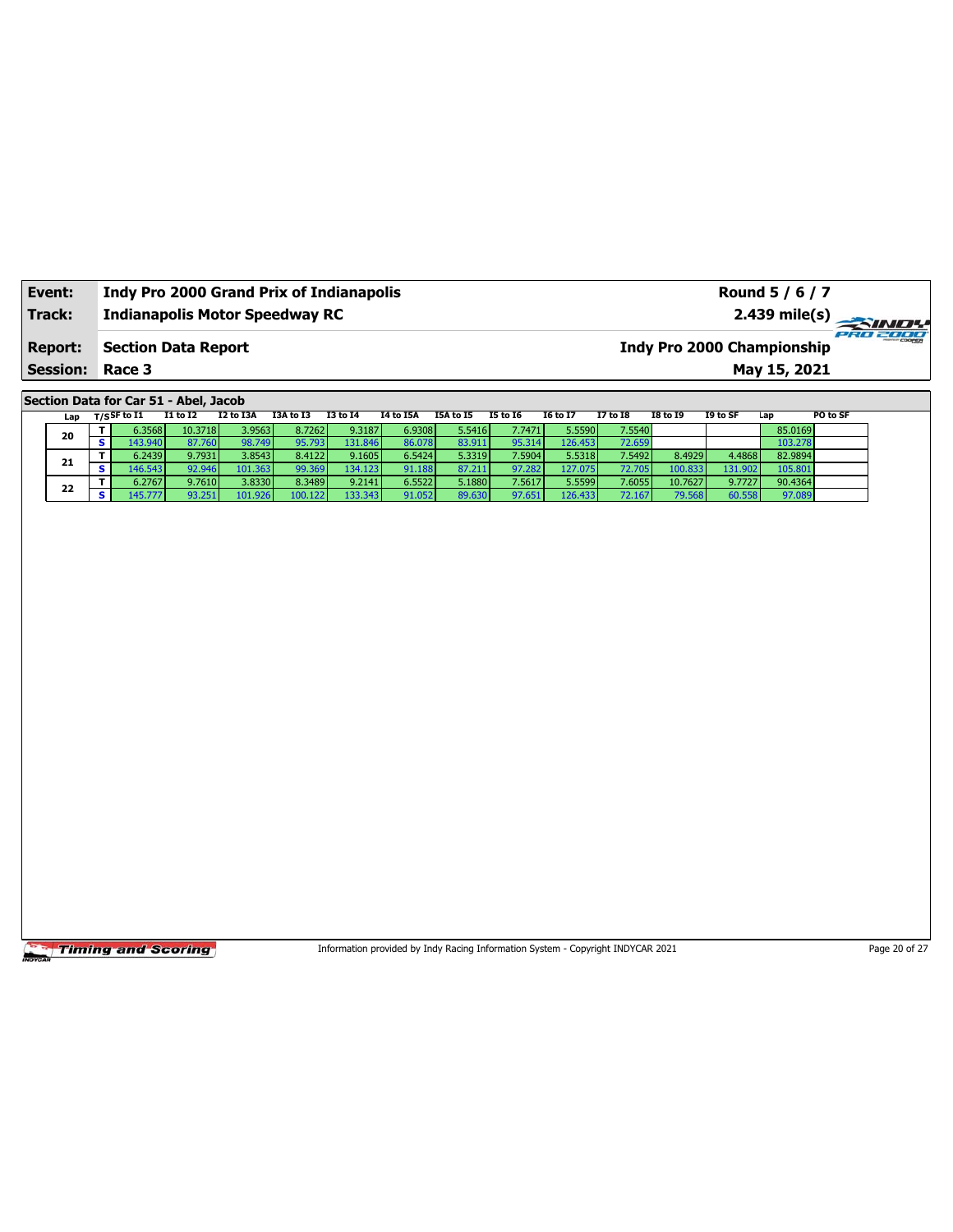| Event: | Indy Pro 2000 Grand Prix of Indianapolis | Round 5 / 6 / 7 |
|---|---|---|
| Track: | Indianapolis Motor Speedway RC | 2.439 mile(s) |
| Report: | Section Data Report | Indy Pro 2000 Championship |
| Session: | Race 3 | May 15, 2021 |

**Section Data for Car 51 - Abel, Jacob**

| Lap | T/S | SF to I1 | I1 to I2 | I2 to I3A | I3A to I3 | I3 to I4 | I4 to I5A | I5A to I5 | I5 to I6 | I6 to I7 | I7 to I8 | I8 to I9 | I9 to SF | Lap | PO to SF |
|---|---|---|---|---|---|---|---|---|---|---|---|---|---|---|---|
| 20 | T | 6.3568 | 10.3718 | 3.9563 | 8.7262 | 9.3187 | 6.9308 | 5.5416 | 7.7471 | 5.5590 | 7.5540 | | | 85.0169 | |
| | S | 143.940 | 87.760 | 98.749 | 95.793 | 131.846 | 86.078 | 83.911 | 95.314 | 126.453 | 72.659 | | | 103.278 | |
| 21 | T | 6.2439 | 9.7931 | 3.8543 | 8.4122 | 9.1605 | 6.5424 | 5.3319 | 7.5904 | 5.5318 | 7.5492 | 8.4929 | 4.4868 | 82.9894 | |
| | S | 146.543 | 92.946 | 101.363 | 99.369 | 134.123 | 91.188 | 87.211 | 97.282 | 127.075 | 72.705 | 100.833 | 131.902 | 105.801 | |
| 22 | T | 6.2767 | 9.7610 | 3.8330 | 8.3489 | 9.2141 | 6.5522 | 5.1880 | 7.5617 | 5.5599 | 7.6055 | 10.7627 | 9.7727 | 90.4364 | |
| | S | 145.777 | 93.251 | 101.926 | 100.122 | 133.343 | 91.052 | 89.630 | 97.651 | 126.433 | 72.167 | 79.568 | 60.558 | 97.089 | |

Information provided by Indy Racing Information System - Copyright INDYCAR 2021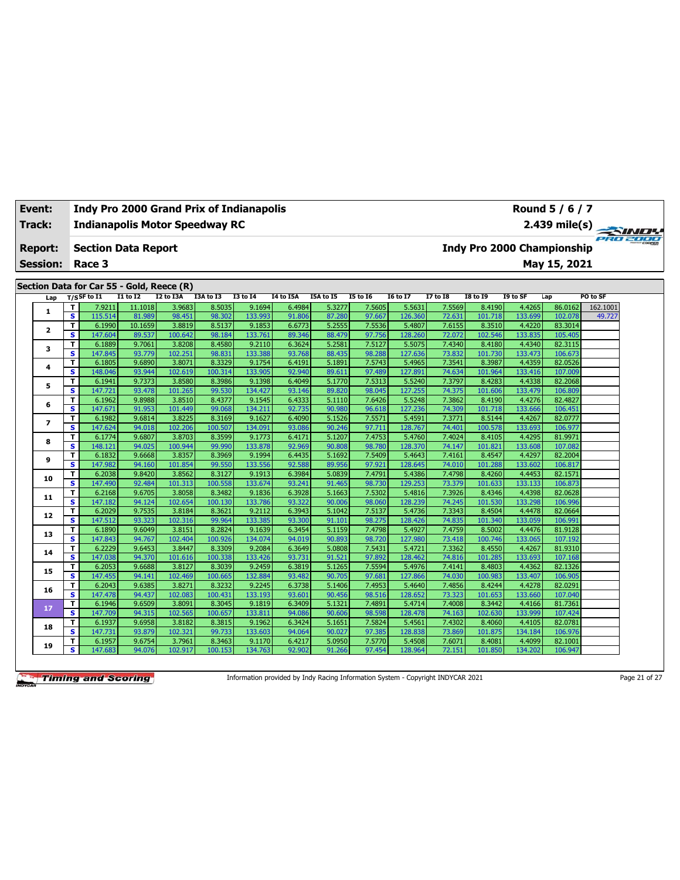**Event:** Indy Pro 2000 Grand Prix of Indianapolis — Round 5 / 6 / 7

**Track:** Indianapolis Motor Speedway RC — 2.439 mile(s)

**Report:** Section Data Report — Indy Pro 2000 Championship

**Session:** Race 3 — May 15, 2021

## Section Data for Car 55 - Gold, Reece (R)

| Lap | T/S | SF to I1 | I1 to I2 | I2 to I3A | I3A to I3 | I3 to I4 | I4 to I5A | I5A to I5 | I5 to I6 | I6 to I7 | I7 to I8 | I8 to I9 | I9 to SF | Lap | PO to SF |
|---|---|---|---|---|---|---|---|---|---|---|---|---|---|---|---|
| 1 | T | 7.9211 | 11.1018 | 3.9683 | 8.5035 | 9.1694 | 6.4984 | 5.3277 | 7.5605 | 5.5631 | 7.5569 | 8.4190 | 4.4265 | 86.0162 | 162.1001 |
| | S | 115.514 | 81.989 | 98.451 | 98.302 | 133.993 | 91.806 | 87.280 | 97.667 | 126.360 | 72.631 | 101.718 | 133.699 | 102.078 | 49.727 |
| 2 | T | 6.1990 | 10.1659 | 3.8819 | 8.5137 | 9.1853 | 6.6773 | 5.2555 | 7.5536 | 5.4807 | 7.6155 | 8.3510 | 4.4220 | 83.3014 | |
| | S | 147.604 | 89.537 | 100.642 | 98.184 | 133.761 | 89.346 | 88.479 | 97.756 | 128.260 | 72.072 | 102.546 | 133.835 | 105.405 | |
| 3 | T | 6.1889 | 9.7061 | 3.8208 | 8.4580 | 9.2110 | 6.3624 | 5.2581 | 7.5127 | 5.5075 | 7.4340 | 8.4180 | 4.4340 | 82.3115 | |
| | S | 147.845 | 93.779 | 102.251 | 98.831 | 133.388 | 93.768 | 88.435 | 98.288 | 127.636 | 73.832 | 101.730 | 133.473 | 106.673 | |
| 4 | T | 6.1805 | 9.6890 | 3.8071 | 8.3329 | 9.1754 | 6.4191 | 5.1891 | 7.5743 | 5.4965 | 7.3541 | 8.3987 | 4.4359 | 82.0526 | |
| | S | 148.046 | 93.944 | 102.619 | 100.314 | 133.905 | 92.940 | 89.611 | 97.489 | 127.891 | 74.634 | 101.964 | 133.416 | 107.009 | |
| 5 | T | 6.1941 | 9.7373 | 3.8580 | 8.3986 | 9.1398 | 6.4049 | 5.1770 | 7.5313 | 5.5240 | 7.3797 | 8.4283 | 4.4338 | 82.2068 | |
| | S | 147.721 | 93.478 | 101.265 | 99.530 | 134.427 | 93.146 | 89.820 | 98.045 | 127.255 | 74.375 | 101.606 | 133.479 | 106.809 | |
| 6 | T | 6.1962 | 9.8988 | 3.8510 | 8.4377 | 9.1545 | 6.4333 | 5.1110 | 7.6426 | 5.5248 | 7.3862 | 8.4190 | 4.4276 | 82.4827 | |
| | S | 147.671 | 91.953 | 101.449 | 99.068 | 134.211 | 92.735 | 90.980 | 96.618 | 127.236 | 74.309 | 101.718 | 133.666 | 106.451 | |
| 7 | T | 6.1982 | 9.6814 | 3.8225 | 8.3169 | 9.1627 | 6.4090 | 5.1526 | 7.5571 | 5.4591 | 7.3771 | 8.5144 | 4.4267 | 82.0777 | |
| | S | 147.624 | 94.018 | 102.206 | 100.507 | 134.091 | 93.086 | 90.246 | 97.711 | 128.767 | 74.401 | 100.578 | 133.693 | 106.977 | |
| 8 | T | 6.1774 | 9.6807 | 3.8703 | 8.3599 | 9.1773 | 6.4171 | 5.1207 | 7.4753 | 5.4760 | 7.4024 | 8.4105 | 4.4295 | 81.9971 | |
| | S | 148.121 | 94.025 | 100.944 | 99.990 | 133.878 | 92.969 | 90.808 | 98.780 | 128.370 | 74.147 | 101.821 | 133.608 | 107.082 | |
| 9 | T | 6.1832 | 9.6668 | 3.8357 | 8.3969 | 9.1994 | 6.4435 | 5.1692 | 7.5409 | 5.4643 | 7.4161 | 8.4547 | 4.4297 | 82.2004 | |
| | S | 147.982 | 94.160 | 101.854 | 99.550 | 133.556 | 92.588 | 89.956 | 97.921 | 128.645 | 74.010 | 101.288 | 133.602 | 106.817 | |
| 10 | T | 6.2038 | 9.8420 | 3.8562 | 8.3127 | 9.1913 | 6.3984 | 5.0839 | 7.4791 | 5.4386 | 7.4798 | 8.4260 | 4.4453 | 82.1571 | |
| | S | 147.490 | 92.484 | 101.313 | 100.558 | 133.674 | 93.241 | 91.465 | 98.730 | 129.253 | 73.379 | 101.633 | 133.133 | 106.873 | |
| 11 | T | 6.2168 | 9.6705 | 3.8058 | 8.3482 | 9.1836 | 6.3928 | 5.1663 | 7.5302 | 5.4816 | 7.3926 | 8.4346 | 4.4398 | 82.0628 | |
| | S | 147.182 | 94.124 | 102.654 | 100.130 | 133.786 | 93.322 | 90.006 | 98.060 | 128.239 | 74.245 | 101.530 | 133.298 | 106.996 | |
| 12 | T | 6.2029 | 9.7535 | 3.8184 | 8.3621 | 9.2112 | 6.3943 | 5.1042 | 7.5137 | 5.4736 | 7.3343 | 8.4504 | 4.4478 | 82.0664 | |
| | S | 147.512 | 93.323 | 102.316 | 99.964 | 133.385 | 93.300 | 91.101 | 98.275 | 128.426 | 74.835 | 101.340 | 133.059 | 106.991 | |
| 13 | T | 6.1890 | 9.6049 | 3.8151 | 8.2824 | 9.1639 | 6.3454 | 5.1159 | 7.4798 | 5.4927 | 7.4759 | 8.5002 | 4.4476 | 81.9128 | |
| | S | 147.843 | 94.767 | 102.404 | 100.926 | 134.074 | 94.019 | 90.893 | 98.720 | 127.980 | 73.418 | 100.746 | 133.065 | 107.192 | |
| 14 | T | 6.2229 | 9.6453 | 3.8447 | 8.3309 | 9.2084 | 6.3649 | 5.0808 | 7.5431 | 5.4721 | 7.3362 | 8.4550 | 4.4267 | 81.9310 | |
| | S | 147.038 | 94.370 | 101.616 | 100.338 | 133.426 | 93.731 | 91.521 | 97.892 | 128.462 | 74.816 | 101.285 | 133.693 | 107.168 | |
| 15 | T | 6.2053 | 9.6688 | 3.8127 | 8.3039 | 9.2459 | 6.3819 | 5.1265 | 7.5594 | 5.4976 | 7.4141 | 8.4803 | 4.4362 | 82.1326 | |
| | S | 147.455 | 94.141 | 102.469 | 100.665 | 132.884 | 93.482 | 90.705 | 97.681 | 127.866 | 74.030 | 100.983 | 133.407 | 106.905 | |
| 16 | T | 6.2043 | 9.6385 | 3.8271 | 8.3232 | 9.2245 | 6.3738 | 5.1406 | 7.4953 | 5.4640 | 7.4856 | 8.4244 | 4.4278 | 82.0291 | |
| | S | 147.478 | 94.437 | 102.083 | 100.431 | 133.193 | 93.601 | 90.456 | 98.516 | 128.652 | 73.323 | 101.653 | 133.660 | 107.040 | |
| 17 | T | 6.1946 | 9.6509 | 3.8091 | 8.3045 | 9.1819 | 6.3409 | 5.1321 | 7.4891 | 5.4714 | 7.4008 | 8.3442 | 4.4166 | 81.7361 | |
| | S | 147.709 | 94.315 | 102.565 | 100.657 | 133.811 | 94.086 | 90.606 | 98.598 | 128.478 | 74.163 | 102.630 | 133.999 | 107.424 | |
| 18 | T | 6.1937 | 9.6958 | 3.8182 | 8.3815 | 9.1962 | 6.3424 | 5.1651 | 7.5824 | 5.4561 | 7.4302 | 8.4060 | 4.4105 | 82.0781 | |
| | S | 147.731 | 93.879 | 102.321 | 99.733 | 133.603 | 94.064 | 90.027 | 97.385 | 128.838 | 73.869 | 101.875 | 134.184 | 106.976 | |
| 19 | T | 6.1957 | 9.6754 | 3.7961 | 8.3463 | 9.1170 | 6.4217 | 5.0950 | 7.5770 | 5.4508 | 7.6071 | 8.4081 | 4.4099 | 82.1001 | |
| | S | 147.683 | 94.076 | 102.917 | 100.153 | 134.763 | 92.902 | 91.266 | 97.454 | 128.964 | 72.151 | 101.850 | 134.202 | 106.947 | |

Information provided by Indy Racing Information System - Copyright INDYCAR 2021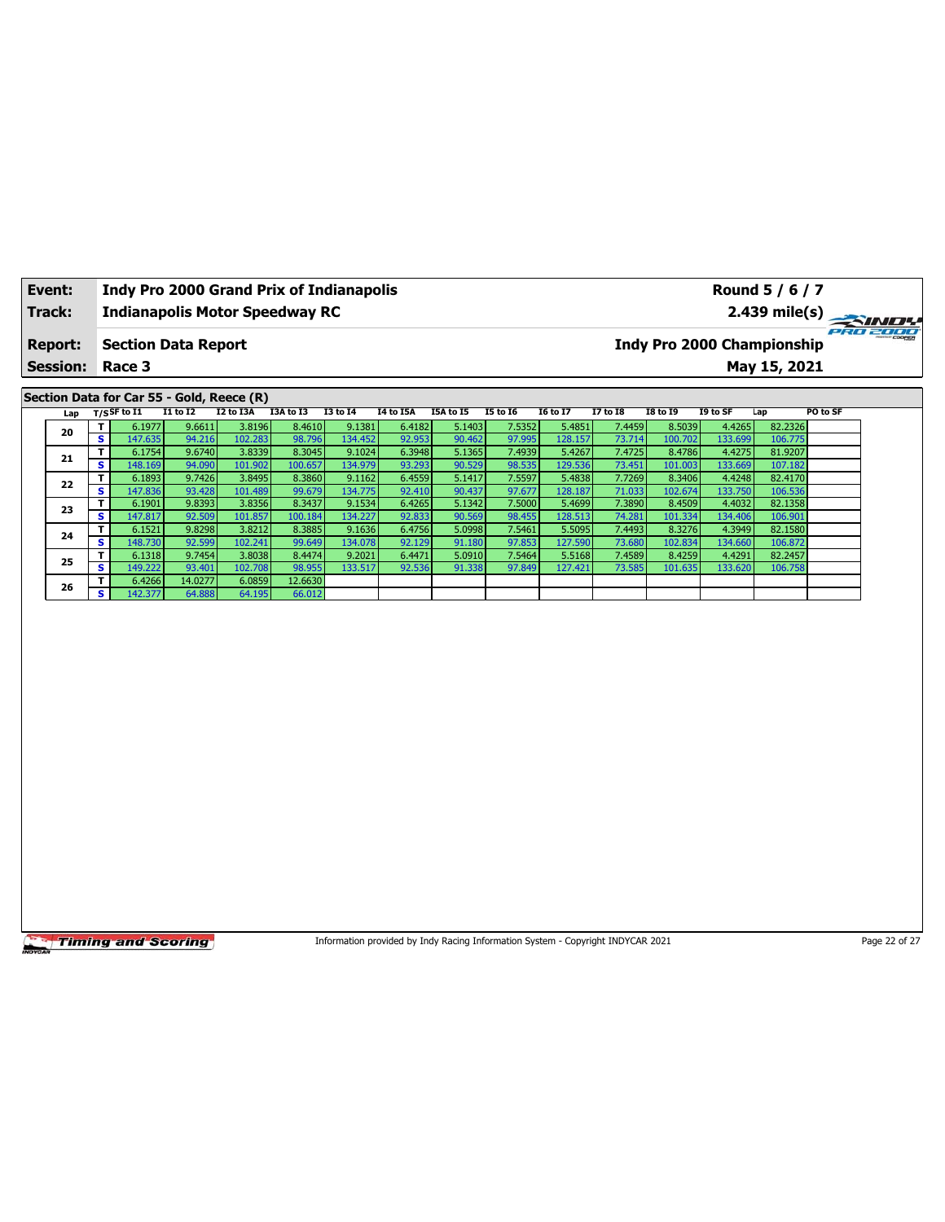| **Event:** | **Indy Pro 2000 Grand Prix of Indianapolis** | **Round 5 / 6 / 7** |
|---|---|---|
| **Track:** | **Indianapolis Motor Speedway RC** | **2.439 mile(s)** |
| **Report:** | **Section Data Report** | **Indy Pro 2000 Championship** |
| **Session:** | **Race 3** | **May 15, 2021** |

## Section Data for Car 55 - Gold, Reece (R)

| Lap | T/S | SF to I1 | I1 to I2 | I2 to I3A | I3A to I3 | I3 to I4 | I4 to I5A | I5A to I5 | I5 to I6 | I6 to I7 | I7 to I8 | I8 to I9 | I9 to SF | Lap | PO to SF |
|---|---|---|---|---|---|---|---|---|---|---|---|---|---|---|---|
| 20 | T | 6.1977 | 9.6611 | 3.8196 | 8.4610 | 9.1381 | 6.4182 | 5.1403 | 7.5352 | 5.4851 | 7.4459 | 8.5039 | 4.4265 | 82.2326 | |
| | S | 147.635 | 94.216 | 102.283 | 98.796 | 134.452 | 92.953 | 90.462 | 97.995 | 128.157 | 73.714 | 100.702 | 133.699 | 106.775 | |
| 21 | T | 6.1754 | 9.6740 | 3.8339 | 8.3045 | 9.1024 | 6.3948 | 5.1365 | 7.4939 | 5.4267 | 7.4725 | 8.4786 | 4.4275 | 81.9207 | |
| | S | 148.169 | 94.090 | 101.902 | 100.657 | 134.979 | 93.293 | 90.529 | 98.535 | 129.536 | 73.451 | 101.003 | 133.669 | 107.182 | |
| 22 | T | 6.1893 | 9.7426 | 3.8495 | 8.3860 | 9.1162 | 6.4559 | 5.1417 | 7.5597 | 5.4838 | 7.7269 | 8.3406 | 4.4248 | 82.4170 | |
| | S | 147.836 | 93.428 | 101.489 | 99.679 | 134.775 | 92.410 | 90.437 | 97.677 | 128.187 | 71.033 | 102.674 | 133.750 | 106.536 | |
| 23 | T | 6.1901 | 9.8393 | 3.8356 | 8.3437 | 9.1534 | 6.4265 | 5.1342 | 7.5000 | 5.4699 | 7.3890 | 8.4509 | 4.4032 | 82.1358 | |
| | S | 147.817 | 92.509 | 101.857 | 100.184 | 134.227 | 92.833 | 90.569 | 98.455 | 128.513 | 74.281 | 101.334 | 134.406 | 106.901 | |
| 24 | T | 6.1521 | 9.8298 | 3.8212 | 8.3885 | 9.1636 | 6.4756 | 5.0998 | 7.5461 | 5.5095 | 7.4493 | 8.3276 | 4.3949 | 82.1580 | |
| | S | 148.730 | 92.599 | 102.241 | 99.649 | 134.078 | 92.129 | 91.180 | 97.853 | 127.590 | 73.680 | 102.834 | 134.660 | 106.872 | |
| 25 | T | 6.1318 | 9.7454 | 3.8038 | 8.4474 | 9.2021 | 6.4471 | 5.0910 | 7.5464 | 5.5168 | 7.4589 | 8.4259 | 4.4291 | 82.2457 | |
| | S | 149.222 | 93.401 | 102.708 | 98.955 | 133.517 | 92.536 | 91.338 | 97.849 | 127.421 | 73.585 | 101.635 | 133.620 | 106.758 | |
| 26 | T | 6.4266 | 14.0277 | 6.0859 | 12.6630 | | | | | | | | | | |
| | S | 142.377 | 64.888 | 64.195 | 66.012 | | | | | | | | | | |

Information provided by Indy Racing Information System - Copyright INDYCAR 2021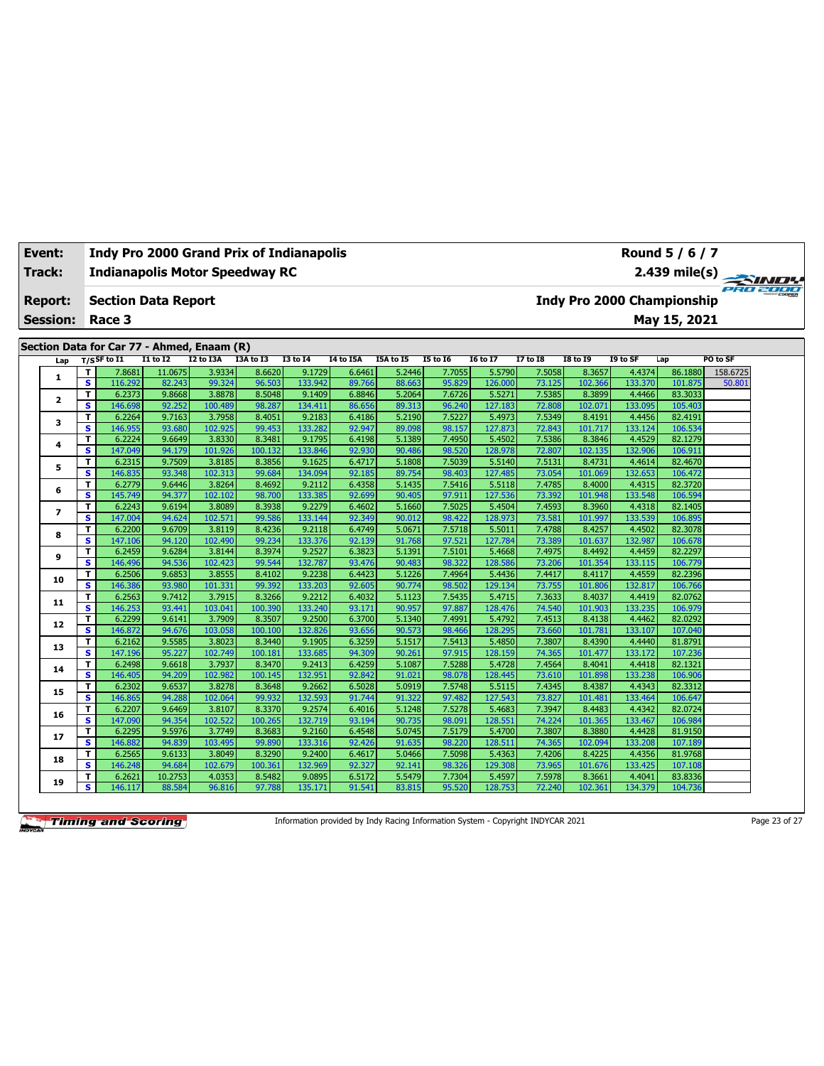| Event: | Indy Pro 2000 Grand Prix of Indianapolis | Round 5 / 6 / 7 |
|---|---|---|
| Track: | Indianapolis Motor Speedway RC | 2.439 mile(s) |
| Report: | Section Data Report | Indy Pro 2000 Championship |
| Session: | Race 3 | May 15, 2021 |

## Section Data for Car 77 - Ahmed, Enaam (R)

| Lap | T/S | SF to I1 | I1 to I2 | I2 to I3A | I3A to I3 | I3 to I4 | I4 to I5A | I5A to I5 | I5 to I6 | I6 to I7 | I7 to I8 | I8 to I9 | I9 to SF | Lap | PO to SF |
|---|---|---|---|---|---|---|---|---|---|---|---|---|---|---|---|
| 1 | T | 7.8681 | 11.0675 | 3.9334 | 8.6620 | 9.1729 | 6.6461 | 5.2446 | 7.7055 | 5.5790 | 7.5058 | 8.3657 | 4.4374 | 86.1880 | 158.6725 |
| | S | 116.292 | 82.243 | 99.324 | 96.503 | 133.942 | 89.766 | 88.663 | 95.829 | 126.000 | 73.125 | 102.366 | 133.370 | 101.875 | 50.801 |
| 2 | T | 6.2373 | 9.8668 | 3.8878 | 8.5048 | 9.1409 | 6.8846 | 5.2064 | 7.6726 | 5.5271 | 7.5385 | 8.3899 | 4.4466 | 83.3033 | |
| | S | 146.698 | 92.252 | 100.489 | 98.287 | 134.411 | 86.656 | 89.313 | 96.240 | 127.183 | 72.808 | 102.071 | 133.095 | 105.403 | |
| 3 | T | 6.2264 | 9.7163 | 3.7958 | 8.4051 | 9.2183 | 6.4186 | 5.2190 | 7.5227 | 5.4973 | 7.5349 | 8.4191 | 4.4456 | 82.4191 | |
| | S | 146.955 | 93.680 | 102.925 | 99.453 | 133.282 | 92.947 | 89.098 | 98.157 | 127.873 | 72.843 | 101.717 | 133.124 | 106.534 | |
| 4 | T | 6.2224 | 9.6649 | 3.8330 | 8.3481 | 9.1795 | 6.4198 | 5.1389 | 7.4950 | 5.4502 | 7.5386 | 8.3846 | 4.4529 | 82.1279 | |
| | S | 147.049 | 94.179 | 101.926 | 100.132 | 133.846 | 92.930 | 90.486 | 98.520 | 128.978 | 72.807 | 102.135 | 132.906 | 106.911 | |
| 5 | T | 6.2315 | 9.7509 | 3.8185 | 8.3856 | 9.1625 | 6.4717 | 5.1808 | 7.5039 | 5.5140 | 7.5131 | 8.4731 | 4.4614 | 82.4670 | |
| | S | 146.835 | 93.348 | 102.313 | 99.684 | 134.094 | 92.185 | 89.754 | 98.403 | 127.485 | 73.054 | 101.069 | 132.653 | 106.472 | |
| 6 | T | 6.2779 | 9.6446 | 3.8264 | 8.4692 | 9.2112 | 6.4358 | 5.1435 | 7.5416 | 5.5118 | 7.4785 | 8.4000 | 4.4315 | 82.3720 | |
| | S | 145.749 | 94.377 | 102.102 | 98.700 | 133.385 | 92.699 | 90.405 | 97.911 | 127.536 | 73.392 | 101.948 | 133.548 | 106.594 | |
| 7 | T | 6.2243 | 9.6194 | 3.8089 | 8.3938 | 9.2279 | 6.4602 | 5.1660 | 7.5025 | 5.4504 | 7.4593 | 8.3960 | 4.4318 | 82.1405 | |
| | S | 147.004 | 94.624 | 102.571 | 99.586 | 133.144 | 92.349 | 90.012 | 98.422 | 128.973 | 73.581 | 101.997 | 133.539 | 106.895 | |
| 8 | T | 6.2200 | 9.6709 | 3.8119 | 8.4236 | 9.2118 | 6.4749 | 5.0671 | 7.5718 | 5.5011 | 7.4788 | 8.4257 | 4.4502 | 82.3078 | |
| | S | 147.106 | 94.120 | 102.490 | 99.234 | 133.376 | 92.139 | 91.768 | 97.521 | 127.784 | 73.389 | 101.637 | 132.987 | 106.678 | |
| 9 | T | 6.2459 | 9.6284 | 3.8144 | 8.3974 | 9.2527 | 6.3823 | 5.1391 | 7.5101 | 5.4668 | 7.4975 | 8.4492 | 4.4459 | 82.2297 | |
| | S | 146.496 | 94.536 | 102.423 | 99.544 | 132.787 | 93.476 | 90.483 | 98.322 | 128.586 | 73.206 | 101.354 | 133.115 | 106.779 | |
| 10 | T | 6.2506 | 9.6853 | 3.8555 | 8.4102 | 9.2238 | 6.4423 | 5.1226 | 7.4964 | 5.4436 | 7.4417 | 8.4117 | 4.4559 | 82.2396 | |
| | S | 146.386 | 93.980 | 101.331 | 99.392 | 133.203 | 92.605 | 90.774 | 98.502 | 129.134 | 73.755 | 101.806 | 132.817 | 106.766 | |
| 11 | T | 6.2563 | 9.7412 | 3.7915 | 8.3266 | 9.2212 | 6.4032 | 5.1123 | 7.5435 | 5.4715 | 7.3633 | 8.4037 | 4.4419 | 82.0762 | |
| | S | 146.253 | 93.441 | 103.041 | 100.390 | 133.240 | 93.171 | 90.957 | 97.887 | 128.476 | 74.540 | 101.903 | 133.235 | 106.979 | |
| 12 | T | 6.2299 | 9.6141 | 3.7909 | 8.3507 | 9.2500 | 6.3700 | 5.1340 | 7.4991 | 5.4792 | 7.4513 | 8.4138 | 4.4462 | 82.0292 | |
| | S | 146.872 | 94.676 | 103.058 | 100.100 | 132.826 | 93.656 | 90.573 | 98.466 | 128.295 | 73.660 | 101.781 | 133.107 | 107.040 | |
| 13 | T | 6.2162 | 9.5585 | 3.8023 | 8.3440 | 9.1905 | 6.3259 | 5.1517 | 7.5413 | 5.4850 | 7.3807 | 8.4390 | 4.4440 | 81.8791 | |
| | S | 147.196 | 95.227 | 102.749 | 100.181 | 133.685 | 94.309 | 90.261 | 97.915 | 128.159 | 74.365 | 101.477 | 133.172 | 107.236 | |
| 14 | T | 6.2498 | 9.6618 | 3.7937 | 8.3470 | 9.2413 | 6.4259 | 5.1087 | 7.5288 | 5.4728 | 7.4564 | 8.4041 | 4.4418 | 82.1321 | |
| | S | 146.405 | 94.209 | 102.982 | 100.145 | 132.951 | 92.842 | 91.021 | 98.078 | 128.445 | 73.610 | 101.898 | 133.238 | 106.906 | |
| 15 | T | 6.2302 | 9.6537 | 3.8278 | 8.3648 | 9.2662 | 6.5028 | 5.0919 | 7.5748 | 5.5115 | 7.4345 | 8.4387 | 4.4343 | 82.3312 | |
| | S | 146.865 | 94.288 | 102.064 | 99.932 | 132.593 | 91.744 | 91.322 | 97.482 | 127.543 | 73.827 | 101.481 | 133.464 | 106.647 | |
| 16 | T | 6.2207 | 9.6469 | 3.8107 | 8.3370 | 9.2574 | 6.4016 | 5.1248 | 7.5278 | 5.4683 | 7.3947 | 8.4483 | 4.4342 | 82.0724 | |
| | S | 147.090 | 94.354 | 102.522 | 100.265 | 132.719 | 93.194 | 90.735 | 98.091 | 128.551 | 74.224 | 101.365 | 133.467 | 106.984 | |
| 17 | T | 6.2295 | 9.5976 | 3.7749 | 8.3683 | 9.2160 | 6.4548 | 5.0745 | 7.5179 | 5.4700 | 7.3807 | 8.3880 | 4.4428 | 81.9150 | |
| | S | 146.882 | 94.839 | 103.495 | 99.890 | 133.316 | 92.426 | 91.635 | 98.220 | 128.511 | 74.365 | 102.094 | 133.208 | 107.189 | |
| 18 | T | 6.2565 | 9.6133 | 3.8049 | 8.3290 | 9.2400 | 6.4617 | 5.0466 | 7.5098 | 5.4363 | 7.4206 | 8.4225 | 4.4356 | 81.9768 | |
| | S | 146.248 | 94.684 | 102.679 | 100.361 | 132.969 | 92.327 | 92.141 | 98.326 | 129.308 | 73.965 | 101.676 | 133.425 | 107.108 | |
| 19 | T | 6.2621 | 10.2753 | 4.0353 | 8.5482 | 9.0895 | 6.5172 | 5.5479 | 7.7304 | 5.4597 | 7.5978 | 8.3661 | 4.4041 | 83.8336 | |
| | S | 146.117 | 88.584 | 96.816 | 97.788 | 135.171 | 91.541 | 83.815 | 95.520 | 128.753 | 72.240 | 102.361 | 134.379 | 104.736 | |

Information provided by Indy Racing Information System - Copyright INDYCAR 2021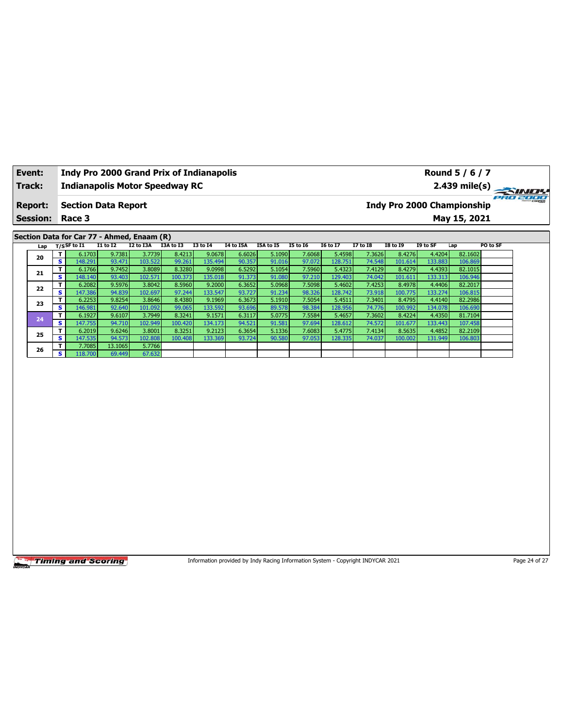| Event: | Indy Pro 2000 Grand Prix of Indianapolis | Round 5 / 6 / 7 |
|---|---|---|
| Track: | Indianapolis Motor Speedway RC | 2.439 mile(s) |
| Report: | Section Data Report | Indy Pro 2000 Championship |
| Session: | Race 3 | May 15, 2021 |

## Section Data for Car 77 - Ahmed, Enaam (R)

| Lap | T/S | SF to I1 | I1 to I2 | I2 to I3A | I3A to I3 | I3 to I4 | I4 to I5A | I5A to I5 | I5 to I6 | I6 to I7 | I7 to I8 | I8 to I9 | I9 to SF | Lap | PO to SF |
|---|---|---|---|---|---|---|---|---|---|---|---|---|---|---|---|
| 20 | T | 6.1703 | 9.7381 | 3.7739 | 8.4213 | 9.0678 | 6.6026 | 5.1090 | 7.6068 | 5.4598 | 7.3626 | 8.4276 | 4.4204 | 82.1602 | |
| | S | 148.291 | 93.471 | 103.522 | 99.261 | 135.494 | 90.357 | 91.016 | 97.072 | 128.751 | 74.548 | 101.614 | 133.883 | 106.869 | |
| 21 | T | 6.1766 | 9.7452 | 3.8089 | 8.3280 | 9.0998 | 6.5292 | 5.1054 | 7.5960 | 5.4323 | 7.4129 | 8.4279 | 4.4393 | 82.1015 | |
| | S | 148.140 | 93.403 | 102.571 | 100.373 | 135.018 | 91.373 | 91.080 | 97.210 | 129.403 | 74.042 | 101.611 | 133.313 | 106.946 | |
| 22 | T | 6.2082 | 9.5976 | 3.8042 | 8.5960 | 9.2000 | 6.3652 | 5.0968 | 7.5098 | 5.4602 | 7.4253 | 8.4978 | 4.4406 | 82.2017 | |
| | S | 147.386 | 94.839 | 102.697 | 97.244 | 133.547 | 93.727 | 91.234 | 98.326 | 128.742 | 73.918 | 100.775 | 133.274 | 106.815 | |
| 23 | T | 6.2253 | 9.8254 | 3.8646 | 8.4380 | 9.1969 | 6.3673 | 5.1910 | 7.5054 | 5.4511 | 7.3401 | 8.4795 | 4.4140 | 82.2986 | |
| | S | 146.981 | 92.640 | 101.092 | 99.065 | 133.592 | 93.696 | 89.578 | 98.384 | 128.956 | 74.776 | 100.992 | 134.078 | 106.690 | |
| 24 | T | 6.1927 | 9.6107 | 3.7949 | 8.3241 | 9.1571 | 6.3117 | 5.0775 | 7.5584 | 5.4657 | 7.3602 | 8.4224 | 4.4350 | 81.7104 | |
| | S | 147.755 | 94.710 | 102.949 | 100.420 | 134.173 | 94.521 | 91.581 | 97.694 | 128.612 | 74.572 | 101.677 | 133.443 | 107.458 | |
| 25 | T | 6.2019 | 9.6246 | 3.8001 | 8.3251 | 9.2123 | 6.3654 | 5.1336 | 7.6083 | 5.4775 | 7.4134 | 8.5635 | 4.4852 | 82.2109 | |
| | S | 147.535 | 94.573 | 102.808 | 100.408 | 133.369 | 93.724 | 90.580 | 97.053 | 128.335 | 74.037 | 100.002 | 131.949 | 106.803 | |
| 26 | T | 7.7085 | 13.1065 | 5.7766 | | | | | | | | | | | |
| | S | 118.700 | 69.449 | 67.632 | | | | | | | | | | | |

Information provided by Indy Racing Information System - Copyright INDYCAR 2021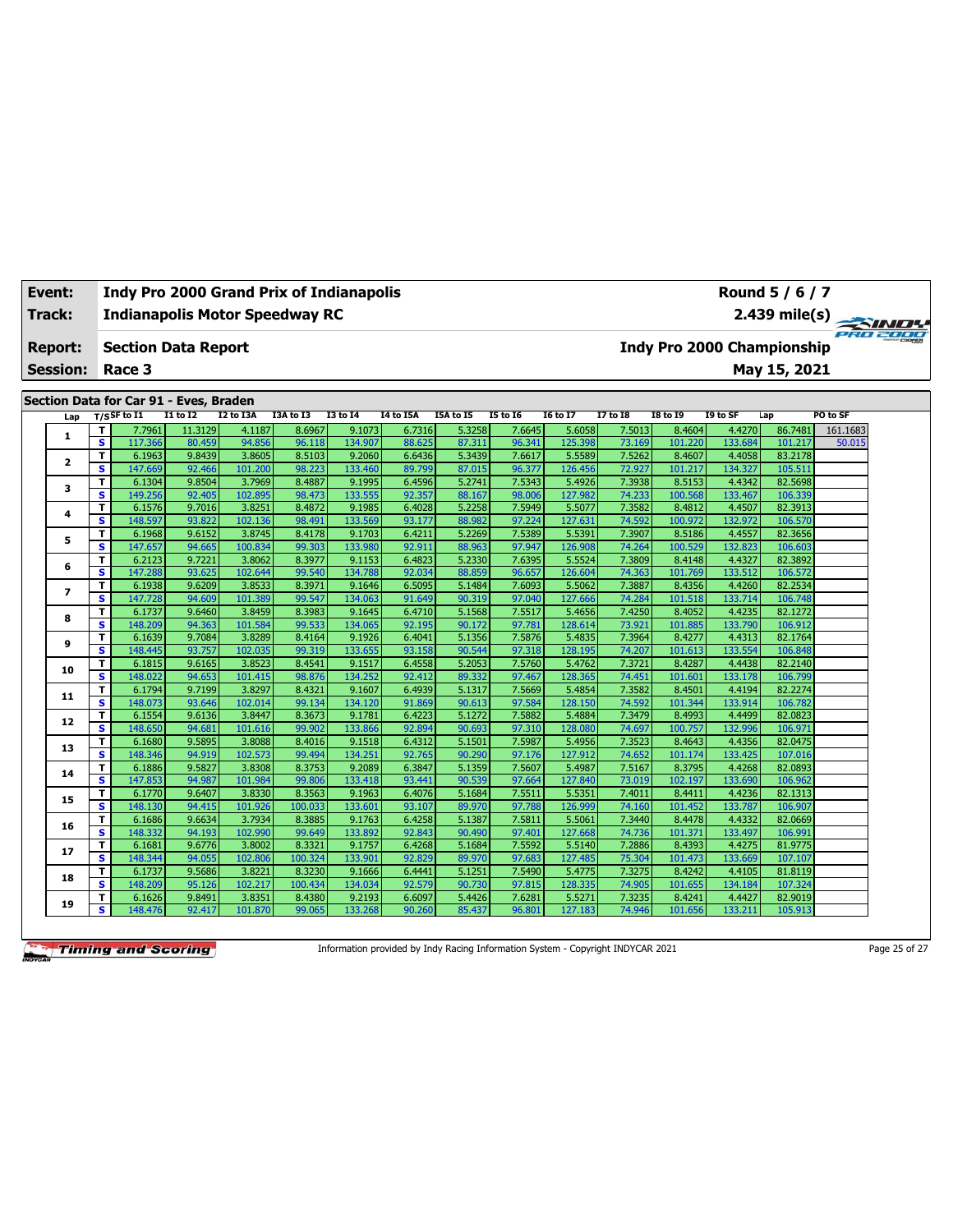| Event: | Indy Pro 2000 Grand Prix of Indianapolis | Round 5 / 6 / 7 |
|---|---|---|
| Track: | Indianapolis Motor Speedway RC | 2.439 mile(s) |
| Report: | Section Data Report | Indy Pro 2000 Championship |
| Session: | Race 3 | May 15, 2021 |

## Section Data for Car 91 - Eves, Braden

| Lap | T/S | SF to I1 | I1 to I2 | I2 to I3A | I3A to I3 | I3 to I4 | I4 to I5A | I5A to I5 | I5 to I6 | I6 to I7 | I7 to I8 | I8 to I9 | I9 to SF | Lap | PO to SF |
|---|---|---|---|---|---|---|---|---|---|---|---|---|---|---|---|
| 1 | T | 7.7961 | 11.3129 | 4.1187 | 8.6967 | 9.1073 | 6.7316 | 5.3258 | 7.6645 | 5.6058 | 7.5013 | 8.4604 | 4.4270 | 86.7481 | 161.1683 |
| | S | 117.366 | 80.459 | 94.856 | 96.118 | 134.907 | 88.625 | 87.311 | 96.341 | 125.398 | 73.169 | 101.220 | 133.684 | 101.217 | 50.015 |
| 2 | T | 6.1963 | 9.8439 | 3.8605 | 8.5103 | 9.2060 | 6.6436 | 5.3439 | 7.6617 | 5.5589 | 7.5262 | 8.4607 | 4.4058 | 83.2178 | |
| | S | 147.669 | 92.466 | 101.200 | 98.223 | 133.460 | 89.799 | 87.015 | 96.377 | 126.456 | 72.927 | 101.217 | 134.327 | 105.511 | |
| 3 | T | 6.1304 | 9.8504 | 3.7969 | 8.4887 | 9.1995 | 6.4596 | 5.2741 | 7.5343 | 5.4926 | 7.3938 | 8.5153 | 4.4342 | 82.5698 | |
| | S | 149.256 | 92.405 | 102.895 | 98.473 | 133.555 | 92.357 | 88.167 | 98.006 | 127.982 | 74.233 | 100.568 | 133.467 | 106.339 | |
| 4 | T | 6.1576 | 9.7016 | 3.8251 | 8.4872 | 9.1985 | 6.4028 | 5.2258 | 7.5949 | 5.5077 | 7.3582 | 8.4812 | 4.4507 | 82.3913 | |
| | S | 148.597 | 93.822 | 102.136 | 98.491 | 133.569 | 93.177 | 88.982 | 97.224 | 127.631 | 74.592 | 100.972 | 132.972 | 106.570 | |
| 5 | T | 6.1968 | 9.6152 | 3.8745 | 8.4178 | 9.1703 | 6.4211 | 5.2269 | 7.5389 | 5.5391 | 7.3907 | 8.5186 | 4.4557 | 82.3656 | |
| | S | 147.657 | 94.665 | 100.834 | 99.303 | 133.980 | 92.911 | 88.963 | 97.947 | 126.908 | 74.264 | 100.529 | 132.823 | 106.603 | |
| 6 | T | 6.2123 | 9.7221 | 3.8062 | 8.3977 | 9.1153 | 6.4823 | 5.2330 | 7.6395 | 5.5524 | 7.3809 | 8.4148 | 4.4327 | 82.3892 | |
| | S | 147.288 | 93.625 | 102.644 | 99.540 | 134.788 | 92.034 | 88.859 | 96.657 | 126.604 | 74.363 | 101.769 | 133.512 | 106.572 | |
| 7 | T | 6.1938 | 9.6209 | 3.8533 | 8.3971 | 9.1646 | 6.5095 | 5.1484 | 7.6093 | 5.5062 | 7.3887 | 8.4356 | 4.4260 | 82.2534 | |
| | S | 147.728 | 94.609 | 101.389 | 99.547 | 134.063 | 91.649 | 90.319 | 97.040 | 127.666 | 74.284 | 101.518 | 133.714 | 106.748 | |
| 8 | T | 6.1737 | 9.6460 | 3.8459 | 8.3983 | 9.1645 | 6.4710 | 5.1568 | 7.5517 | 5.4656 | 7.4250 | 8.4052 | 4.4235 | 82.1272 | |
| | S | 148.209 | 94.363 | 101.584 | 99.533 | 134.065 | 92.195 | 90.172 | 97.781 | 128.614 | 73.921 | 101.885 | 133.790 | 106.912 | |
| 9 | T | 6.1639 | 9.7084 | 3.8289 | 8.4164 | 9.1926 | 6.4041 | 5.1356 | 7.5876 | 5.4835 | 7.3964 | 8.4277 | 4.4313 | 82.1764 | |
| | S | 148.445 | 93.757 | 102.035 | 99.319 | 133.655 | 93.158 | 90.544 | 97.318 | 128.195 | 74.207 | 101.613 | 133.554 | 106.848 | |
| 10 | T | 6.1815 | 9.6165 | 3.8523 | 8.4541 | 9.1517 | 6.4558 | 5.2053 | 7.5760 | 5.4762 | 7.3721 | 8.4287 | 4.4438 | 82.2140 | |
| | S | 148.022 | 94.653 | 101.415 | 98.876 | 134.252 | 92.412 | 89.332 | 97.467 | 128.365 | 74.451 | 101.601 | 133.178 | 106.799 | |
| 11 | T | 6.1794 | 9.7199 | 3.8297 | 8.4321 | 9.1607 | 6.4939 | 5.1317 | 7.5669 | 5.4854 | 7.3582 | 8.4501 | 4.4194 | 82.2274 | |
| | S | 148.073 | 93.646 | 102.014 | 99.134 | 134.120 | 91.869 | 90.613 | 97.584 | 128.150 | 74.592 | 101.344 | 133.914 | 106.782 | |
| 12 | T | 6.1554 | 9.6136 | 3.8447 | 8.3673 | 9.1781 | 6.4223 | 5.1272 | 7.5882 | 5.4884 | 7.3479 | 8.4993 | 4.4499 | 82.0823 | |
| | S | 148.650 | 94.681 | 101.616 | 99.902 | 133.866 | 92.894 | 90.693 | 97.310 | 128.080 | 74.697 | 100.757 | 132.996 | 106.971 | |
| 13 | T | 6.1680 | 9.5895 | 3.8088 | 8.4016 | 9.1518 | 6.4312 | 5.1501 | 7.5987 | 5.4956 | 7.3523 | 8.4643 | 4.4356 | 82.0475 | |
| | S | 148.346 | 94.919 | 102.573 | 99.494 | 134.251 | 92.765 | 90.290 | 97.176 | 127.912 | 74.652 | 101.174 | 133.425 | 107.016 | |
| 14 | T | 6.1886 | 9.5827 | 3.8308 | 8.3753 | 9.2089 | 6.3847 | 5.1359 | 7.5607 | 5.4987 | 7.5167 | 8.3795 | 4.4268 | 82.0893 | |
| | S | 147.853 | 94.987 | 101.984 | 99.806 | 133.418 | 93.441 | 90.539 | 97.664 | 127.840 | 73.019 | 102.197 | 133.690 | 106.962 | |
| 15 | T | 6.1770 | 9.6407 | 3.8330 | 8.3563 | 9.1963 | 6.4076 | 5.1684 | 7.5511 | 5.5351 | 7.4011 | 8.4411 | 4.4236 | 82.1313 | |
| | S | 148.130 | 94.415 | 101.926 | 100.033 | 133.601 | 93.107 | 89.970 | 97.788 | 126.999 | 74.160 | 101.452 | 133.787 | 106.907 | |
| 16 | T | 6.1686 | 9.6634 | 3.7934 | 8.3885 | 9.1763 | 6.4258 | 5.1387 | 7.5811 | 5.5061 | 7.3440 | 8.4478 | 4.4332 | 82.0669 | |
| | S | 148.332 | 94.193 | 102.990 | 99.649 | 133.892 | 92.843 | 90.490 | 97.401 | 127.668 | 74.736 | 101.371 | 133.497 | 106.991 | |
| 17 | T | 6.1681 | 9.6776 | 3.8002 | 8.3321 | 9.1757 | 6.4268 | 5.1684 | 7.5592 | 5.5140 | 7.2886 | 8.4393 | 4.4275 | 81.9775 | |
| | S | 148.344 | 94.055 | 102.806 | 100.324 | 133.901 | 92.829 | 89.970 | 97.683 | 127.485 | 75.304 | 101.473 | 133.669 | 107.107 | |
| 18 | T | 6.1737 | 9.5686 | 3.8221 | 8.3230 | 9.1666 | 6.4441 | 5.1251 | 7.5490 | 5.4775 | 7.3275 | 8.4242 | 4.4105 | 81.8119 | |
| | S | 148.209 | 95.126 | 102.217 | 100.434 | 134.034 | 92.579 | 90.730 | 97.815 | 128.335 | 74.905 | 101.655 | 134.184 | 107.324 | |
| 19 | T | 6.1626 | 9.8491 | 3.8351 | 8.4380 | 9.2193 | 6.6097 | 5.4426 | 7.6281 | 5.5271 | 7.3235 | 8.4241 | 4.4427 | 82.9019 | |
| | S | 148.476 | 92.417 | 101.870 | 99.065 | 133.268 | 90.260 | 85.437 | 96.801 | 127.183 | 74.946 | 101.656 | 133.211 | 105.913 | |

Information provided by Indy Racing Information System - Copyright INDYCAR 2021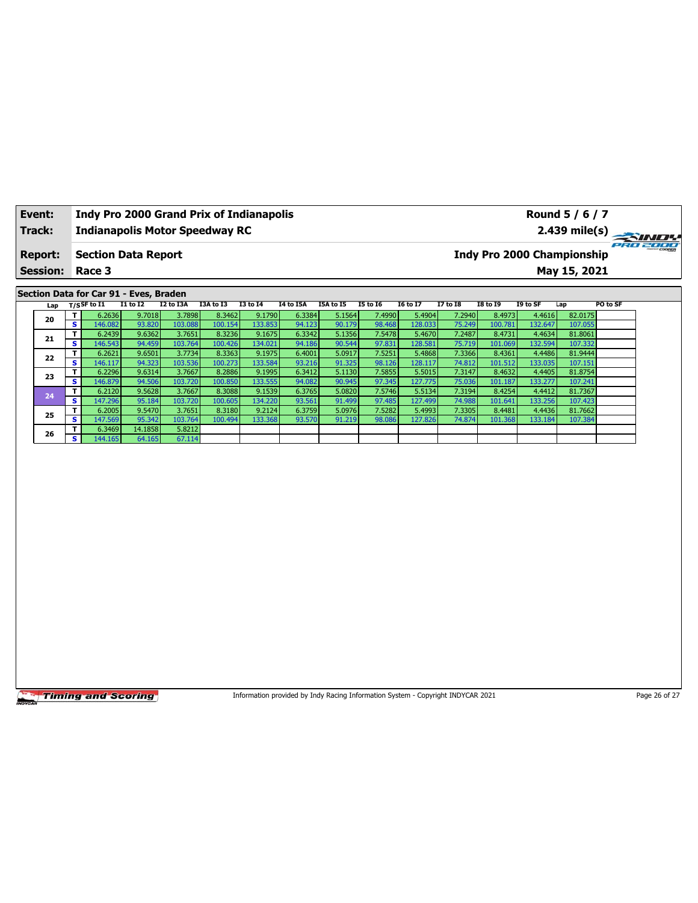| Event: | Indy Pro 2000 Grand Prix of Indianapolis | Round 5 / 6 / 7 |
|---|---|---|
| Track: | Indianapolis Motor Speedway RC | 2.439 mile(s) |
| Report: | Section Data Report | Indy Pro 2000 Championship |
| Session: | Race 3 | May 15, 2021 |

## Section Data for Car 91 - Eves, Braden

| Lap | T/S | SF to I1 | I1 to I2 | I2 to I3A | I3A to I3 | I3 to I4 | I4 to I5A | I5A to I5 | I5 to I6 | I6 to I7 | I7 to I8 | I8 to I9 | I9 to SF | Lap | PO to SF |
|---|---|---|---|---|---|---|---|---|---|---|---|---|---|---|---|
| 20 | T | 6.2636 | 9.7018 | 3.7898 | 8.3462 | 9.1790 | 6.3384 | 5.1564 | 7.4990 | 5.4904 | 7.2940 | 8.4973 | 4.4616 | 82.0175 | |
| | S | 146.082 | 93.820 | 103.088 | 100.154 | 133.853 | 94.123 | 90.179 | 98.468 | 128.033 | 75.249 | 100.781 | 132.647 | 107.055 | |
| 21 | T | 6.2439 | 9.6362 | 3.7651 | 8.3236 | 9.1675 | 6.3342 | 5.1356 | 7.5478 | 5.4670 | 7.2487 | 8.4731 | 4.4634 | 81.8061 | |
| | S | 146.543 | 94.459 | 103.764 | 100.426 | 134.021 | 94.186 | 90.544 | 97.831 | 128.581 | 75.719 | 101.069 | 132.594 | 107.332 | |
| 22 | T | 6.2621 | 9.6501 | 3.7734 | 8.3363 | 9.1975 | 6.4001 | 5.0917 | 7.5251 | 5.4868 | 7.3366 | 8.4361 | 4.4486 | 81.9444 | |
| | S | 146.117 | 94.323 | 103.536 | 100.273 | 133.584 | 93.216 | 91.325 | 98.126 | 128.117 | 74.812 | 101.512 | 133.035 | 107.151 | |
| 23 | T | 6.2296 | 9.6314 | 3.7667 | 8.2886 | 9.1995 | 6.3412 | 5.1130 | 7.5855 | 5.5015 | 7.3147 | 8.4632 | 4.4405 | 81.8754 | |
| | S | 146.879 | 94.506 | 103.720 | 100.850 | 133.555 | 94.082 | 90.945 | 97.345 | 127.775 | 75.036 | 101.187 | 133.277 | 107.241 | |
| 24 | T | 6.2120 | 9.5628 | 3.7667 | 8.3088 | 9.1539 | 6.3765 | 5.0820 | 7.5746 | 5.5134 | 7.3194 | 8.4254 | 4.4412 | 81.7367 | |
| | S | 147.296 | 95.184 | 103.720 | 100.605 | 134.220 | 93.561 | 91.499 | 97.485 | 127.499 | 74.988 | 101.641 | 133.256 | 107.423 | |
| 25 | T | 6.2005 | 9.5470 | 3.7651 | 8.3180 | 9.2124 | 6.3759 | 5.0976 | 7.5282 | 5.4993 | 7.3305 | 8.4481 | 4.4436 | 81.7662 | |
| | S | 147.569 | 95.342 | 103.764 | 100.494 | 133.368 | 93.570 | 91.219 | 98.086 | 127.826 | 74.874 | 101.368 | 133.184 | 107.384 | |
| 26 | T | 6.3469 | 14.1858 | 5.8212 | | | | | | | | | | | |
| | S | 144.165 | 64.165 | 67.114 | | | | | | | | | | | |

Information provided by Indy Racing Information System - Copyright INDYCAR 2021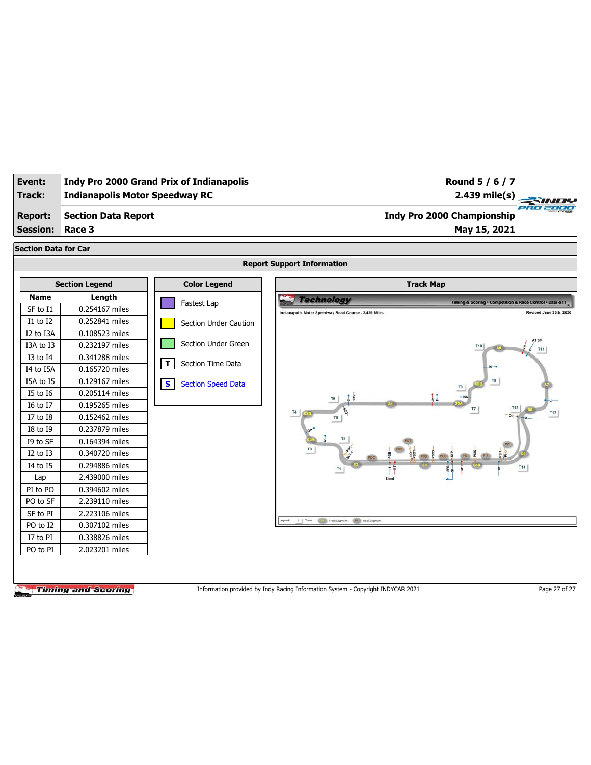| | | | |
|---|---|---|---|
| **Event:** | **Indy Pro 2000 Grand Prix of Indianapolis** | **Round 5 / 6 / 7** | |
| **Track:** | **Indianapolis Motor Speedway RC** | **2.439 mile(s)** | |
| **Report:** | **Section Data Report** | **Indy Pro 2000 Championship** | |
| **Session:** | **Race 3** | **May 15, 2021** | |

**Section Data for Car**

## Report Support Information

**Section Legend**

| Name | Length |
|---|---|
| SF to I1 | 0.254167 miles |
| I1 to I2 | 0.252841 miles |
| I2 to I3A | 0.108523 miles |
| I3A to I3 | 0.232197 miles |
| I3 to I4 | 0.341288 miles |
| I4 to I5A | 0.165720 miles |
| I5A to I5 | 0.129167 miles |
| I5 to I6 | 0.205114 miles |
| I6 to I7 | 0.195265 miles |
| I7 to I8 | 0.152462 miles |
| I8 to I9 | 0.237879 miles |
| I9 to SF | 0.164394 miles |
| I2 to I3 | 0.340720 miles |
| I4 to I5 | 0.294886 miles |
| Lap | 2.439000 miles |
| PI to PO | 0.394602 miles |
| PO to SF | 2.239110 miles |
| SF to PI | 2.223106 miles |
| PO to I2 | 0.307102 miles |
| I7 to PI | 0.338826 miles |
| PO to PI | 2.023201 miles |

**Color Legend**

- Fastest Lap
- Section Under Caution
- Section Under Green
- T Section Time Data
- S Section Speed Data

**Track Map**

Technology

Timing & Scoring • Competition & Race Control • Data & IT

Indianapolis Motor Speedway Road Course - 2.439 Miles

Revised June 30th, 2020

Information provided by Indy Racing Information System - Copyright INDYCAR 2021